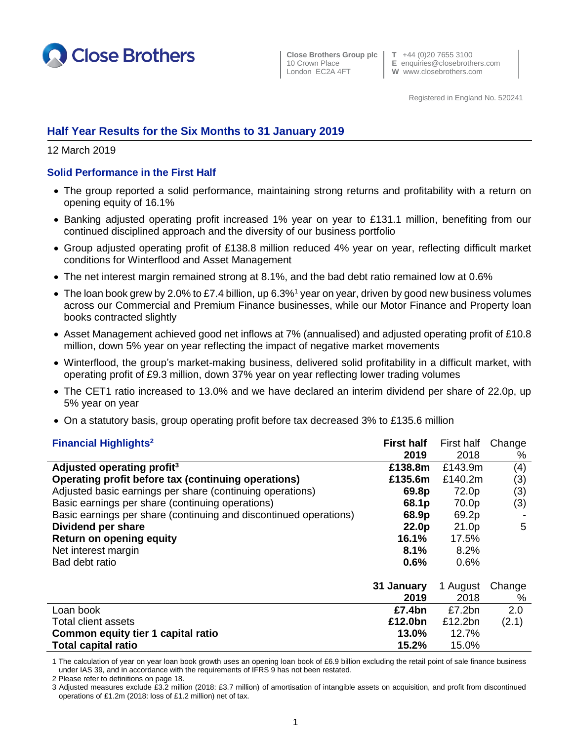Close Brothers

Close Brothers Group plc
10 Crown Place
London EC2A 4FT

T +44 (0)20 7655 3100
E enquiries@closebrothers.com
W www.closebrothers.com

Registered in England No. 520241

# Half Year Results for the Six Months to 31 January 2019

12 March 2019

## Solid Performance in the First Half

- The group reported a solid performance, maintaining strong returns and profitability with a return on opening equity of 16.1%
- Banking adjusted operating profit increased 1% year on year to £131.1 million, benefiting from our continued disciplined approach and the diversity of our business portfolio
- Group adjusted operating profit of £138.8 million reduced 4% year on year, reflecting difficult market conditions for Winterflood and Asset Management
- The net interest margin remained strong at 8.1%, and the bad debt ratio remained low at 0.6%
- The loan book grew by 2.0% to £7.4 billion, up 6.3%[1] year on year, driven by good new business volumes across our Commercial and Premium Finance businesses, while our Motor Finance and Property loan books contracted slightly
- Asset Management achieved good net inflows at 7% (annualised) and adjusted operating profit of £10.8 million, down 5% year on year reflecting the impact of negative market movements
- Winterflood, the group's market-making business, delivered solid profitability in a difficult market, with operating profit of £9.3 million, down 37% year on year reflecting lower trading volumes
- The CET1 ratio increased to 13.0% and we have declared an interim dividend per share of 22.0p, up 5% year on year
- On a statutory basis, group operating profit before tax decreased 3% to £135.6 million

| **Financial Highlights[2]** | **First half 2019** | First half 2018 | Change % |
|---|---|---|---|
| **Adjusted operating profit[3]** | **£138.8m** | £143.9m | (4) |
| **Operating profit before tax (continuing operations)** | **£135.6m** | £140.2m | (3) |
| Adjusted basic earnings per share (continuing operations) | **69.8p** | 72.0p | (3) |
| Basic earnings per share (continuing operations) | **68.1p** | 70.0p | (3) |
| Basic earnings per share (continuing and discontinued operations) | **68.9p** | 69.2p | - |
| **Dividend per share** | **22.0p** | 21.0p | 5 |
| **Return on opening equity** | **16.1%** | 17.5% | |
| Net interest margin | **8.1%** | 8.2% | |
| Bad debt ratio | **0.6%** | 0.6% | |

| | **31 January 2019** | 1 August 2018 | Change % |
|---|---|---|---|
| Loan book | **£7.4bn** | £7.2bn | 2.0 |
| Total client assets | **£12.0bn** | £12.2bn | (2.1) |
| **Common equity tier 1 capital ratio** | **13.0%** | 12.7% | |
| **Total capital ratio** | **15.2%** | 15.0% | |

1 The calculation of year on year loan book growth uses an opening loan book of £6.9 billion excluding the retail point of sale finance business under IAS 39, and in accordance with the requirements of IFRS 9 has not been restated.

2 Please refer to definitions on page 18.

3 Adjusted measures exclude £3.2 million (2018: £3.7 million) of amortisation of intangible assets on acquisition, and profit from discontinued operations of £1.2m (2018: loss of £1.2 million) net of tax.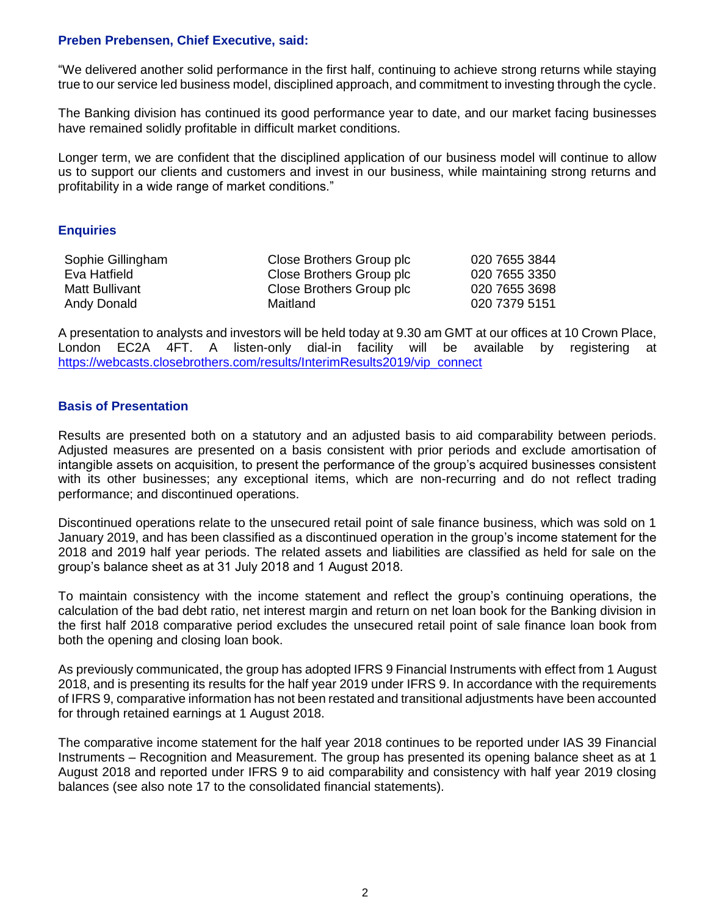**Preben Prebensen, Chief Executive, said:**

"We delivered another solid performance in the first half, continuing to achieve strong returns while staying true to our service led business model, disciplined approach, and commitment to investing through the cycle.

The Banking division has continued its good performance year to date, and our market facing businesses have remained solidly profitable in difficult market conditions.

Longer term, we are confident that the disciplined application of our business model will continue to allow us to support our clients and customers and invest in our business, while maintaining strong returns and profitability in a wide range of market conditions."

## Enquiries

| | | |
|---|---|---|
| Sophie Gillingham | Close Brothers Group plc | 020 7655 3844 |
| Eva Hatfield | Close Brothers Group plc | 020 7655 3350 |
| Matt Bullivant | Close Brothers Group plc | 020 7655 3698 |
| Andy Donald | Maitland | 020 7379 5151 |

A presentation to analysts and investors will be held today at 9.30 am GMT at our offices at 10 Crown Place, London EC2A 4FT. A listen-only dial-in facility will be available by registering at https://webcasts.closebrothers.com/results/InterimResults2019/vip_connect

## Basis of Presentation

Results are presented both on a statutory and an adjusted basis to aid comparability between periods. Adjusted measures are presented on a basis consistent with prior periods and exclude amortisation of intangible assets on acquisition, to present the performance of the group's acquired businesses consistent with its other businesses; any exceptional items, which are non-recurring and do not reflect trading performance; and discontinued operations.

Discontinued operations relate to the unsecured retail point of sale finance business, which was sold on 1 January 2019, and has been classified as a discontinued operation in the group's income statement for the 2018 and 2019 half year periods. The related assets and liabilities are classified as held for sale on the group's balance sheet as at 31 July 2018 and 1 August 2018.

To maintain consistency with the income statement and reflect the group's continuing operations, the calculation of the bad debt ratio, net interest margin and return on net loan book for the Banking division in the first half 2018 comparative period excludes the unsecured retail point of sale finance loan book from both the opening and closing loan book.

As previously communicated, the group has adopted IFRS 9 Financial Instruments with effect from 1 August 2018, and is presenting its results for the half year 2019 under IFRS 9. In accordance with the requirements of IFRS 9, comparative information has not been restated and transitional adjustments have been accounted for through retained earnings at 1 August 2018.

The comparative income statement for the half year 2018 continues to be reported under IAS 39 Financial Instruments – Recognition and Measurement. The group has presented its opening balance sheet as at 1 August 2018 and reported under IFRS 9 to aid comparability and consistency with half year 2019 closing balances (see also note 17 to the consolidated financial statements).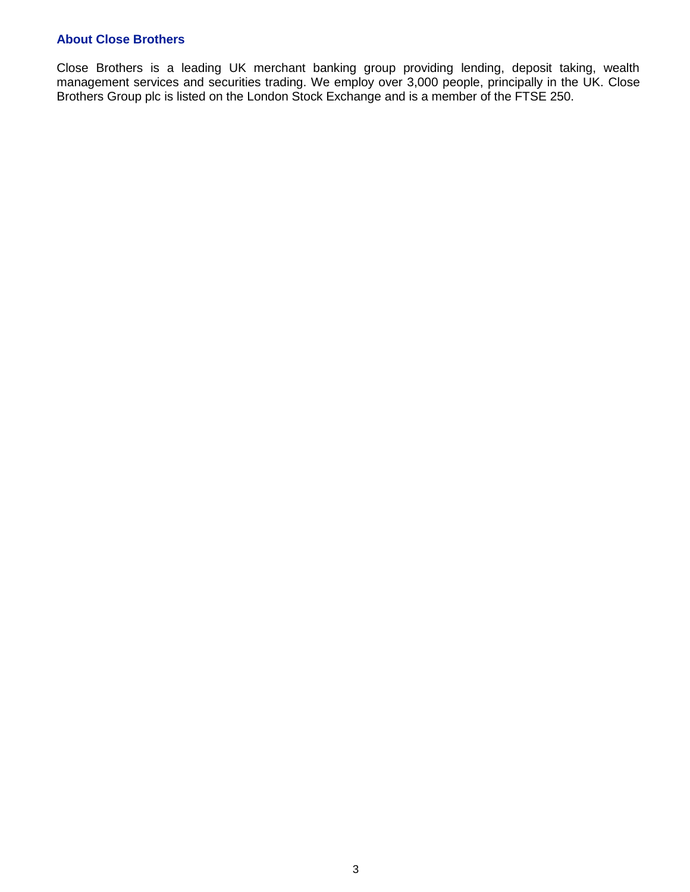## About Close Brothers

Close Brothers is a leading UK merchant banking group providing lending, deposit taking, wealth management services and securities trading. We employ over 3,000 people, principally in the UK. Close Brothers Group plc is listed on the London Stock Exchange and is a member of the FTSE 250.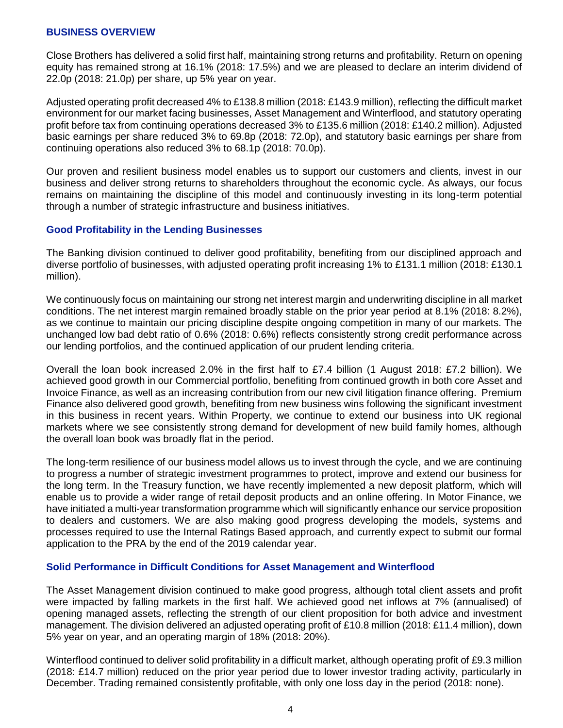## BUSINESS OVERVIEW

Close Brothers has delivered a solid first half, maintaining strong returns and profitability. Return on opening equity has remained strong at 16.1% (2018: 17.5%) and we are pleased to declare an interim dividend of 22.0p (2018: 21.0p) per share, up 5% year on year.

Adjusted operating profit decreased 4% to £138.8 million (2018: £143.9 million), reflecting the difficult market environment for our market facing businesses, Asset Management and Winterflood, and statutory operating profit before tax from continuing operations decreased 3% to £135.6 million (2018: £140.2 million). Adjusted basic earnings per share reduced 3% to 69.8p (2018: 72.0p), and statutory basic earnings per share from continuing operations also reduced 3% to 68.1p (2018: 70.0p).

Our proven and resilient business model enables us to support our customers and clients, invest in our business and deliver strong returns to shareholders throughout the economic cycle. As always, our focus remains on maintaining the discipline of this model and continuously investing in its long-term potential through a number of strategic infrastructure and business initiatives.

### Good Profitability in the Lending Businesses

The Banking division continued to deliver good profitability, benefiting from our disciplined approach and diverse portfolio of businesses, with adjusted operating profit increasing 1% to £131.1 million (2018: £130.1 million).

We continuously focus on maintaining our strong net interest margin and underwriting discipline in all market conditions. The net interest margin remained broadly stable on the prior year period at 8.1% (2018: 8.2%), as we continue to maintain our pricing discipline despite ongoing competition in many of our markets. The unchanged low bad debt ratio of 0.6% (2018: 0.6%) reflects consistently strong credit performance across our lending portfolios, and the continued application of our prudent lending criteria.

Overall the loan book increased 2.0% in the first half to £7.4 billion (1 August 2018: £7.2 billion). We achieved good growth in our Commercial portfolio, benefiting from continued growth in both core Asset and Invoice Finance, as well as an increasing contribution from our new civil litigation finance offering. Premium Finance also delivered good growth, benefiting from new business wins following the significant investment in this business in recent years. Within Property, we continue to extend our business into UK regional markets where we see consistently strong demand for development of new build family homes, although the overall loan book was broadly flat in the period.

The long-term resilience of our business model allows us to invest through the cycle, and we are continuing to progress a number of strategic investment programmes to protect, improve and extend our business for the long term. In the Treasury function, we have recently implemented a new deposit platform, which will enable us to provide a wider range of retail deposit products and an online offering. In Motor Finance, we have initiated a multi-year transformation programme which will significantly enhance our service proposition to dealers and customers. We are also making good progress developing the models, systems and processes required to use the Internal Ratings Based approach, and currently expect to submit our formal application to the PRA by the end of the 2019 calendar year.

### Solid Performance in Difficult Conditions for Asset Management and Winterflood

The Asset Management division continued to make good progress, although total client assets and profit were impacted by falling markets in the first half. We achieved good net inflows at 7% (annualised) of opening managed assets, reflecting the strength of our client proposition for both advice and investment management. The division delivered an adjusted operating profit of £10.8 million (2018: £11.4 million), down 5% year on year, and an operating margin of 18% (2018: 20%).

Winterflood continued to deliver solid profitability in a difficult market, although operating profit of £9.3 million (2018: £14.7 million) reduced on the prior year period due to lower investor trading activity, particularly in December. Trading remained consistently profitable, with only one loss day in the period (2018: none).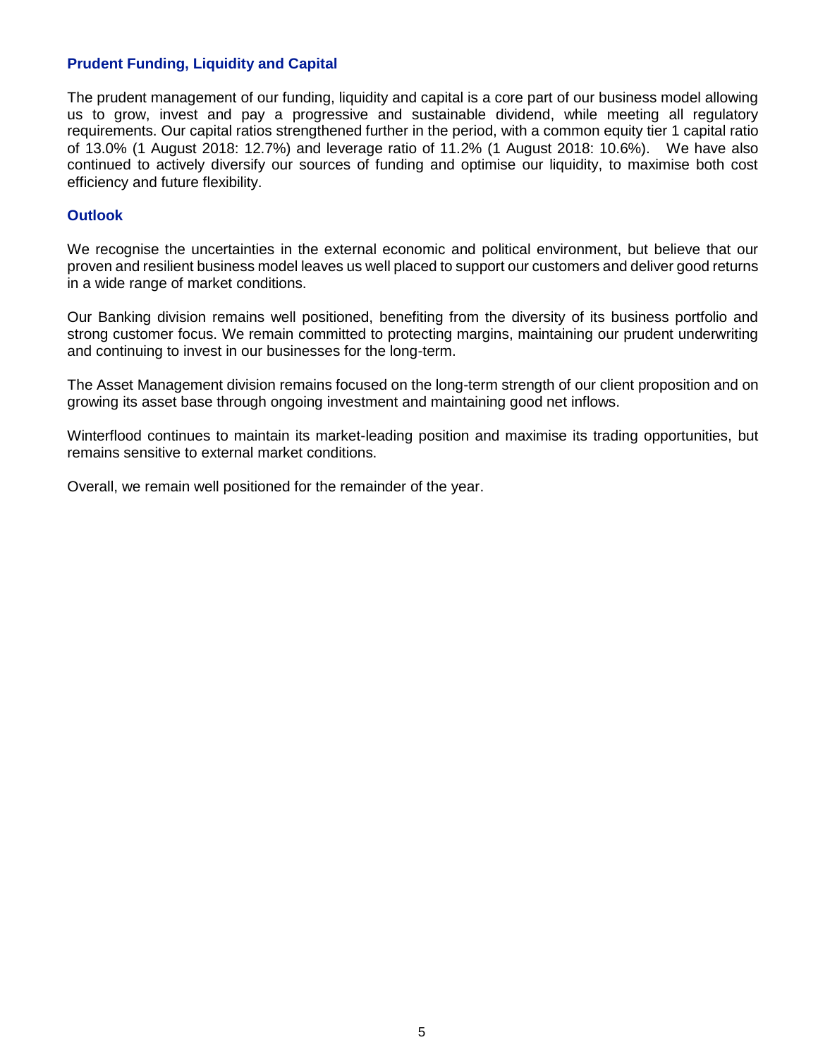## Prudent Funding, Liquidity and Capital

The prudent management of our funding, liquidity and capital is a core part of our business model allowing us to grow, invest and pay a progressive and sustainable dividend, while meeting all regulatory requirements. Our capital ratios strengthened further in the period, with a common equity tier 1 capital ratio of 13.0% (1 August 2018: 12.7%) and leverage ratio of 11.2% (1 August 2018: 10.6%). We have also continued to actively diversify our sources of funding and optimise our liquidity, to maximise both cost efficiency and future flexibility.

## Outlook

We recognise the uncertainties in the external economic and political environment, but believe that our proven and resilient business model leaves us well placed to support our customers and deliver good returns in a wide range of market conditions.

Our Banking division remains well positioned, benefiting from the diversity of its business portfolio and strong customer focus. We remain committed to protecting margins, maintaining our prudent underwriting and continuing to invest in our businesses for the long-term.

The Asset Management division remains focused on the long-term strength of our client proposition and on growing its asset base through ongoing investment and maintaining good net inflows.

Winterflood continues to maintain its market-leading position and maximise its trading opportunities, but remains sensitive to external market conditions.

Overall, we remain well positioned for the remainder of the year.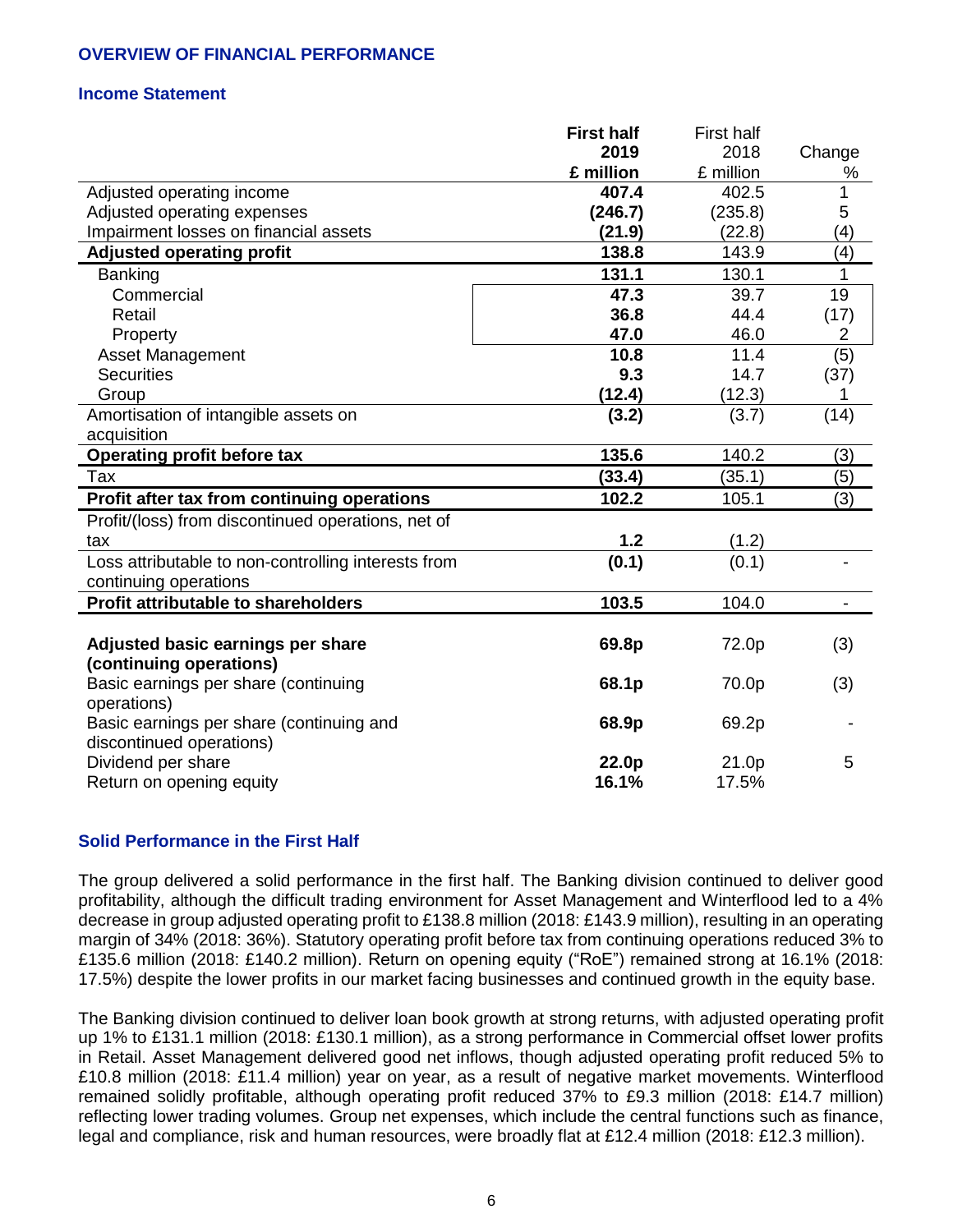## OVERVIEW OF FINANCIAL PERFORMANCE

### Income Statement

| | **First half 2019 £ million** | First half 2018 £ million | Change % |
|---|---|---|---|
| Adjusted operating income | **407.4** | 402.5 | 1 |
| Adjusted operating expenses | **(246.7)** | (235.8) | 5 |
| Impairment losses on financial assets | **(21.9)** | (22.8) | (4) |
| **Adjusted operating profit** | **138.8** | 143.9 | (4) |
| Banking | **131.1** | 130.1 | 1 |
| Commercial | **47.3** | 39.7 | 19 |
| Retail | **36.8** | 44.4 | (17) |
| Property | **47.0** | 46.0 | 2 |
| Asset Management | **10.8** | 11.4 | (5) |
| Securities | **9.3** | 14.7 | (37) |
| Group | **(12.4)** | (12.3) | 1 |
| Amortisation of intangible assets on acquisition | **(3.2)** | (3.7) | (14) |
| **Operating profit before tax** | **135.6** | 140.2 | (3) |
| Tax | **(33.4)** | (35.1) | (5) |
| **Profit after tax from continuing operations** | **102.2** | 105.1 | (3) |
| Profit/(loss) from discontinued operations, net of tax | **1.2** | (1.2) | |
| Loss attributable to non-controlling interests from continuing operations | **(0.1)** | (0.1) | - |
| **Profit attributable to shareholders** | **103.5** | 104.0 | - |
| | | | |
| **Adjusted basic earnings per share (continuing operations)** | **69.8p** | 72.0p | (3) |
| Basic earnings per share (continuing operations) | **68.1p** | 70.0p | (3) |
| Basic earnings per share (continuing and discontinued operations) | **68.9p** | 69.2p | - |
| Dividend per share | **22.0p** | 21.0p | 5 |
| Return on opening equity | **16.1%** | 17.5% | |

### Solid Performance in the First Half

The group delivered a solid performance in the first half. The Banking division continued to deliver good profitability, although the difficult trading environment for Asset Management and Winterflood led to a 4% decrease in group adjusted operating profit to £138.8 million (2018: £143.9 million), resulting in an operating margin of 34% (2018: 36%). Statutory operating profit before tax from continuing operations reduced 3% to £135.6 million (2018: £140.2 million). Return on opening equity ("RoE") remained strong at 16.1% (2018: 17.5%) despite the lower profits in our market facing businesses and continued growth in the equity base.

The Banking division continued to deliver loan book growth at strong returns, with adjusted operating profit up 1% to £131.1 million (2018: £130.1 million), as a strong performance in Commercial offset lower profits in Retail. Asset Management delivered good net inflows, though adjusted operating profit reduced 5% to £10.8 million (2018: £11.4 million) year on year, as a result of negative market movements. Winterflood remained solidly profitable, although operating profit reduced 37% to £9.3 million (2018: £14.7 million) reflecting lower trading volumes. Group net expenses, which include the central functions such as finance, legal and compliance, risk and human resources, were broadly flat at £12.4 million (2018: £12.3 million).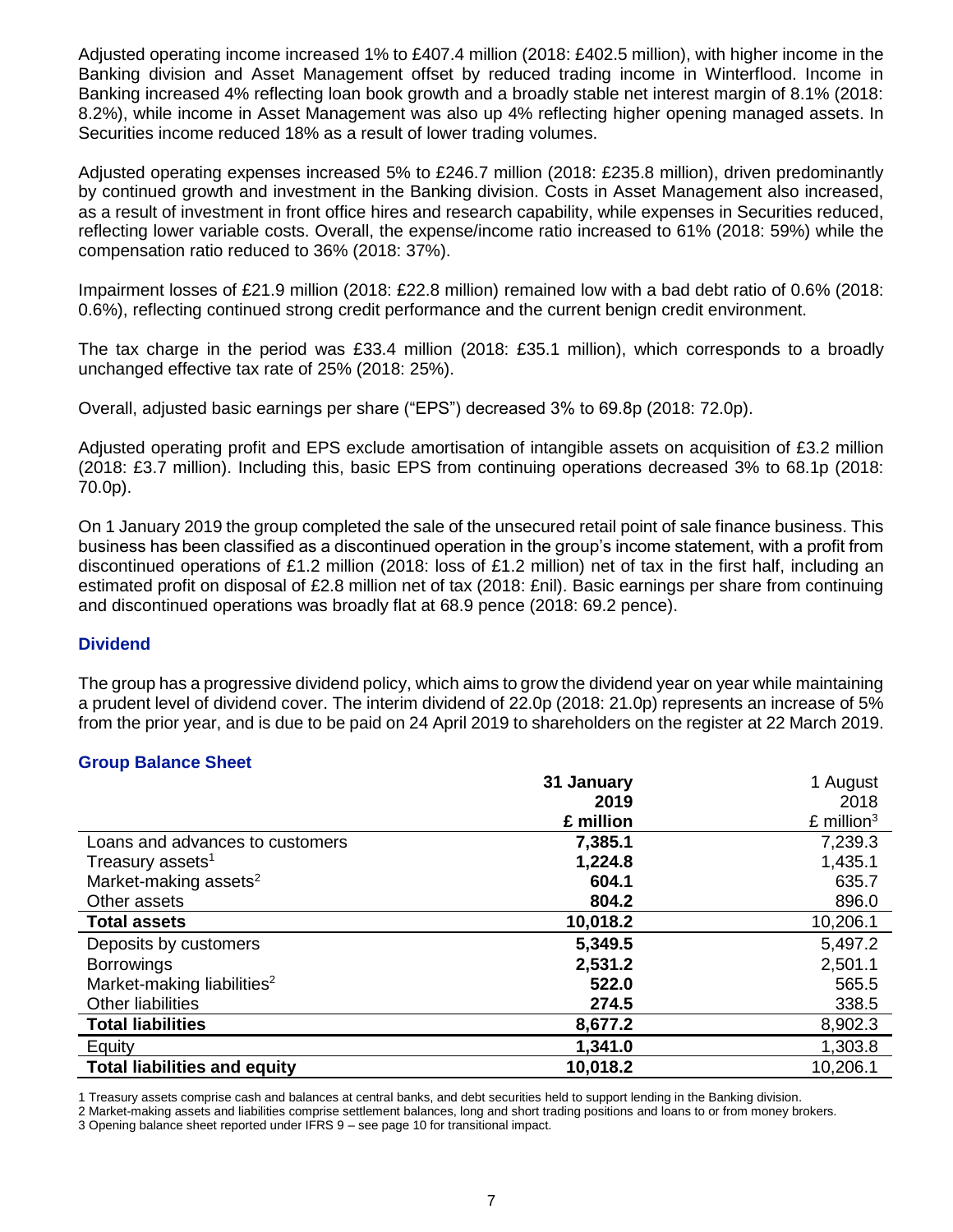Adjusted operating income increased 1% to £407.4 million (2018: £402.5 million), with higher income in the Banking division and Asset Management offset by reduced trading income in Winterflood. Income in Banking increased 4% reflecting loan book growth and a broadly stable net interest margin of 8.1% (2018: 8.2%), while income in Asset Management was also up 4% reflecting higher opening managed assets. In Securities income reduced 18% as a result of lower trading volumes.

Adjusted operating expenses increased 5% to £246.7 million (2018: £235.8 million), driven predominantly by continued growth and investment in the Banking division. Costs in Asset Management also increased, as a result of investment in front office hires and research capability, while expenses in Securities reduced, reflecting lower variable costs. Overall, the expense/income ratio increased to 61% (2018: 59%) while the compensation ratio reduced to 36% (2018: 37%).

Impairment losses of £21.9 million (2018: £22.8 million) remained low with a bad debt ratio of 0.6% (2018: 0.6%), reflecting continued strong credit performance and the current benign credit environment.

The tax charge in the period was £33.4 million (2018: £35.1 million), which corresponds to a broadly unchanged effective tax rate of 25% (2018: 25%).

Overall, adjusted basic earnings per share ("EPS") decreased 3% to 69.8p (2018: 72.0p).

Adjusted operating profit and EPS exclude amortisation of intangible assets on acquisition of £3.2 million (2018: £3.7 million). Including this, basic EPS from continuing operations decreased 3% to 68.1p (2018: 70.0p).

On 1 January 2019 the group completed the sale of the unsecured retail point of sale finance business. This business has been classified as a discontinued operation in the group's income statement, with a profit from discontinued operations of £1.2 million (2018: loss of £1.2 million) net of tax in the first half, including an estimated profit on disposal of £2.8 million net of tax (2018: £nil). Basic earnings per share from continuing and discontinued operations was broadly flat at 68.9 pence (2018: 69.2 pence).

## Dividend

The group has a progressive dividend policy, which aims to grow the dividend year on year while maintaining a prudent level of dividend cover. The interim dividend of 22.0p (2018: 21.0p) represents an increase of 5% from the prior year, and is due to be paid on 24 April 2019 to shareholders on the register at 22 March 2019.

## Group Balance Sheet

| | **31 January 2019 £ million** | 1 August 2018 £ million[3] |
|---|---|---|
| Loans and advances to customers | **7,385.1** | 7,239.3 |
| Treasury assets[1] | **1,224.8** | 1,435.1 |
| Market-making assets[2] | **604.1** | 635.7 |
| Other assets | **804.2** | 896.0 |
| **Total assets** | **10,018.2** | 10,206.1 |
| Deposits by customers | **5,349.5** | 5,497.2 |
| Borrowings | **2,531.2** | 2,501.1 |
| Market-making liabilities[2] | **522.0** | 565.5 |
| Other liabilities | **274.5** | 338.5 |
| **Total liabilities** | **8,677.2** | 8,902.3 |
| Equity | **1,341.0** | 1,303.8 |
| **Total liabilities and equity** | **10,018.2** | 10,206.1 |

1 Treasury assets comprise cash and balances at central banks, and debt securities held to support lending in the Banking division.

2 Market-making assets and liabilities comprise settlement balances, long and short trading positions and loans to or from money brokers.

3 Opening balance sheet reported under IFRS 9 – see page 10 for transitional impact.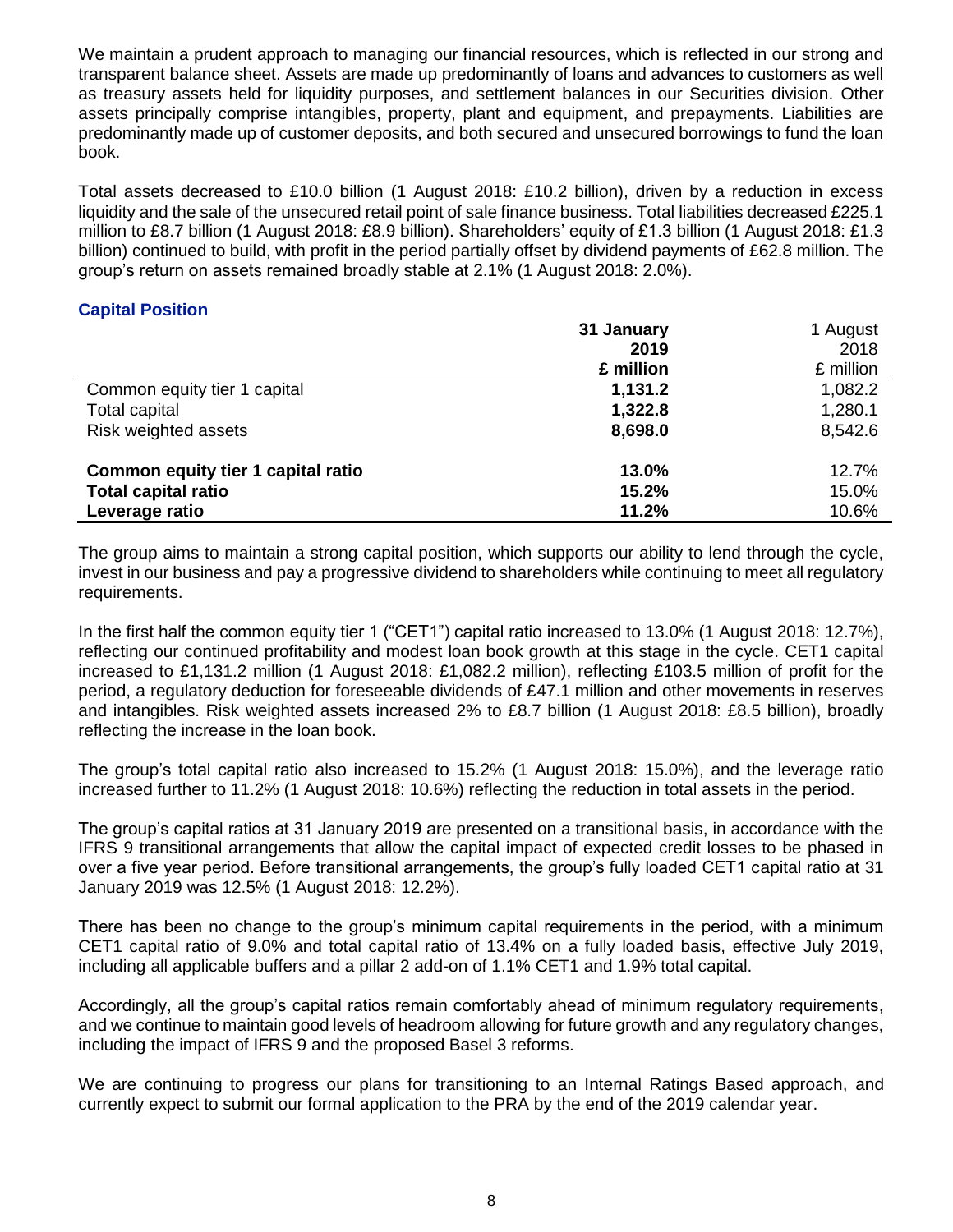We maintain a prudent approach to managing our financial resources, which is reflected in our strong and transparent balance sheet. Assets are made up predominantly of loans and advances to customers as well as treasury assets held for liquidity purposes, and settlement balances in our Securities division. Other assets principally comprise intangibles, property, plant and equipment, and prepayments. Liabilities are predominantly made up of customer deposits, and both secured and unsecured borrowings to fund the loan book.

Total assets decreased to £10.0 billion (1 August 2018: £10.2 billion), driven by a reduction in excess liquidity and the sale of the unsecured retail point of sale finance business. Total liabilities decreased £225.1 million to £8.7 billion (1 August 2018: £8.9 billion). Shareholders' equity of £1.3 billion (1 August 2018: £1.3 billion) continued to build, with profit in the period partially offset by dividend payments of £62.8 million. The group's return on assets remained broadly stable at 2.1% (1 August 2018: 2.0%).

## Capital Position

| | **31 January 2019 £ million** | 1 August 2018 £ million |
|---|---|---|
| Common equity tier 1 capital | **1,131.2** | 1,082.2 |
| Total capital | **1,322.8** | 1,280.1 |
| Risk weighted assets | **8,698.0** | 8,542.6 |
| **Common equity tier 1 capital ratio** | **13.0%** | 12.7% |
| **Total capital ratio** | **15.2%** | 15.0% |
| **Leverage ratio** | **11.2%** | 10.6% |

The group aims to maintain a strong capital position, which supports our ability to lend through the cycle, invest in our business and pay a progressive dividend to shareholders while continuing to meet all regulatory requirements.

In the first half the common equity tier 1 ("CET1") capital ratio increased to 13.0% (1 August 2018: 12.7%), reflecting our continued profitability and modest loan book growth at this stage in the cycle. CET1 capital increased to £1,131.2 million (1 August 2018: £1,082.2 million), reflecting £103.5 million of profit for the period, a regulatory deduction for foreseeable dividends of £47.1 million and other movements in reserves and intangibles. Risk weighted assets increased 2% to £8.7 billion (1 August 2018: £8.5 billion), broadly reflecting the increase in the loan book.

The group's total capital ratio also increased to 15.2% (1 August 2018: 15.0%), and the leverage ratio increased further to 11.2% (1 August 2018: 10.6%) reflecting the reduction in total assets in the period.

The group's capital ratios at 31 January 2019 are presented on a transitional basis, in accordance with the IFRS 9 transitional arrangements that allow the capital impact of expected credit losses to be phased in over a five year period. Before transitional arrangements, the group's fully loaded CET1 capital ratio at 31 January 2019 was 12.5% (1 August 2018: 12.2%).

There has been no change to the group's minimum capital requirements in the period, with a minimum CET1 capital ratio of 9.0% and total capital ratio of 13.4% on a fully loaded basis, effective July 2019, including all applicable buffers and a pillar 2 add-on of 1.1% CET1 and 1.9% total capital.

Accordingly, all the group's capital ratios remain comfortably ahead of minimum regulatory requirements, and we continue to maintain good levels of headroom allowing for future growth and any regulatory changes, including the impact of IFRS 9 and the proposed Basel 3 reforms.

We are continuing to progress our plans for transitioning to an Internal Ratings Based approach, and currently expect to submit our formal application to the PRA by the end of the 2019 calendar year.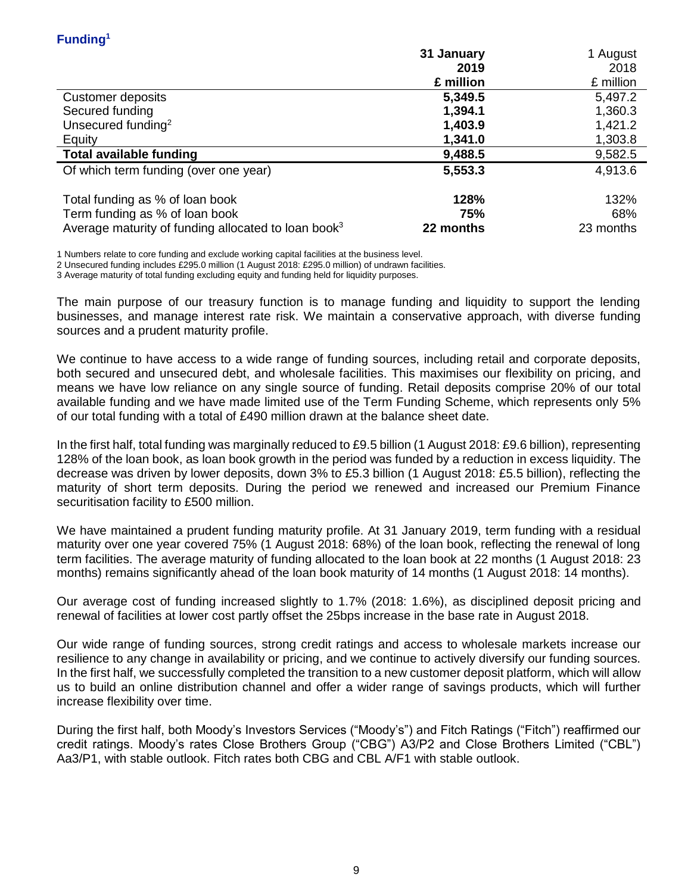## Funding[1]

| | 31 January 2019 £ million | 1 August 2018 £ million |
|---|---|---|
| Customer deposits | **5,349.5** | 5,497.2 |
| Secured funding | **1,394.1** | 1,360.3 |
| Unsecured funding[2] | **1,403.9** | 1,421.2 |
| Equity | **1,341.0** | 1,303.8 |
| **Total available funding** | **9,488.5** | 9,582.5 |
| Of which term funding (over one year) | **5,553.3** | 4,913.6 |
| | | |
| Total funding as % of loan book | **128%** | 132% |
| Term funding as % of loan book | **75%** | 68% |
| Average maturity of funding allocated to loan book[3] | **22 months** | 23 months |

1 Numbers relate to core funding and exclude working capital facilities at the business level.
2 Unsecured funding includes £295.0 million (1 August 2018: £295.0 million) of undrawn facilities.
3 Average maturity of total funding excluding equity and funding held for liquidity purposes.

The main purpose of our treasury function is to manage funding and liquidity to support the lending businesses, and manage interest rate risk. We maintain a conservative approach, with diverse funding sources and a prudent maturity profile.

We continue to have access to a wide range of funding sources, including retail and corporate deposits, both secured and unsecured debt, and wholesale facilities. This maximises our flexibility on pricing, and means we have low reliance on any single source of funding. Retail deposits comprise 20% of our total available funding and we have made limited use of the Term Funding Scheme, which represents only 5% of our total funding with a total of £490 million drawn at the balance sheet date.

In the first half, total funding was marginally reduced to £9.5 billion (1 August 2018: £9.6 billion), representing 128% of the loan book, as loan book growth in the period was funded by a reduction in excess liquidity. The decrease was driven by lower deposits, down 3% to £5.3 billion (1 August 2018: £5.5 billion), reflecting the maturity of short term deposits. During the period we renewed and increased our Premium Finance securitisation facility to £500 million.

We have maintained a prudent funding maturity profile. At 31 January 2019, term funding with a residual maturity over one year covered 75% (1 August 2018: 68%) of the loan book, reflecting the renewal of long term facilities. The average maturity of funding allocated to the loan book at 22 months (1 August 2018: 23 months) remains significantly ahead of the loan book maturity of 14 months (1 August 2018: 14 months).

Our average cost of funding increased slightly to 1.7% (2018: 1.6%), as disciplined deposit pricing and renewal of facilities at lower cost partly offset the 25bps increase in the base rate in August 2018.

Our wide range of funding sources, strong credit ratings and access to wholesale markets increase our resilience to any change in availability or pricing, and we continue to actively diversify our funding sources. In the first half, we successfully completed the transition to a new customer deposit platform, which will allow us to build an online distribution channel and offer a wider range of savings products, which will further increase flexibility over time.

During the first half, both Moody's Investors Services ("Moody's") and Fitch Ratings ("Fitch") reaffirmed our credit ratings. Moody's rates Close Brothers Group ("CBG") A3/P2 and Close Brothers Limited ("CBL") Aa3/P1, with stable outlook. Fitch rates both CBG and CBL A/F1 with stable outlook.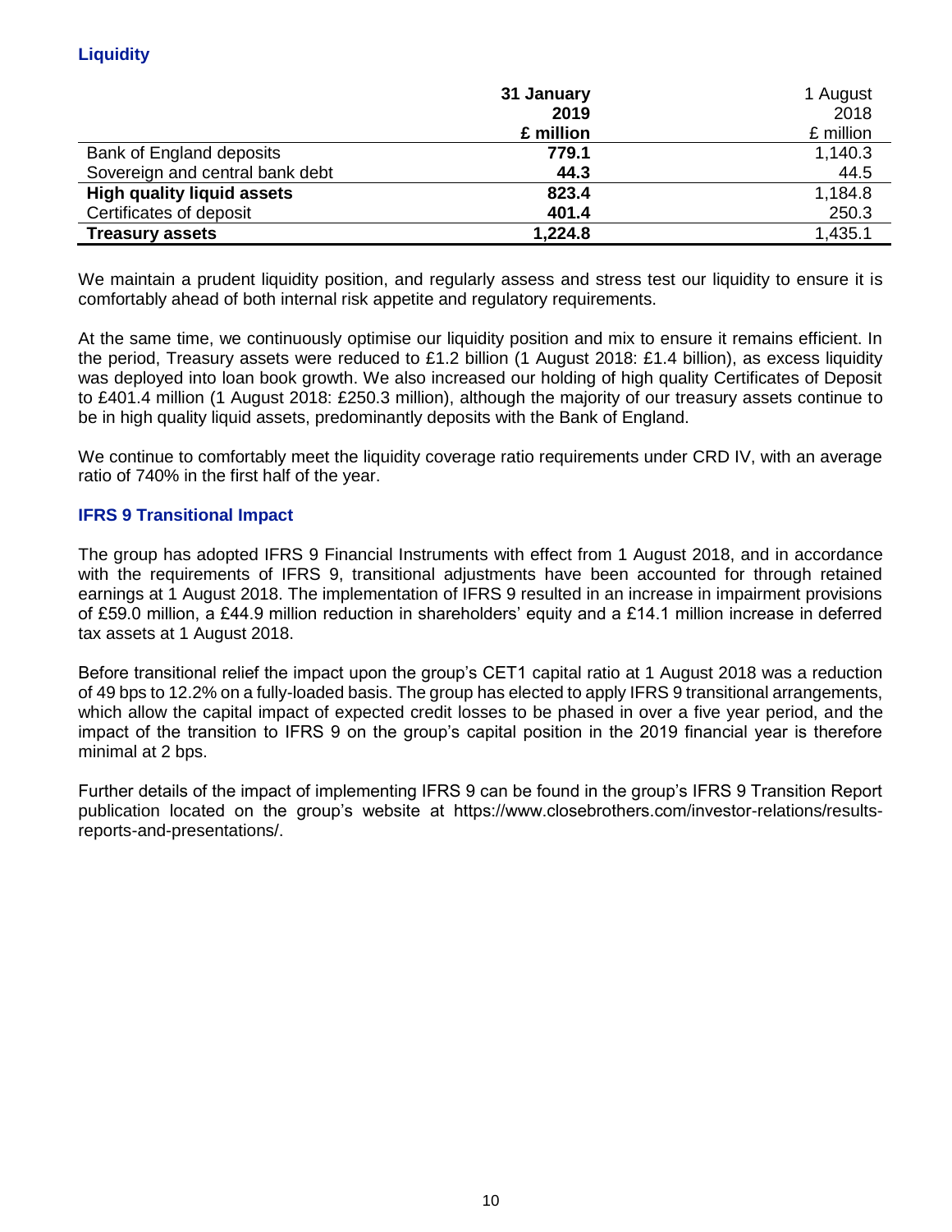## Liquidity

| | **31 January 2019 £ million** | 1 August 2018 £ million |
|---|---|---|
| Bank of England deposits | **779.1** | 1,140.3 |
| Sovereign and central bank debt | **44.3** | 44.5 |
| **High quality liquid assets** | **823.4** | 1,184.8 |
| Certificates of deposit | **401.4** | 250.3 |
| **Treasury assets** | **1,224.8** | 1,435.1 |

We maintain a prudent liquidity position, and regularly assess and stress test our liquidity to ensure it is comfortably ahead of both internal risk appetite and regulatory requirements.

At the same time, we continuously optimise our liquidity position and mix to ensure it remains efficient. In the period, Treasury assets were reduced to £1.2 billion (1 August 2018: £1.4 billion), as excess liquidity was deployed into loan book growth. We also increased our holding of high quality Certificates of Deposit to £401.4 million (1 August 2018: £250.3 million), although the majority of our treasury assets continue to be in high quality liquid assets, predominantly deposits with the Bank of England.

We continue to comfortably meet the liquidity coverage ratio requirements under CRD IV, with an average ratio of 740% in the first half of the year.

## IFRS 9 Transitional Impact

The group has adopted IFRS 9 Financial Instruments with effect from 1 August 2018, and in accordance with the requirements of IFRS 9, transitional adjustments have been accounted for through retained earnings at 1 August 2018. The implementation of IFRS 9 resulted in an increase in impairment provisions of £59.0 million, a £44.9 million reduction in shareholders' equity and a £14.1 million increase in deferred tax assets at 1 August 2018.

Before transitional relief the impact upon the group's CET1 capital ratio at 1 August 2018 was a reduction of 49 bps to 12.2% on a fully-loaded basis. The group has elected to apply IFRS 9 transitional arrangements, which allow the capital impact of expected credit losses to be phased in over a five year period, and the impact of the transition to IFRS 9 on the group's capital position in the 2019 financial year is therefore minimal at 2 bps.

Further details of the impact of implementing IFRS 9 can be found in the group's IFRS 9 Transition Report publication located on the group's website at https://www.closebrothers.com/investor-relations/results-reports-and-presentations/.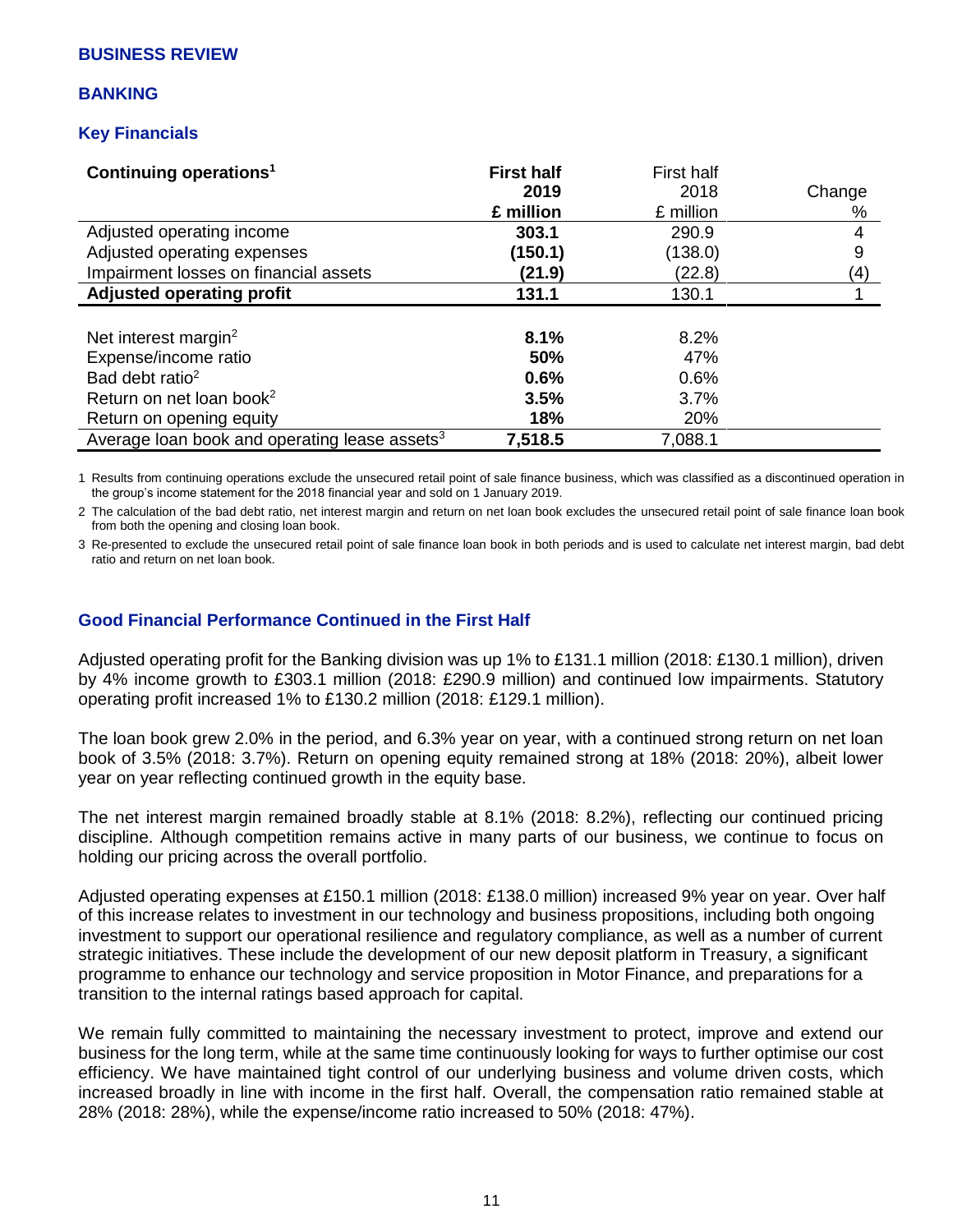## BUSINESS REVIEW

## BANKING

### Key Financials

| Continuing operations[1] | First half 2019 £ million | First half 2018 £ million | Change % |
|---|---|---|---|
| Adjusted operating income | **303.1** | 290.9 | 4 |
| Adjusted operating expenses | **(150.1)** | (138.0) | 9 |
| Impairment losses on financial assets | **(21.9)** | (22.8) | (4) |
| **Adjusted operating profit** | **131.1** | 130.1 | 1 |
| | | | |
| Net interest margin[2] | **8.1%** | 8.2% | |
| Expense/income ratio | **50%** | 47% | |
| Bad debt ratio[2] | **0.6%** | 0.6% | |
| Return on net loan book[2] | **3.5%** | 3.7% | |
| Return on opening equity | **18%** | 20% | |
| Average loan book and operating lease assets[3] | **7,518.5** | 7,088.1 | |

1 Results from continuing operations exclude the unsecured retail point of sale finance business, which was classified as a discontinued operation in the group's income statement for the 2018 financial year and sold on 1 January 2019.

2 The calculation of the bad debt ratio, net interest margin and return on net loan book excludes the unsecured retail point of sale finance loan book from both the opening and closing loan book.

3 Re-presented to exclude the unsecured retail point of sale finance loan book in both periods and is used to calculate net interest margin, bad debt ratio and return on net loan book.

### Good Financial Performance Continued in the First Half

Adjusted operating profit for the Banking division was up 1% to £131.1 million (2018: £130.1 million), driven by 4% income growth to £303.1 million (2018: £290.9 million) and continued low impairments. Statutory operating profit increased 1% to £130.2 million (2018: £129.1 million).

The loan book grew 2.0% in the period, and 6.3% year on year, with a continued strong return on net loan book of 3.5% (2018: 3.7%). Return on opening equity remained strong at 18% (2018: 20%), albeit lower year on year reflecting continued growth in the equity base.

The net interest margin remained broadly stable at 8.1% (2018: 8.2%), reflecting our continued pricing discipline. Although competition remains active in many parts of our business, we continue to focus on holding our pricing across the overall portfolio.

Adjusted operating expenses at £150.1 million (2018: £138.0 million) increased 9% year on year. Over half of this increase relates to investment in our technology and business propositions, including both ongoing investment to support our operational resilience and regulatory compliance, as well as a number of current strategic initiatives. These include the development of our new deposit platform in Treasury, a significant programme to enhance our technology and service proposition in Motor Finance, and preparations for a transition to the internal ratings based approach for capital.

We remain fully committed to maintaining the necessary investment to protect, improve and extend our business for the long term, while at the same time continuously looking for ways to further optimise our cost efficiency. We have maintained tight control of our underlying business and volume driven costs, which increased broadly in line with income in the first half. Overall, the compensation ratio remained stable at 28% (2018: 28%), while the expense/income ratio increased to 50% (2018: 47%).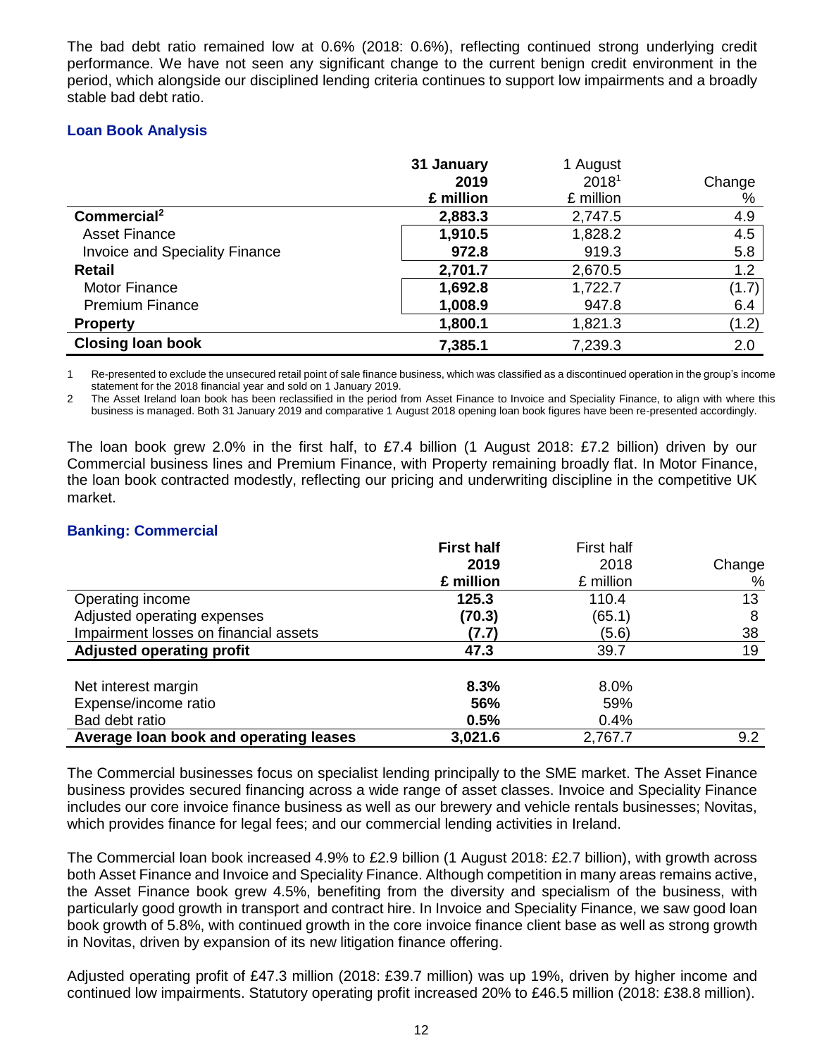The bad debt ratio remained low at 0.6% (2018: 0.6%), reflecting continued strong underlying credit performance. We have not seen any significant change to the current benign credit environment in the period, which alongside our disciplined lending criteria continues to support low impairments and a broadly stable bad debt ratio.

### Loan Book Analysis

| | **31 January 2019 £ million** | 1 August 2018[1] £ million | Change % |
|---|---|---|---|
| **Commercial[2]** | **2,883.3** | 2,747.5 | 4.9 |
| Asset Finance | **1,910.5** | 1,828.2 | 4.5 |
| Invoice and Speciality Finance | **972.8** | 919.3 | 5.8 |
| **Retail** | **2,701.7** | 2,670.5 | 1.2 |
| Motor Finance | **1,692.8** | 1,722.7 | (1.7) |
| Premium Finance | **1,008.9** | 947.8 | 6.4 |
| **Property** | **1,800.1** | 1,821.3 | (1.2) |
| **Closing loan book** | **7,385.1** | 7,239.3 | 2.0 |

1 Re-presented to exclude the unsecured retail point of sale finance business, which was classified as a discontinued operation in the group's income statement for the 2018 financial year and sold on 1 January 2019.

2 The Asset Ireland loan book has been reclassified in the period from Asset Finance to Invoice and Speciality Finance, to align with where this business is managed. Both 31 January 2019 and comparative 1 August 2018 opening loan book figures have been re-presented accordingly.

The loan book grew 2.0% in the first half, to £7.4 billion (1 August 2018: £7.2 billion) driven by our Commercial business lines and Premium Finance, with Property remaining broadly flat. In Motor Finance, the loan book contracted modestly, reflecting our pricing and underwriting discipline in the competitive UK market.

### Banking: Commercial

| | **First half 2019 £ million** | First half 2018 £ million | Change % |
|---|---|---|---|
| Operating income | **125.3** | 110.4 | 13 |
| Adjusted operating expenses | **(70.3)** | (65.1) | 8 |
| Impairment losses on financial assets | **(7.7)** | (5.6) | 38 |
| **Adjusted operating profit** | **47.3** | 39.7 | 19 |
| | | | |
| Net interest margin | **8.3%** | 8.0% | |
| Expense/income ratio | **56%** | 59% | |
| Bad debt ratio | **0.5%** | 0.4% | |
| **Average loan book and operating leases** | **3,021.6** | 2,767.7 | 9.2 |

The Commercial businesses focus on specialist lending principally to the SME market. The Asset Finance business provides secured financing across a wide range of asset classes. Invoice and Speciality Finance includes our core invoice finance business as well as our brewery and vehicle rentals businesses; Novitas, which provides finance for legal fees; and our commercial lending activities in Ireland.

The Commercial loan book increased 4.9% to £2.9 billion (1 August 2018: £2.7 billion), with growth across both Asset Finance and Invoice and Speciality Finance. Although competition in many areas remains active, the Asset Finance book grew 4.5%, benefiting from the diversity and specialism of the business, with particularly good growth in transport and contract hire. In Invoice and Speciality Finance, we saw good loan book growth of 5.8%, with continued growth in the core invoice finance client base as well as strong growth in Novitas, driven by expansion of its new litigation finance offering.

Adjusted operating profit of £47.3 million (2018: £39.7 million) was up 19%, driven by higher income and continued low impairments. Statutory operating profit increased 20% to £46.5 million (2018: £38.8 million).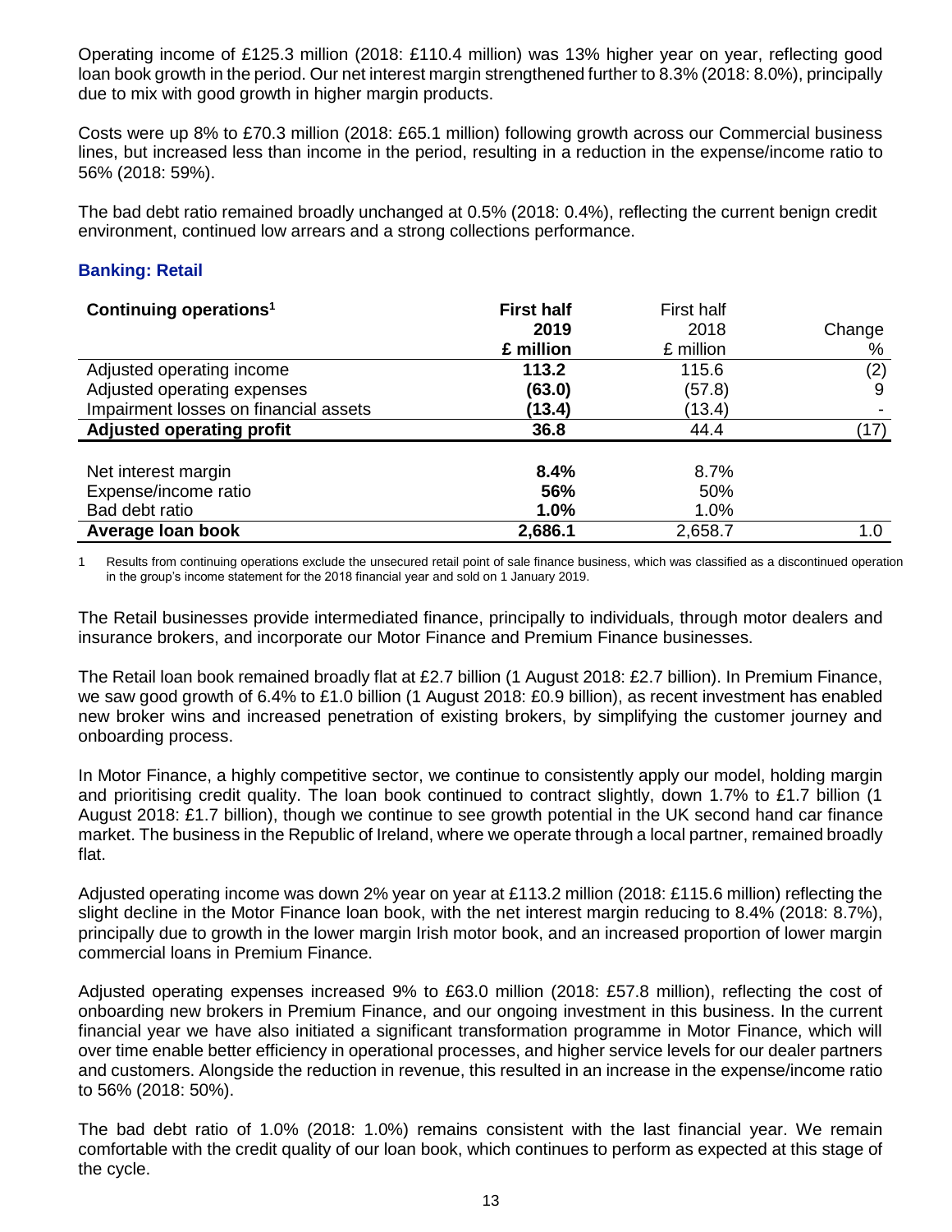Operating income of £125.3 million (2018: £110.4 million) was 13% higher year on year, reflecting good loan book growth in the period. Our net interest margin strengthened further to 8.3% (2018: 8.0%), principally due to mix with good growth in higher margin products.

Costs were up 8% to £70.3 million (2018: £65.1 million) following growth across our Commercial business lines, but increased less than income in the period, resulting in a reduction in the expense/income ratio to 56% (2018: 59%).

The bad debt ratio remained broadly unchanged at 0.5% (2018: 0.4%), reflecting the current benign credit environment, continued low arrears and a strong collections performance.

### Banking: Retail

| Continuing operations[1] | First half 2019 £ million | First half 2018 £ million | Change % |
|---|---|---|---|
| Adjusted operating income | **113.2** | 115.6 | (2) |
| Adjusted operating expenses | **(63.0)** | (57.8) | 9 |
| Impairment losses on financial assets | **(13.4)** | (13.4) | - |
| **Adjusted operating profit** | **36.8** | 44.4 | (17) |
| | | | |
| Net interest margin | **8.4%** | 8.7% | |
| Expense/income ratio | **56%** | 50% | |
| Bad debt ratio | **1.0%** | 1.0% | |
| **Average loan book** | **2,686.1** | 2,658.7 | 1.0 |

1 Results from continuing operations exclude the unsecured retail point of sale finance business, which was classified as a discontinued operation in the group's income statement for the 2018 financial year and sold on 1 January 2019.

The Retail businesses provide intermediated finance, principally to individuals, through motor dealers and insurance brokers, and incorporate our Motor Finance and Premium Finance businesses.

The Retail loan book remained broadly flat at £2.7 billion (1 August 2018: £2.7 billion). In Premium Finance, we saw good growth of 6.4% to £1.0 billion (1 August 2018: £0.9 billion), as recent investment has enabled new broker wins and increased penetration of existing brokers, by simplifying the customer journey and onboarding process.

In Motor Finance, a highly competitive sector, we continue to consistently apply our model, holding margin and prioritising credit quality. The loan book continued to contract slightly, down 1.7% to £1.7 billion (1 August 2018: £1.7 billion), though we continue to see growth potential in the UK second hand car finance market. The business in the Republic of Ireland, where we operate through a local partner, remained broadly flat.

Adjusted operating income was down 2% year on year at £113.2 million (2018: £115.6 million) reflecting the slight decline in the Motor Finance loan book, with the net interest margin reducing to 8.4% (2018: 8.7%), principally due to growth in the lower margin Irish motor book, and an increased proportion of lower margin commercial loans in Premium Finance.

Adjusted operating expenses increased 9% to £63.0 million (2018: £57.8 million), reflecting the cost of onboarding new brokers in Premium Finance, and our ongoing investment in this business. In the current financial year we have also initiated a significant transformation programme in Motor Finance, which will over time enable better efficiency in operational processes, and higher service levels for our dealer partners and customers. Alongside the reduction in revenue, this resulted in an increase in the expense/income ratio to 56% (2018: 50%).

The bad debt ratio of 1.0% (2018: 1.0%) remains consistent with the last financial year. We remain comfortable with the credit quality of our loan book, which continues to perform as expected at this stage of the cycle.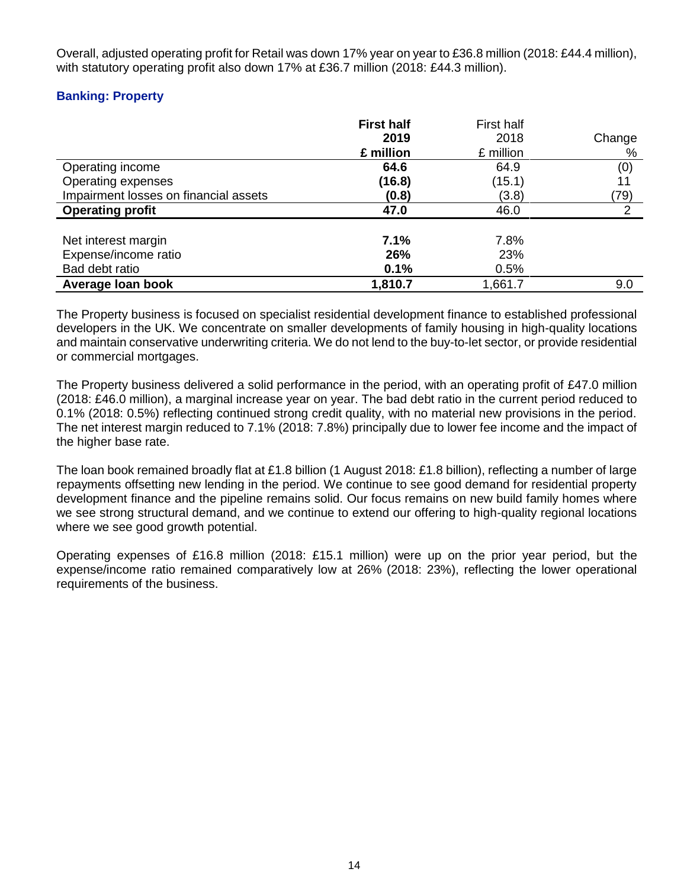Overall, adjusted operating profit for Retail was down 17% year on year to £36.8 million (2018: £44.4 million), with statutory operating profit also down 17% at £36.7 million (2018: £44.3 million).

### Banking: Property

| | **First half 2019 £ million** | First half 2018 £ million | Change % |
|---|---|---|---|
| Operating income | **64.6** | 64.9 | (0) |
| Operating expenses | **(16.8)** | (15.1) | 11 |
| Impairment losses on financial assets | **(0.8)** | (3.8) | (79) |
| **Operating profit** | **47.0** | 46.0 | 2 |
| | | | |
| Net interest margin | **7.1%** | 7.8% | |
| Expense/income ratio | **26%** | 23% | |
| Bad debt ratio | **0.1%** | 0.5% | |
| **Average loan book** | **1,810.7** | 1,661.7 | 9.0 |

The Property business is focused on specialist residential development finance to established professional developers in the UK. We concentrate on smaller developments of family housing in high-quality locations and maintain conservative underwriting criteria. We do not lend to the buy-to-let sector, or provide residential or commercial mortgages.

The Property business delivered a solid performance in the period, with an operating profit of £47.0 million (2018: £46.0 million), a marginal increase year on year. The bad debt ratio in the current period reduced to 0.1% (2018: 0.5%) reflecting continued strong credit quality, with no material new provisions in the period. The net interest margin reduced to 7.1% (2018: 7.8%) principally due to lower fee income and the impact of the higher base rate.

The loan book remained broadly flat at £1.8 billion (1 August 2018: £1.8 billion), reflecting a number of large repayments offsetting new lending in the period. We continue to see good demand for residential property development finance and the pipeline remains solid. Our focus remains on new build family homes where we see strong structural demand, and we continue to extend our offering to high-quality regional locations where we see good growth potential.

Operating expenses of £16.8 million (2018: £15.1 million) were up on the prior year period, but the expense/income ratio remained comparatively low at 26% (2018: 23%), reflecting the lower operational requirements of the business.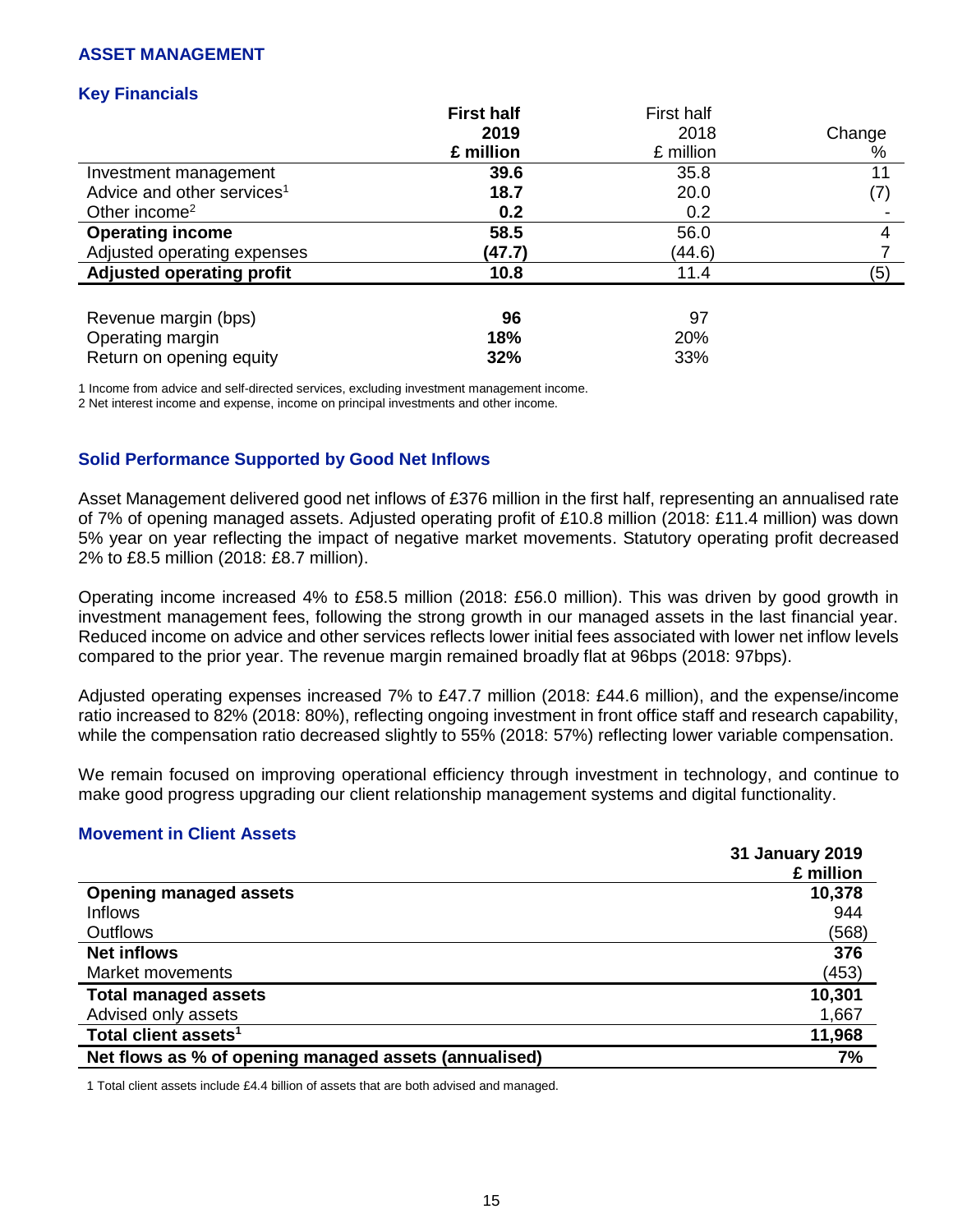## ASSET MANAGEMENT

### Key Financials

| | **First half 2019 £ million** | First half 2018 £ million | Change % |
|---|---|---|---|
| Investment management | **39.6** | 35.8 | 11 |
| Advice and other services[1] | **18.7** | 20.0 | (7) |
| Other income[2] | **0.2** | 0.2 | - |
| **Operating income** | **58.5** | 56.0 | 4 |
| Adjusted operating expenses | **(47.7)** | (44.6) | 7 |
| **Adjusted operating profit** | **10.8** | 11.4 | (5) |
| | | | |
| Revenue margin (bps) | **96** | 97 | |
| Operating margin | **18%** | 20% | |
| Return on opening equity | **32%** | 33% | |

1 Income from advice and self-directed services, excluding investment management income.
2 Net interest income and expense, income on principal investments and other income.

### Solid Performance Supported by Good Net Inflows

Asset Management delivered good net inflows of £376 million in the first half, representing an annualised rate of 7% of opening managed assets. Adjusted operating profit of £10.8 million (2018: £11.4 million) was down 5% year on year reflecting the impact of negative market movements. Statutory operating profit decreased 2% to £8.5 million (2018: £8.7 million).

Operating income increased 4% to £58.5 million (2018: £56.0 million). This was driven by good growth in investment management fees, following the strong growth in our managed assets in the last financial year. Reduced income on advice and other services reflects lower initial fees associated with lower net inflow levels compared to the prior year. The revenue margin remained broadly flat at 96bps (2018: 97bps).

Adjusted operating expenses increased 7% to £47.7 million (2018: £44.6 million), and the expense/income ratio increased to 82% (2018: 80%), reflecting ongoing investment in front office staff and research capability, while the compensation ratio decreased slightly to 55% (2018: 57%) reflecting lower variable compensation.

We remain focused on improving operational efficiency through investment in technology, and continue to make good progress upgrading our client relationship management systems and digital functionality.

### Movement in Client Assets

| | **31 January 2019 £ million** |
|---|---|
| **Opening managed assets** | **10,378** |
| Inflows | 944 |
| Outflows | (568) |
| **Net inflows** | **376** |
| Market movements | (453) |
| **Total managed assets** | **10,301** |
| Advised only assets | 1,667 |
| **Total client assets[1]** | **11,968** |
| **Net flows as % of opening managed assets (annualised)** | **7%** |

1 Total client assets include £4.4 billion of assets that are both advised and managed.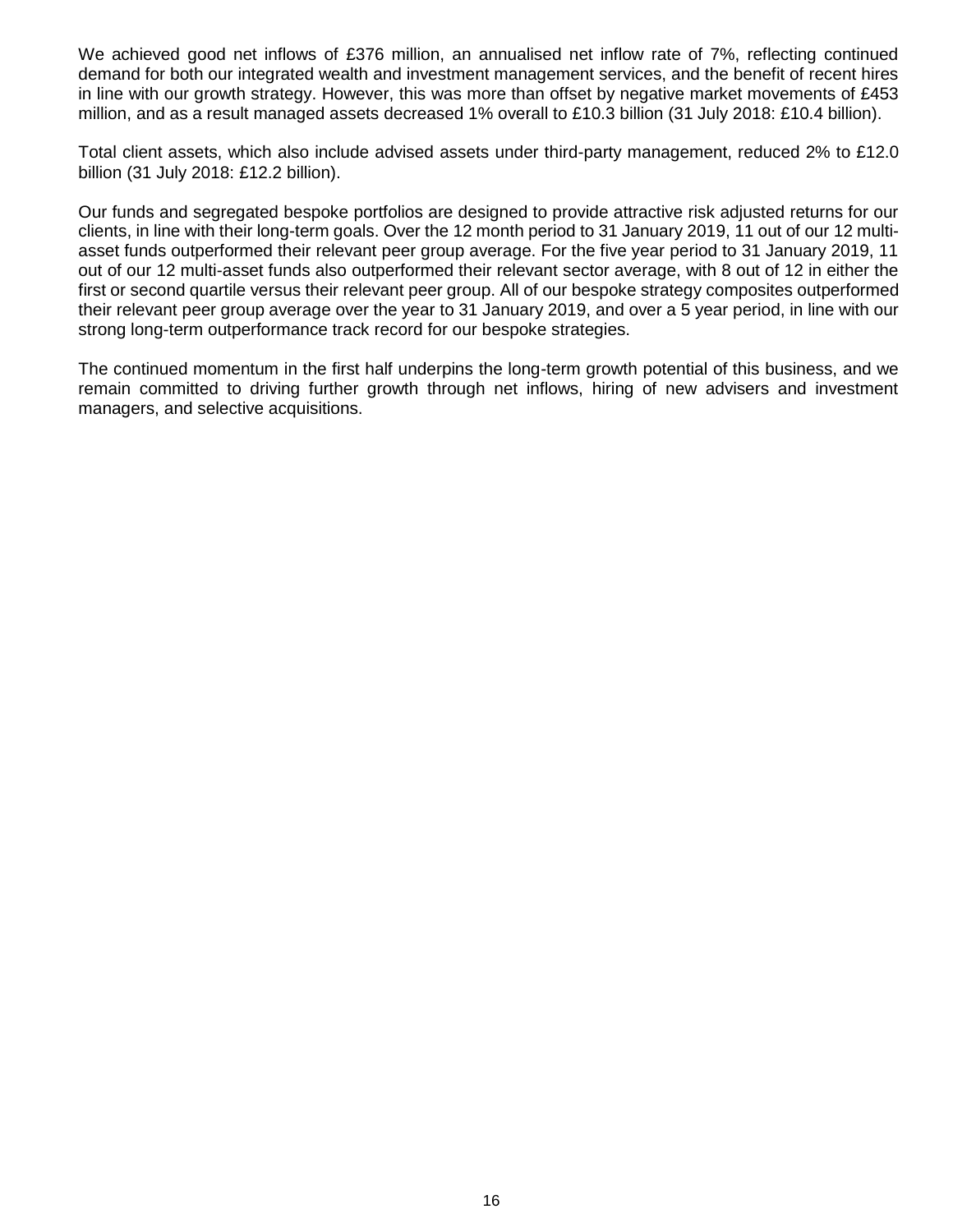We achieved good net inflows of £376 million, an annualised net inflow rate of 7%, reflecting continued demand for both our integrated wealth and investment management services, and the benefit of recent hires in line with our growth strategy. However, this was more than offset by negative market movements of £453 million, and as a result managed assets decreased 1% overall to £10.3 billion (31 July 2018: £10.4 billion).

Total client assets, which also include advised assets under third-party management, reduced 2% to £12.0 billion (31 July 2018: £12.2 billion).

Our funds and segregated bespoke portfolios are designed to provide attractive risk adjusted returns for our clients, in line with their long-term goals. Over the 12 month period to 31 January 2019, 11 out of our 12 multi-asset funds outperformed their relevant peer group average. For the five year period to 31 January 2019, 11 out of our 12 multi-asset funds also outperformed their relevant sector average, with 8 out of 12 in either the first or second quartile versus their relevant peer group. All of our bespoke strategy composites outperformed their relevant peer group average over the year to 31 January 2019, and over a 5 year period, in line with our strong long-term outperformance track record for our bespoke strategies.

The continued momentum in the first half underpins the long-term growth potential of this business, and we remain committed to driving further growth through net inflows, hiring of new advisers and investment managers, and selective acquisitions.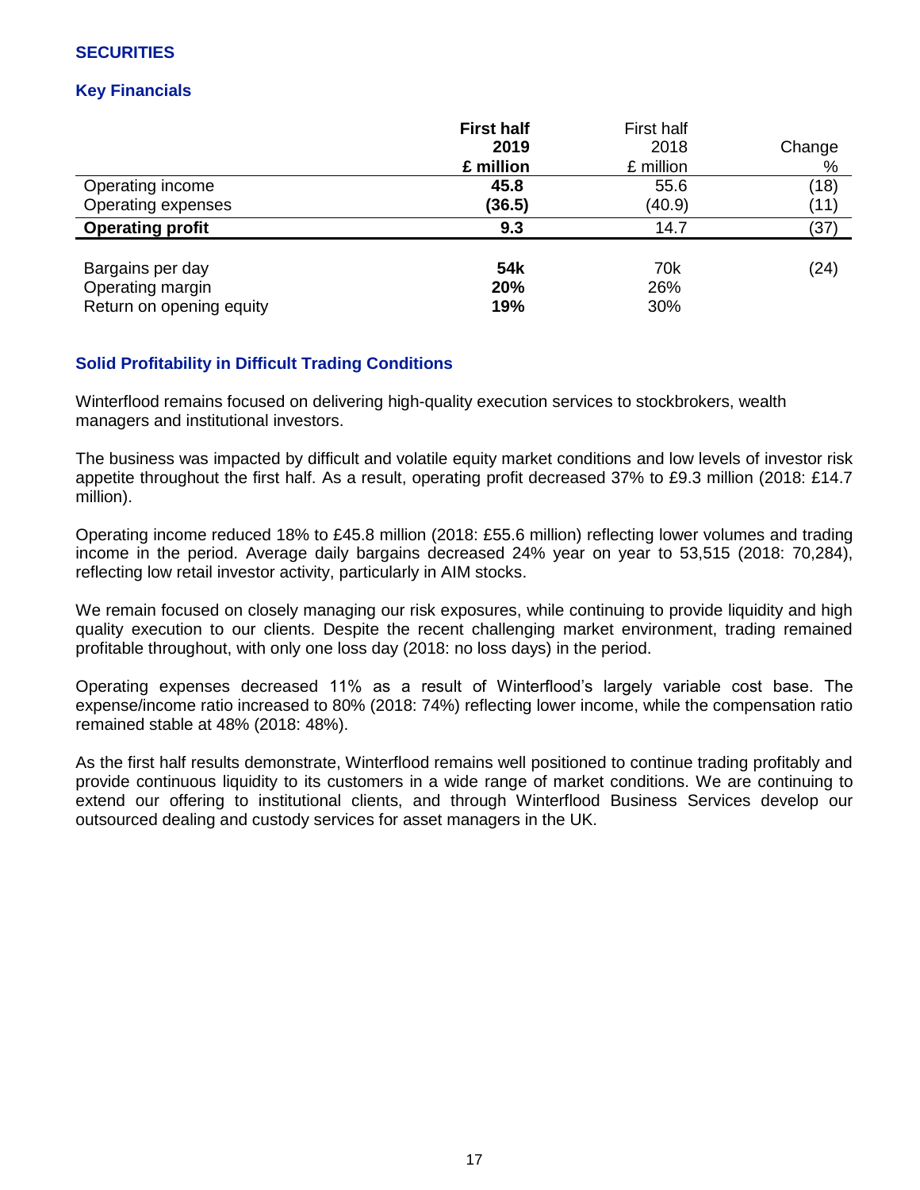## SECURITIES

### Key Financials

| | **First half 2019 £ million** | First half 2018 £ million | Change % |
|---|---|---|---|
| Operating income | **45.8** | 55.6 | (18) |
| Operating expenses | **(36.5)** | (40.9) | (11) |
| **Operating profit** | **9.3** | 14.7 | (37) |
| | | | |
| Bargains per day | **54k** | 70k | (24) |
| Operating margin | **20%** | 26% | |
| Return on opening equity | **19%** | 30% | |

### Solid Profitability in Difficult Trading Conditions

Winterflood remains focused on delivering high-quality execution services to stockbrokers, wealth managers and institutional investors.

The business was impacted by difficult and volatile equity market conditions and low levels of investor risk appetite throughout the first half. As a result, operating profit decreased 37% to £9.3 million (2018: £14.7 million).

Operating income reduced 18% to £45.8 million (2018: £55.6 million) reflecting lower volumes and trading income in the period. Average daily bargains decreased 24% year on year to 53,515 (2018: 70,284), reflecting low retail investor activity, particularly in AIM stocks.

We remain focused on closely managing our risk exposures, while continuing to provide liquidity and high quality execution to our clients. Despite the recent challenging market environment, trading remained profitable throughout, with only one loss day (2018: no loss days) in the period.

Operating expenses decreased 11% as a result of Winterflood's largely variable cost base. The expense/income ratio increased to 80% (2018: 74%) reflecting lower income, while the compensation ratio remained stable at 48% (2018: 48%).

As the first half results demonstrate, Winterflood remains well positioned to continue trading profitably and provide continuous liquidity to its customers in a wide range of market conditions. We are continuing to extend our offering to institutional clients, and through Winterflood Business Services develop our outsourced dealing and custody services for asset managers in the UK.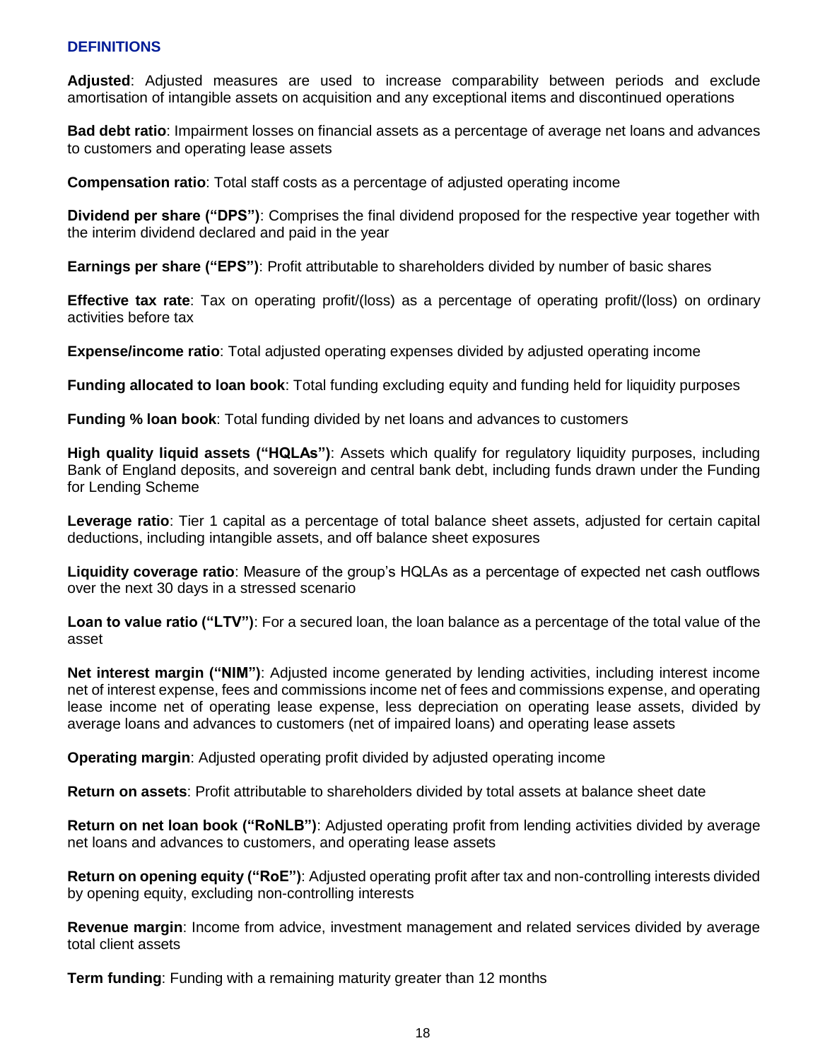## DEFINITIONS

**Adjusted**: Adjusted measures are used to increase comparability between periods and exclude amortisation of intangible assets on acquisition and any exceptional items and discontinued operations

**Bad debt ratio**: Impairment losses on financial assets as a percentage of average net loans and advances to customers and operating lease assets

**Compensation ratio**: Total staff costs as a percentage of adjusted operating income

**Dividend per share ("DPS")**: Comprises the final dividend proposed for the respective year together with the interim dividend declared and paid in the year

**Earnings per share ("EPS")**: Profit attributable to shareholders divided by number of basic shares

**Effective tax rate**: Tax on operating profit/(loss) as a percentage of operating profit/(loss) on ordinary activities before tax

**Expense/income ratio**: Total adjusted operating expenses divided by adjusted operating income

**Funding allocated to loan book**: Total funding excluding equity and funding held for liquidity purposes

**Funding % loan book**: Total funding divided by net loans and advances to customers

**High quality liquid assets ("HQLAs")**: Assets which qualify for regulatory liquidity purposes, including Bank of England deposits, and sovereign and central bank debt, including funds drawn under the Funding for Lending Scheme

**Leverage ratio**: Tier 1 capital as a percentage of total balance sheet assets, adjusted for certain capital deductions, including intangible assets, and off balance sheet exposures

**Liquidity coverage ratio**: Measure of the group's HQLAs as a percentage of expected net cash outflows over the next 30 days in a stressed scenario

**Loan to value ratio ("LTV")**: For a secured loan, the loan balance as a percentage of the total value of the asset

**Net interest margin ("NIM")**: Adjusted income generated by lending activities, including interest income net of interest expense, fees and commissions income net of fees and commissions expense, and operating lease income net of operating lease expense, less depreciation on operating lease assets, divided by average loans and advances to customers (net of impaired loans) and operating lease assets

**Operating margin**: Adjusted operating profit divided by adjusted operating income

**Return on assets**: Profit attributable to shareholders divided by total assets at balance sheet date

**Return on net loan book ("RoNLB")**: Adjusted operating profit from lending activities divided by average net loans and advances to customers, and operating lease assets

**Return on opening equity ("RoE")**: Adjusted operating profit after tax and non-controlling interests divided by opening equity, excluding non-controlling interests

**Revenue margin**: Income from advice, investment management and related services divided by average total client assets

**Term funding**: Funding with a remaining maturity greater than 12 months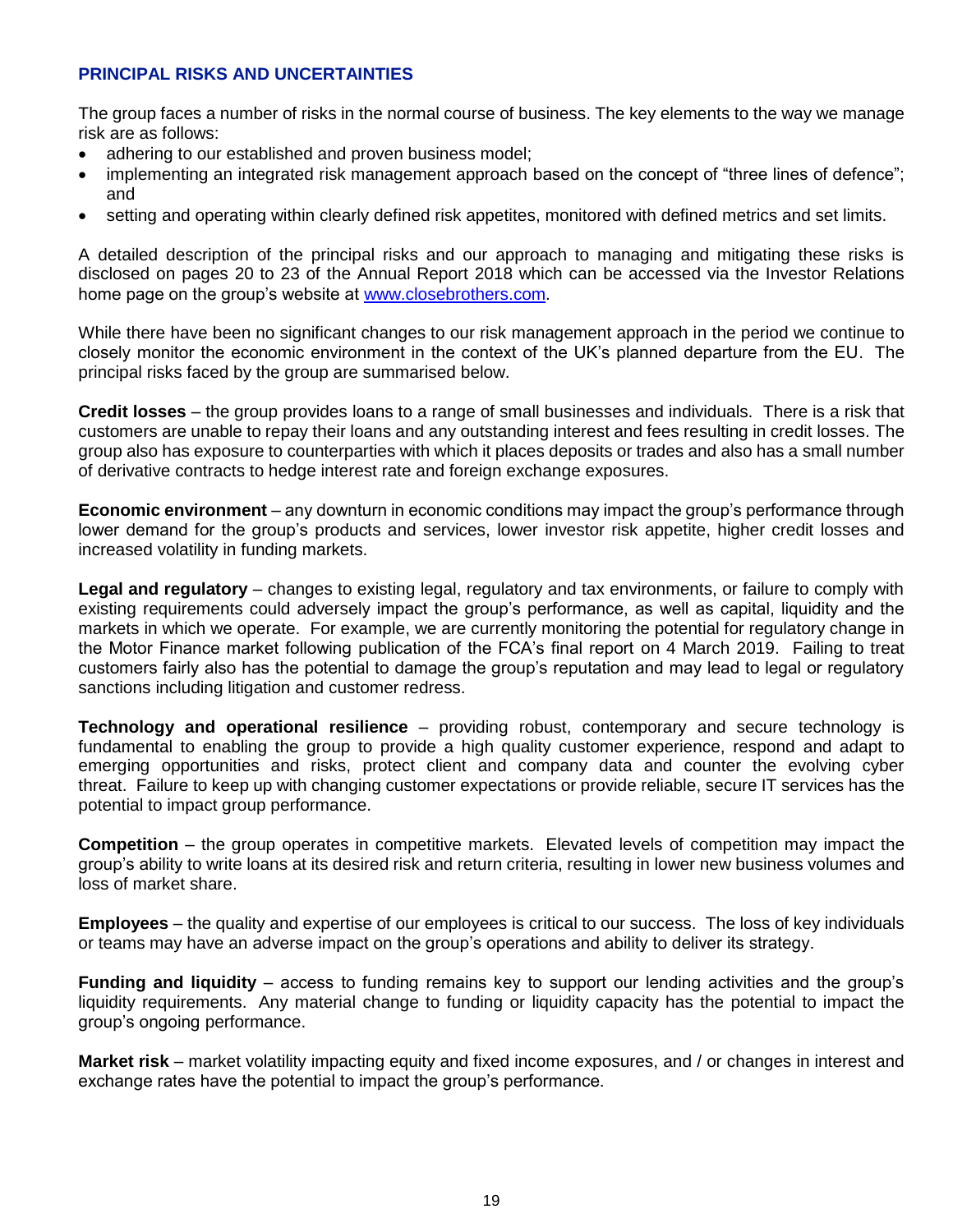## PRINCIPAL RISKS AND UNCERTAINTIES

The group faces a number of risks in the normal course of business. The key elements to the way we manage risk are as follows:

- adhering to our established and proven business model;
- implementing an integrated risk management approach based on the concept of "three lines of defence"; and
- setting and operating within clearly defined risk appetites, monitored with defined metrics and set limits.

A detailed description of the principal risks and our approach to managing and mitigating these risks is disclosed on pages 20 to 23 of the Annual Report 2018 which can be accessed via the Investor Relations home page on the group's website at [www.closebrothers.com](www.closebrothers.com).

While there have been no significant changes to our risk management approach in the period we continue to closely monitor the economic environment in the context of the UK's planned departure from the EU. The principal risks faced by the group are summarised below.

**Credit losses** – the group provides loans to a range of small businesses and individuals. There is a risk that customers are unable to repay their loans and any outstanding interest and fees resulting in credit losses. The group also has exposure to counterparties with which it places deposits or trades and also has a small number of derivative contracts to hedge interest rate and foreign exchange exposures.

**Economic environment** – any downturn in economic conditions may impact the group's performance through lower demand for the group's products and services, lower investor risk appetite, higher credit losses and increased volatility in funding markets.

**Legal and regulatory** – changes to existing legal, regulatory and tax environments, or failure to comply with existing requirements could adversely impact the group's performance, as well as capital, liquidity and the markets in which we operate. For example, we are currently monitoring the potential for regulatory change in the Motor Finance market following publication of the FCA's final report on 4 March 2019. Failing to treat customers fairly also has the potential to damage the group's reputation and may lead to legal or regulatory sanctions including litigation and customer redress.

**Technology and operational resilience** – providing robust, contemporary and secure technology is fundamental to enabling the group to provide a high quality customer experience, respond and adapt to emerging opportunities and risks, protect client and company data and counter the evolving cyber threat. Failure to keep up with changing customer expectations or provide reliable, secure IT services has the potential to impact group performance.

**Competition** – the group operates in competitive markets. Elevated levels of competition may impact the group's ability to write loans at its desired risk and return criteria, resulting in lower new business volumes and loss of market share.

**Employees** – the quality and expertise of our employees is critical to our success. The loss of key individuals or teams may have an adverse impact on the group's operations and ability to deliver its strategy.

**Funding and liquidity** – access to funding remains key to support our lending activities and the group's liquidity requirements. Any material change to funding or liquidity capacity has the potential to impact the group's ongoing performance.

**Market risk** – market volatility impacting equity and fixed income exposures, and / or changes in interest and exchange rates have the potential to impact the group's performance.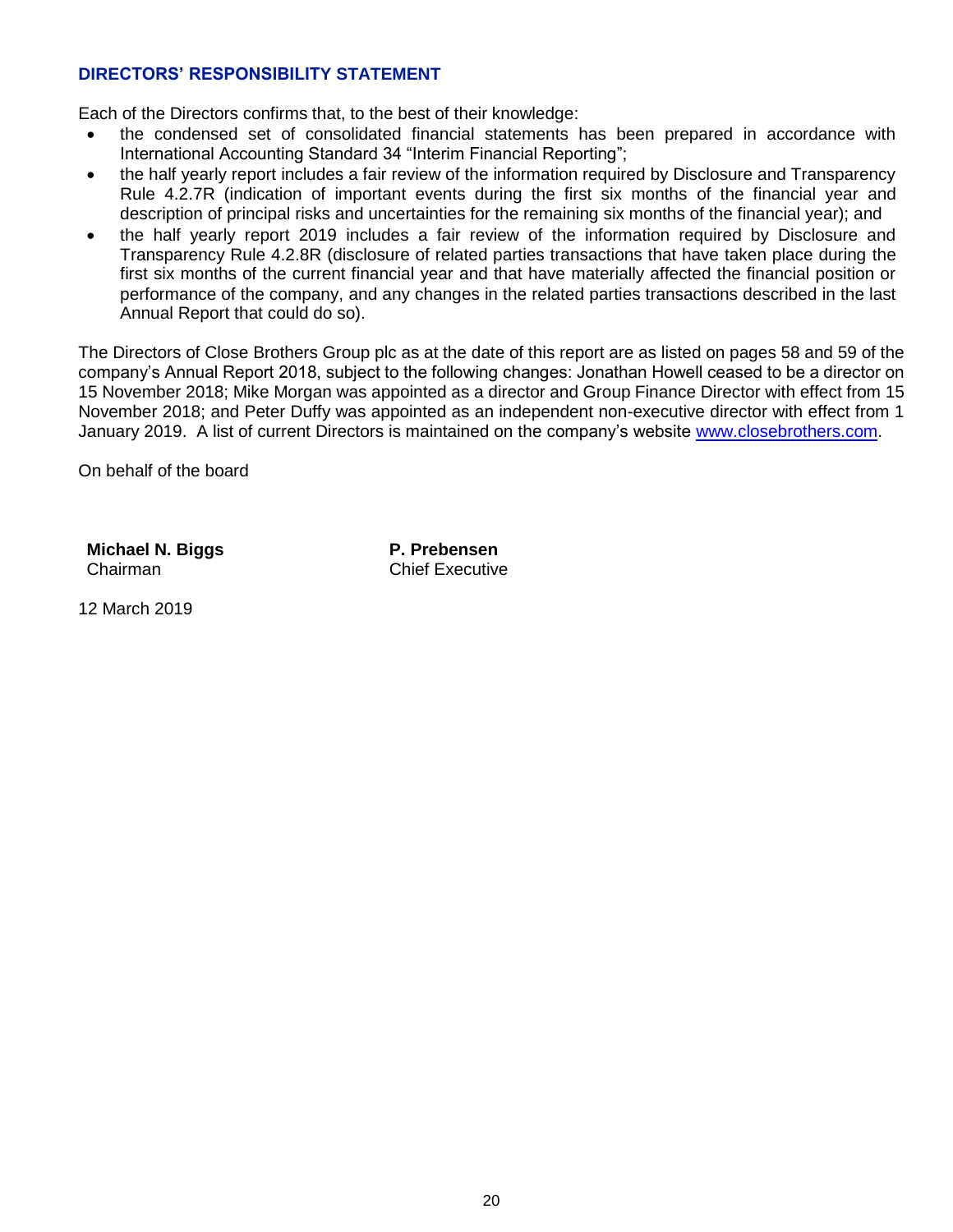## DIRECTORS' RESPONSIBILITY STATEMENT

Each of the Directors confirms that, to the best of their knowledge:

- the condensed set of consolidated financial statements has been prepared in accordance with International Accounting Standard 34 "Interim Financial Reporting";
- the half yearly report includes a fair review of the information required by Disclosure and Transparency Rule 4.2.7R (indication of important events during the first six months of the financial year and description of principal risks and uncertainties for the remaining six months of the financial year); and
- the half yearly report 2019 includes a fair review of the information required by Disclosure and Transparency Rule 4.2.8R (disclosure of related parties transactions that have taken place during the first six months of the current financial year and that have materially affected the financial position or performance of the company, and any changes in the related parties transactions described in the last Annual Report that could do so).

The Directors of Close Brothers Group plc as at the date of this report are as listed on pages 58 and 59 of the company's Annual Report 2018, subject to the following changes: Jonathan Howell ceased to be a director on 15 November 2018; Mike Morgan was appointed as a director and Group Finance Director with effect from 15 November 2018; and Peter Duffy was appointed as an independent non-executive director with effect from 1 January 2019. A list of current Directors is maintained on the company's website www.closebrothers.com.

On behalf of the board

**Michael N. Biggs**
Chairman

**P. Prebensen**
Chief Executive

12 March 2019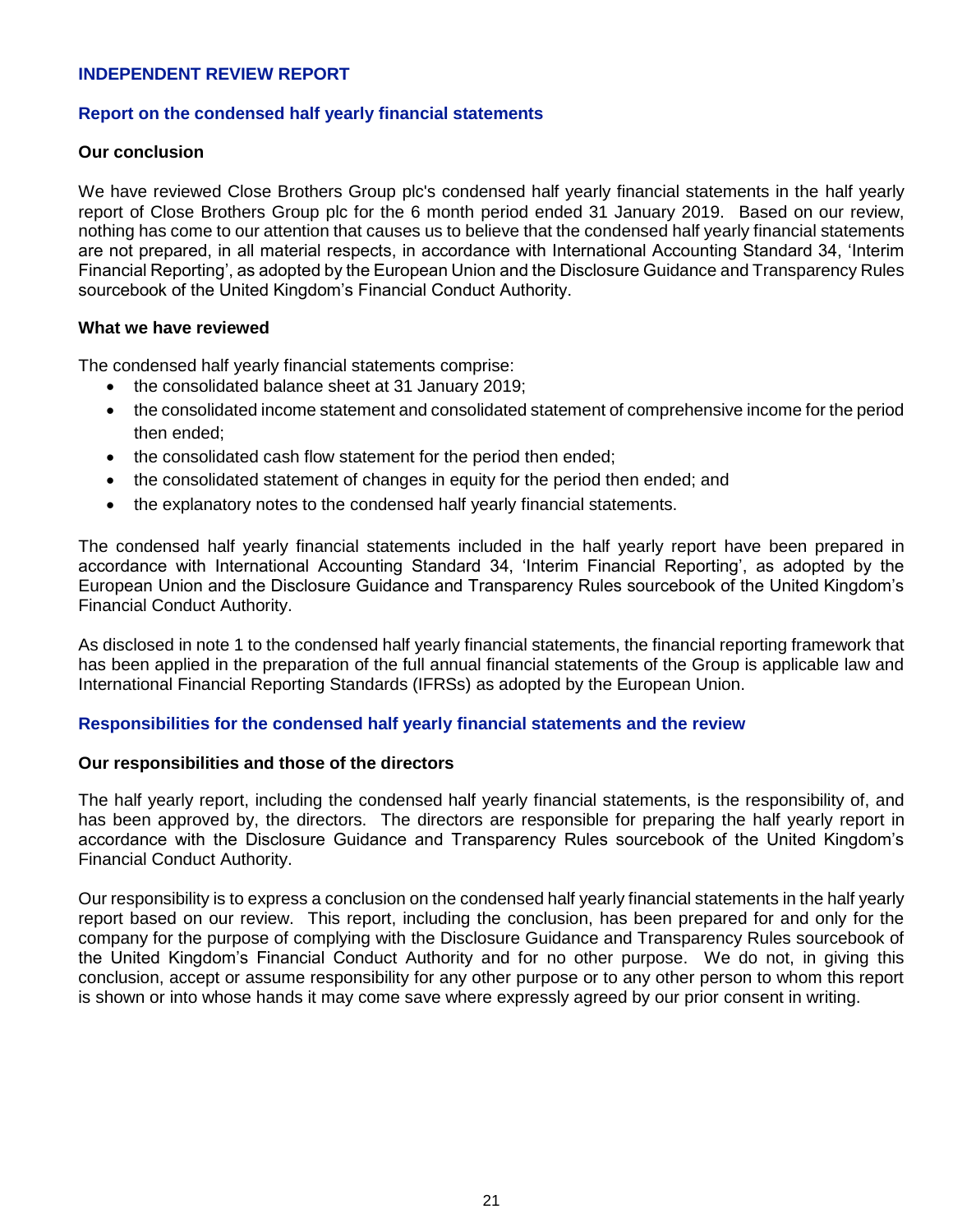# INDEPENDENT REVIEW REPORT

## Report on the condensed half yearly financial statements

### Our conclusion

We have reviewed Close Brothers Group plc's condensed half yearly financial statements in the half yearly report of Close Brothers Group plc for the 6 month period ended 31 January 2019. Based on our review, nothing has come to our attention that causes us to believe that the condensed half yearly financial statements are not prepared, in all material respects, in accordance with International Accounting Standard 34, 'Interim Financial Reporting', as adopted by the European Union and the Disclosure Guidance and Transparency Rules sourcebook of the United Kingdom's Financial Conduct Authority.

### What we have reviewed

The condensed half yearly financial statements comprise:

- the consolidated balance sheet at 31 January 2019;
- the consolidated income statement and consolidated statement of comprehensive income for the period then ended;
- the consolidated cash flow statement for the period then ended;
- the consolidated statement of changes in equity for the period then ended; and
- the explanatory notes to the condensed half yearly financial statements.

The condensed half yearly financial statements included in the half yearly report have been prepared in accordance with International Accounting Standard 34, 'Interim Financial Reporting', as adopted by the European Union and the Disclosure Guidance and Transparency Rules sourcebook of the United Kingdom's Financial Conduct Authority.

As disclosed in note 1 to the condensed half yearly financial statements, the financial reporting framework that has been applied in the preparation of the full annual financial statements of the Group is applicable law and International Financial Reporting Standards (IFRSs) as adopted by the European Union.

## Responsibilities for the condensed half yearly financial statements and the review

### Our responsibilities and those of the directors

The half yearly report, including the condensed half yearly financial statements, is the responsibility of, and has been approved by, the directors. The directors are responsible for preparing the half yearly report in accordance with the Disclosure Guidance and Transparency Rules sourcebook of the United Kingdom's Financial Conduct Authority.

Our responsibility is to express a conclusion on the condensed half yearly financial statements in the half yearly report based on our review. This report, including the conclusion, has been prepared for and only for the company for the purpose of complying with the Disclosure Guidance and Transparency Rules sourcebook of the United Kingdom's Financial Conduct Authority and for no other purpose. We do not, in giving this conclusion, accept or assume responsibility for any other purpose or to any other person to whom this report is shown or into whose hands it may come save where expressly agreed by our prior consent in writing.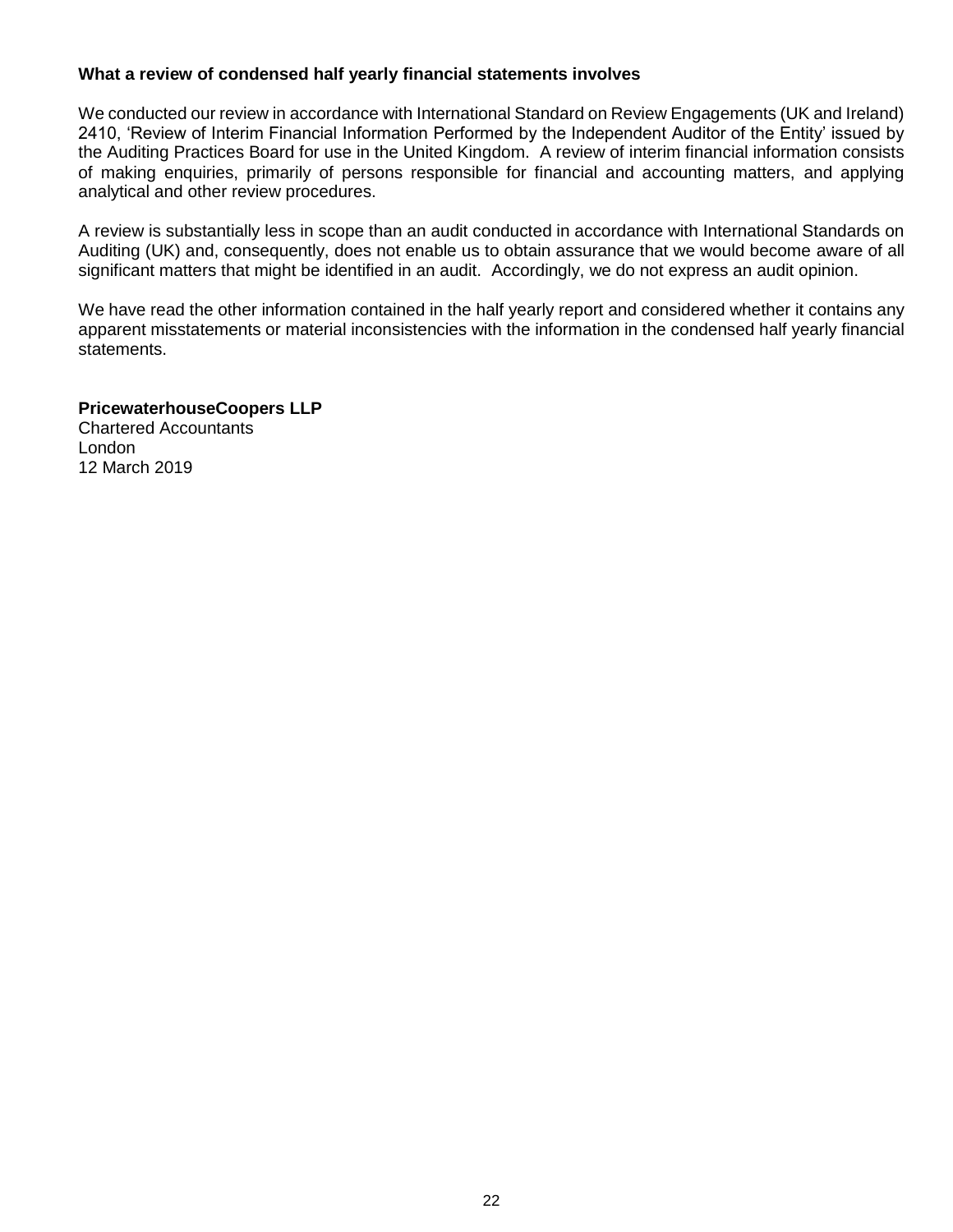### What a review of condensed half yearly financial statements involves

We conducted our review in accordance with International Standard on Review Engagements (UK and Ireland) 2410, 'Review of Interim Financial Information Performed by the Independent Auditor of the Entity' issued by the Auditing Practices Board for use in the United Kingdom. A review of interim financial information consists of making enquiries, primarily of persons responsible for financial and accounting matters, and applying analytical and other review procedures.

A review is substantially less in scope than an audit conducted in accordance with International Standards on Auditing (UK) and, consequently, does not enable us to obtain assurance that we would become aware of all significant matters that might be identified in an audit. Accordingly, we do not express an audit opinion.

We have read the other information contained in the half yearly report and considered whether it contains any apparent misstatements or material inconsistencies with the information in the condensed half yearly financial statements.

**PricewaterhouseCoopers LLP**
Chartered Accountants
London
12 March 2019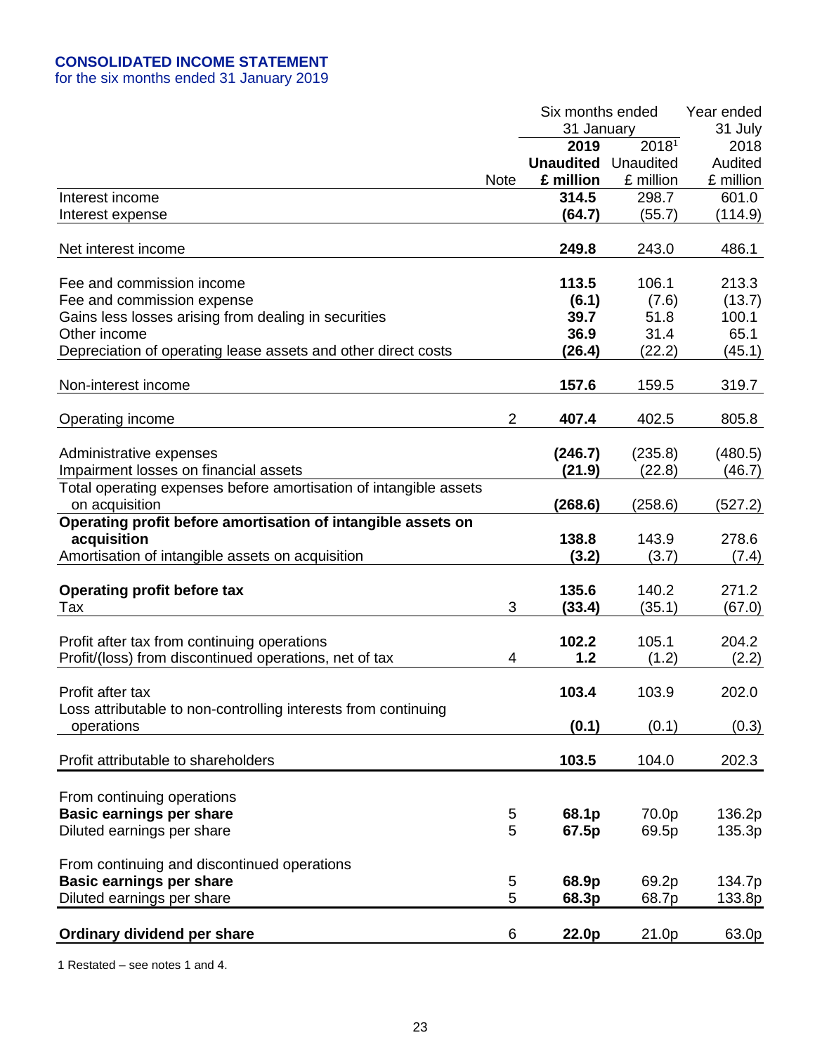## CONSOLIDATED INCOME STATEMENT

for the six months ended 31 January 2019

| | Note | Six months ended 31 January 2019 Unaudited £ million | Six months ended 31 January 2018[1] Unaudited £ million | Year ended 31 July 2018 Audited £ million |
|---|---|---|---|---|
| Interest income | | **314.5** | 298.7 | 601.0 |
| Interest expense | | **(64.7)** | (55.7) | (114.9) |
| Net interest income | | **249.8** | 243.0 | 486.1 |
| Fee and commission income | | **113.5** | 106.1 | 213.3 |
| Fee and commission expense | | **(6.1)** | (7.6) | (13.7) |
| Gains less losses arising from dealing in securities | | **39.7** | 51.8 | 100.1 |
| Other income | | **36.9** | 31.4 | 65.1 |
| Depreciation of operating lease assets and other direct costs | | **(26.4)** | (22.2) | (45.1) |
| Non-interest income | | **157.6** | 159.5 | 319.7 |
| Operating income | 2 | **407.4** | 402.5 | 805.8 |
| Administrative expenses | | **(246.7)** | (235.8) | (480.5) |
| Impairment losses on financial assets | | **(21.9)** | (22.8) | (46.7) |
| Total operating expenses before amortisation of intangible assets on acquisition | | **(268.6)** | (258.6) | (527.2) |
| **Operating profit before amortisation of intangible assets on acquisition** | | **138.8** | 143.9 | 278.6 |
| Amortisation of intangible assets on acquisition | | **(3.2)** | (3.7) | (7.4) |
| **Operating profit before tax** | | **135.6** | 140.2 | 271.2 |
| Tax | 3 | **(33.4)** | (35.1) | (67.0) |
| Profit after tax from continuing operations | | **102.2** | 105.1 | 204.2 |
| Profit/(loss) from discontinued operations, net of tax | 4 | **1.2** | (1.2) | (2.2) |
| Profit after tax | | **103.4** | 103.9 | 202.0 |
| Loss attributable to non-controlling interests from continuing operations | | **(0.1)** | (0.1) | (0.3) |
| Profit attributable to shareholders | | **103.5** | 104.0 | 202.3 |
| From continuing operations | | | | |
| **Basic earnings per share** | 5 | **68.1p** | 70.0p | 136.2p |
| Diluted earnings per share | 5 | **67.5p** | 69.5p | 135.3p |
| From continuing and discontinued operations | | | | |
| **Basic earnings per share** | 5 | **68.9p** | 69.2p | 134.7p |
| Diluted earnings per share | 5 | **68.3p** | 68.7p | 133.8p |
| **Ordinary dividend per share** | 6 | **22.0p** | 21.0p | 63.0p |

1 Restated – see notes 1 and 4.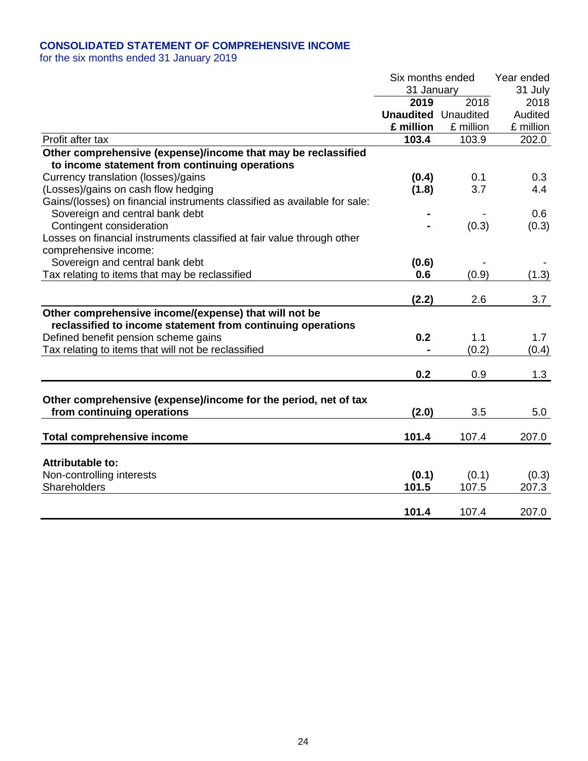## CONSOLIDATED STATEMENT OF COMPREHENSIVE INCOME

for the six months ended 31 January 2019

| | Six months ended 31 January | | Year ended 31 July |
|---|---|---|---|
| | **2019** | 2018 | 2018 |
| | **Unaudited** | Unaudited | Audited |
| | **£ million** | £ million | £ million |
| Profit after tax | **103.4** | 103.9 | 202.0 |
| **Other comprehensive (expense)/income that may be reclassified to income statement from continuing operations** | | | |
| Currency translation (losses)/gains | **(0.4)** | 0.1 | 0.3 |
| (Losses)/gains on cash flow hedging | **(1.8)** | 3.7 | 4.4 |
| Gains/(losses) on financial instruments classified as available for sale: | | | |
| Sovereign and central bank debt | **-** | - | 0.6 |
| Contingent consideration | **-** | (0.3) | (0.3) |
| Losses on financial instruments classified at fair value through other comprehensive income: | | | |
| Sovereign and central bank debt | **(0.6)** | - | - |
| Tax relating to items that may be reclassified | **0.6** | (0.9) | (1.3) |
| | **(2.2)** | 2.6 | 3.7 |
| **Other comprehensive income/(expense) that will not be reclassified to income statement from continuing operations** | | | |
| Defined benefit pension scheme gains | **0.2** | 1.1 | 1.7 |
| Tax relating to items that will not be reclassified | **-** | (0.2) | (0.4) |
| | **0.2** | 0.9 | 1.3 |
| **Other comprehensive (expense)/income for the period, net of tax from continuing operations** | **(2.0)** | 3.5 | 5.0 |
| **Total comprehensive income** | **101.4** | 107.4 | 207.0 |
| **Attributable to:** | | | |
| Non-controlling interests | **(0.1)** | (0.1) | (0.3) |
| Shareholders | **101.5** | 107.5 | 207.3 |
| | **101.4** | 107.4 | 207.0 |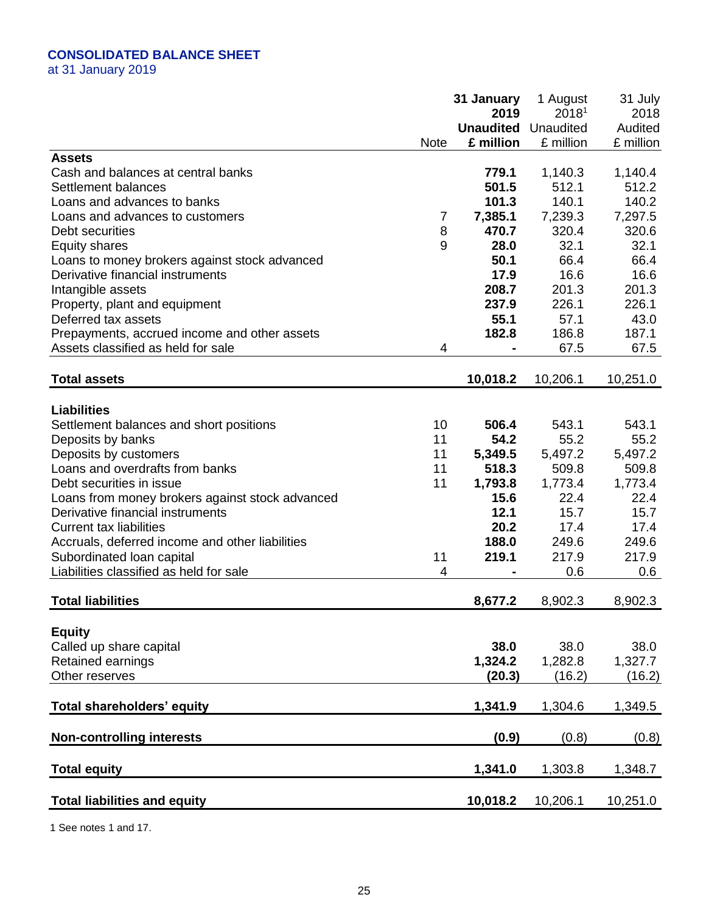## CONSOLIDATED BALANCE SHEET

at 31 January 2019

| | Note | **31 January 2019 Unaudited £ million** | 1 August 2018[1] Unaudited £ million | 31 July 2018 Audited £ million |
|---|---|---|---|---|
| **Assets** | | | | |
| Cash and balances at central banks | | **779.1** | 1,140.3 | 1,140.4 |
| Settlement balances | | **501.5** | 512.1 | 512.2 |
| Loans and advances to banks | | **101.3** | 140.1 | 140.2 |
| Loans and advances to customers | 7 | **7,385.1** | 7,239.3 | 7,297.5 |
| Debt securities | 8 | **470.7** | 320.4 | 320.6 |
| Equity shares | 9 | **28.0** | 32.1 | 32.1 |
| Loans to money brokers against stock advanced | | **50.1** | 66.4 | 66.4 |
| Derivative financial instruments | | **17.9** | 16.6 | 16.6 |
| Intangible assets | | **208.7** | 201.3 | 201.3 |
| Property, plant and equipment | | **237.9** | 226.1 | 226.1 |
| Deferred tax assets | | **55.1** | 57.1 | 43.0 |
| Prepayments, accrued income and other assets | | **182.8** | 186.8 | 187.1 |
| Assets classified as held for sale | 4 | **-** | 67.5 | 67.5 |
| **Total assets** | | **10,018.2** | 10,206.1 | 10,251.0 |
| **Liabilities** | | | | |
| Settlement balances and short positions | 10 | **506.4** | 543.1 | 543.1 |
| Deposits by banks | 11 | **54.2** | 55.2 | 55.2 |
| Deposits by customers | 11 | **5,349.5** | 5,497.2 | 5,497.2 |
| Loans and overdrafts from banks | 11 | **518.3** | 509.8 | 509.8 |
| Debt securities in issue | 11 | **1,793.8** | 1,773.4 | 1,773.4 |
| Loans from money brokers against stock advanced | | **15.6** | 22.4 | 22.4 |
| Derivative financial instruments | | **12.1** | 15.7 | 15.7 |
| Current tax liabilities | | **20.2** | 17.4 | 17.4 |
| Accruals, deferred income and other liabilities | | **188.0** | 249.6 | 249.6 |
| Subordinated loan capital | 11 | **219.1** | 217.9 | 217.9 |
| Liabilities classified as held for sale | 4 | **-** | 0.6 | 0.6 |
| **Total liabilities** | | **8,677.2** | 8,902.3 | 8,902.3 |
| **Equity** | | | | |
| Called up share capital | | **38.0** | 38.0 | 38.0 |
| Retained earnings | | **1,324.2** | 1,282.8 | 1,327.7 |
| Other reserves | | **(20.3)** | (16.2) | (16.2) |
| **Total shareholders' equity** | | **1,341.9** | 1,304.6 | 1,349.5 |
| **Non-controlling interests** | | **(0.9)** | (0.8) | (0.8) |
| **Total equity** | | **1,341.0** | 1,303.8 | 1,348.7 |
| **Total liabilities and equity** | | **10,018.2** | 10,206.1 | 10,251.0 |

1 See notes 1 and 17.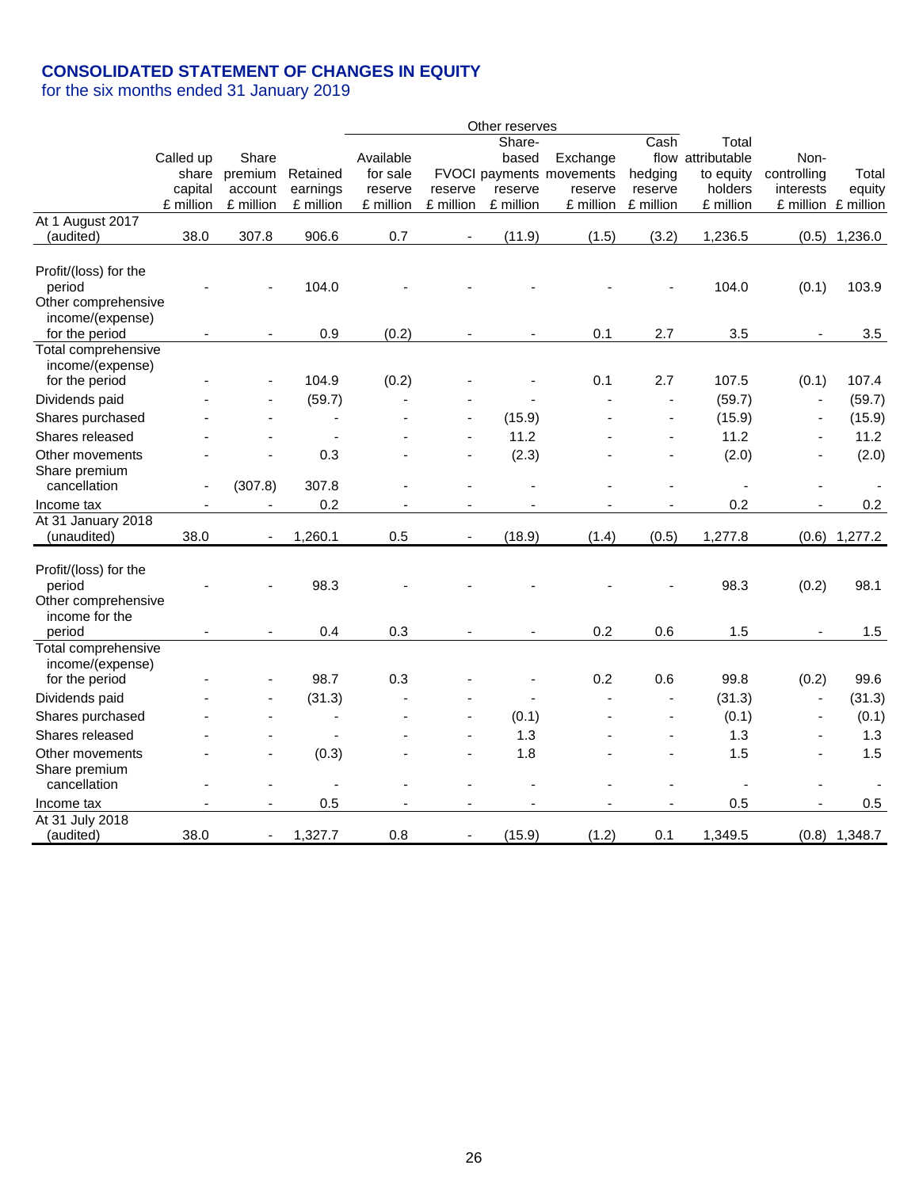# CONSOLIDATED STATEMENT OF CHANGES IN EQUITY

for the six months ended 31 January 2019

| | Called up share capital £ million | Share premium account £ million | Retained earnings £ million | Other reserves: Available for sale reserve £ million | FVOCI reserve £ million | Share-based payments reserve £ million | Exchange movements reserve £ million | Cash flow hedging reserve £ million | Total attributable to equity holders £ million | Non-controlling interests £ million | Total equity £ million |
|---|---|---|---|---|---|---|---|---|---|---|---|
| At 1 August 2017 (audited) | 38.0 | 307.8 | 906.6 | 0.7 | - | (11.9) | (1.5) | (3.2) | 1,236.5 | (0.5) | 1,236.0 |
| Profit/(loss) for the period | - | - | 104.0 | - | - | - | - | - | 104.0 | (0.1) | 103.9 |
| Other comprehensive income/(expense) for the period | - | - | 0.9 | (0.2) | - | - | 0.1 | 2.7 | 3.5 | - | 3.5 |
| Total comprehensive income/(expense) for the period | - | - | 104.9 | (0.2) | - | - | 0.1 | 2.7 | 107.5 | (0.1) | 107.4 |
| Dividends paid | - | - | (59.7) | - | - | - | - | - | (59.7) | - | (59.7) |
| Shares purchased | - | - | - | - | - | (15.9) | - | - | (15.9) | - | (15.9) |
| Shares released | - | - | - | - | - | 11.2 | - | - | 11.2 | - | 11.2 |
| Other movements | - | - | 0.3 | - | - | (2.3) | - | - | (2.0) | - | (2.0) |
| Share premium cancellation | - | (307.8) | 307.8 | - | - | - | - | - | - | - | - |
| Income tax | - | - | 0.2 | - | - | - | - | - | 0.2 | - | 0.2 |
| At 31 January 2018 (unaudited) | 38.0 | - | 1,260.1 | 0.5 | - | (18.9) | (1.4) | (0.5) | 1,277.8 | (0.6) | 1,277.2 |
| Profit/(loss) for the period | - | - | 98.3 | - | - | - | - | - | 98.3 | (0.2) | 98.1 |
| Other comprehensive income for the period | - | - | 0.4 | 0.3 | - | - | 0.2 | 0.6 | 1.5 | - | 1.5 |
| Total comprehensive income/(expense) for the period | - | - | 98.7 | 0.3 | - | - | 0.2 | 0.6 | 99.8 | (0.2) | 99.6 |
| Dividends paid | - | - | (31.3) | - | - | - | - | - | (31.3) | - | (31.3) |
| Shares purchased | - | - | - | - | - | (0.1) | - | - | (0.1) | - | (0.1) |
| Shares released | - | - | - | - | - | 1.3 | - | - | 1.3 | - | 1.3 |
| Other movements | - | - | (0.3) | - | - | 1.8 | - | - | 1.5 | - | 1.5 |
| Share premium cancellation | - | - | - | - | - | - | - | - | - | - | - |
| Income tax | - | - | 0.5 | - | - | - | - | - | 0.5 | - | 0.5 |
| At 31 July 2018 (audited) | 38.0 | - | 1,327.7 | 0.8 | - | (15.9) | (1.2) | 0.1 | 1,349.5 | (0.8) | 1,348.7 |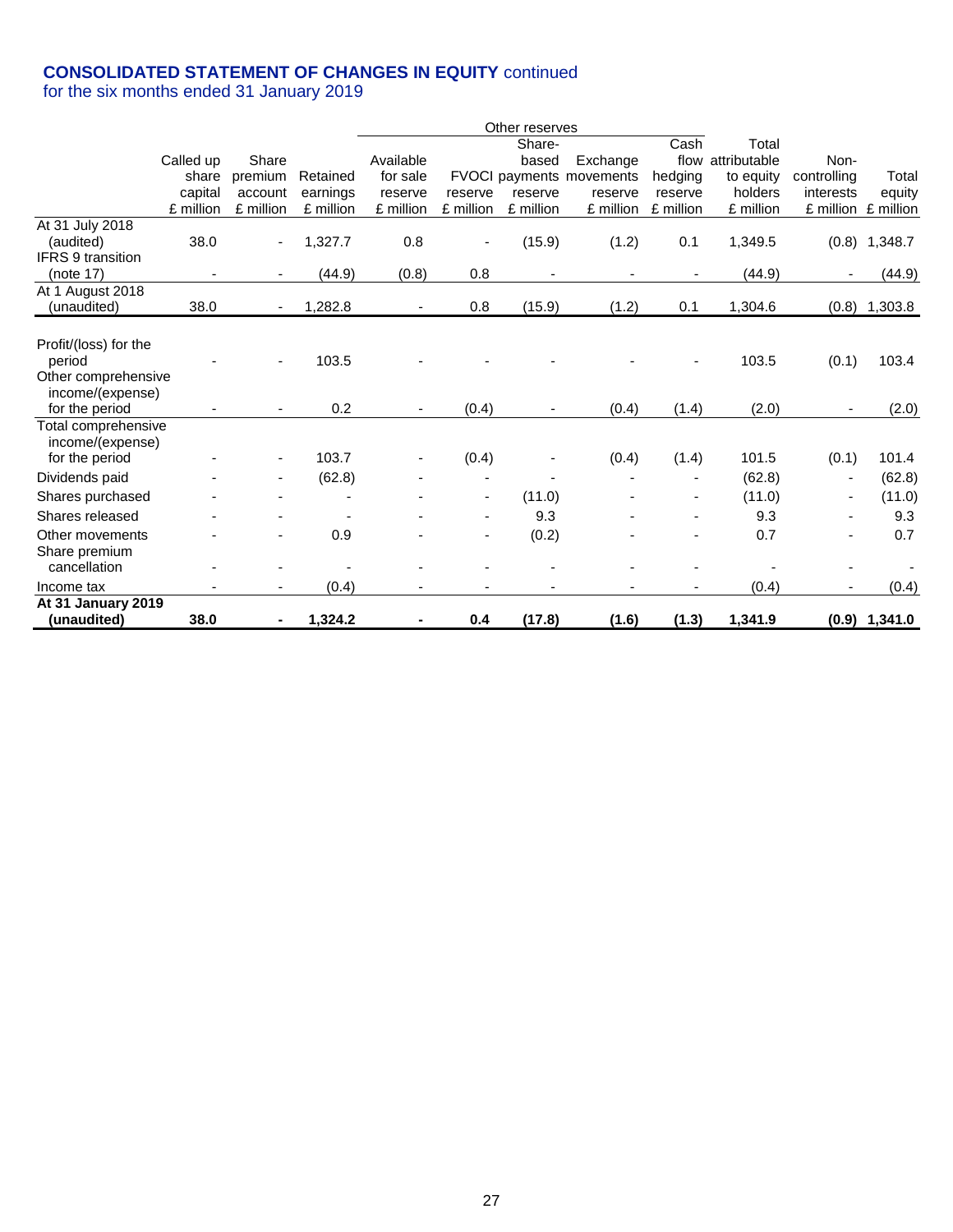## CONSOLIDATED STATEMENT OF CHANGES IN EQUITY continued

for the six months ended 31 January 2019

| | Called up share capital £ million | Share premium account £ million | Retained earnings £ million | Other reserves: Available for sale reserve £ million | Other reserves: FVOCI reserve £ million | Other reserves: Share-based payments reserve £ million | Other reserves: Exchange movements reserve £ million | Other reserves: Cash flow hedging reserve £ million | Total attributable to equity holders £ million | Non-controlling interests £ million | Total equity £ million |
|---|---|---|---|---|---|---|---|---|---|---|---|
| At 31 July 2018 (audited) | 38.0 | - | 1,327.7 | 0.8 | - | (15.9) | (1.2) | 0.1 | 1,349.5 | (0.8) | 1,348.7 |
| IFRS 9 transition (note 17) | - | - | (44.9) | (0.8) | 0.8 | - | - | - | (44.9) | - | (44.9) |
| At 1 August 2018 (unaudited) | 38.0 | - | 1,282.8 | - | 0.8 | (15.9) | (1.2) | 0.1 | 1,304.6 | (0.8) | 1,303.8 |
| Profit/(loss) for the period | - | - | 103.5 | - | - | - | - | - | 103.5 | (0.1) | 103.4 |
| Other comprehensive income/(expense) for the period | - | - | 0.2 | - | (0.4) | - | (0.4) | (1.4) | (2.0) | - | (2.0) |
| Total comprehensive income/(expense) for the period | - | - | 103.7 | - | (0.4) | - | (0.4) | (1.4) | 101.5 | (0.1) | 101.4 |
| Dividends paid | - | - | (62.8) | - | - | - | - | - | (62.8) | - | (62.8) |
| Shares purchased | - | - | - | - | - | (11.0) | - | - | (11.0) | - | (11.0) |
| Shares released | - | - | - | - | - | 9.3 | - | - | 9.3 | - | 9.3 |
| Other movements | - | - | 0.9 | - | - | (0.2) | - | - | 0.7 | - | 0.7 |
| Share premium cancellation | - | - | - | - | - | - | - | - | - | - | - |
| Income tax | - | - | (0.4) | - | - | - | - | - | (0.4) | - | (0.4) |
| **At 31 January 2019 (unaudited)** | **38.0** | **-** | **1,324.2** | **-** | **0.4** | **(17.8)** | **(1.6)** | **(1.3)** | **1,341.9** | **(0.9)** | **1,341.0** |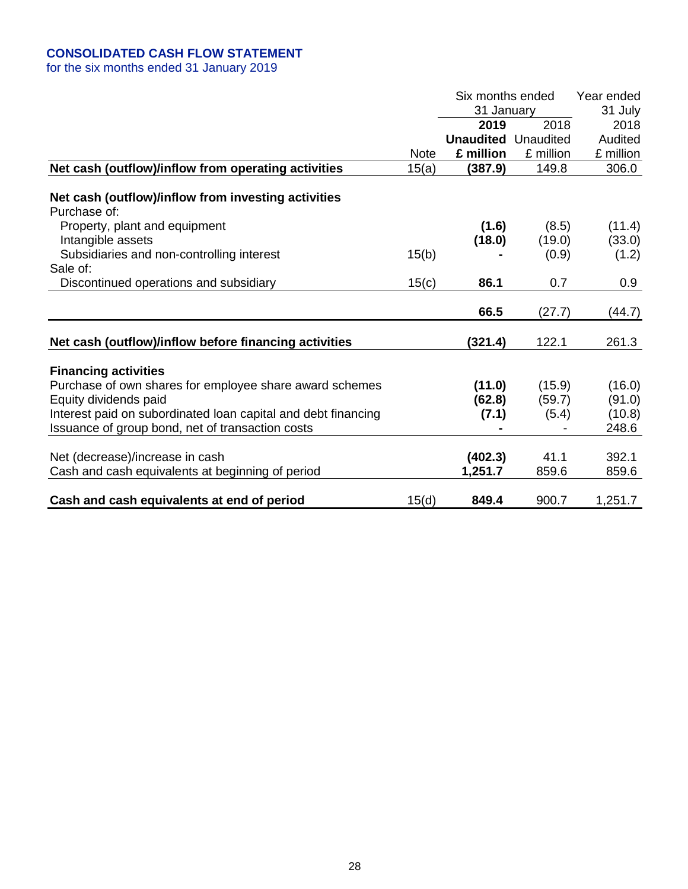## CONSOLIDATED CASH FLOW STATEMENT

for the six months ended 31 January 2019

| | Note | Six months ended 31 January 2019 Unaudited £ million | Six months ended 31 January 2018 Unaudited £ million | Year ended 31 July 2018 Audited £ million |
|---|---|---|---|---|
| **Net cash (outflow)/inflow from operating activities** | 15(a) | **(387.9)** | 149.8 | 306.0 |
| | | | | |
| **Net cash (outflow)/inflow from investing activities** | | | | |
| Purchase of: | | | | |
| Property, plant and equipment | | **(1.6)** | (8.5) | (11.4) |
| Intangible assets | | **(18.0)** | (19.0) | (33.0) |
| Subsidiaries and non-controlling interest | 15(b) | **-** | (0.9) | (1.2) |
| Sale of: | | | | |
| Discontinued operations and subsidiary | 15(c) | **86.1** | 0.7 | 0.9 |
| | | **66.5** | (27.7) | (44.7) |
| | | | | |
| **Net cash (outflow)/inflow before financing activities** | | **(321.4)** | 122.1 | 261.3 |
| | | | | |
| **Financing activities** | | | | |
| Purchase of own shares for employee share award schemes | | **(11.0)** | (15.9) | (16.0) |
| Equity dividends paid | | **(62.8)** | (59.7) | (91.0) |
| Interest paid on subordinated loan capital and debt financing | | **(7.1)** | (5.4) | (10.8) |
| Issuance of group bond, net of transaction costs | | **-** | - | 248.6 |
| | | | | |
| Net (decrease)/increase in cash | | **(402.3)** | 41.1 | 392.1 |
| Cash and cash equivalents at beginning of period | | **1,251.7** | 859.6 | 859.6 |
| | | | | |
| **Cash and cash equivalents at end of period** | 15(d) | **849.4** | 900.7 | 1,251.7 |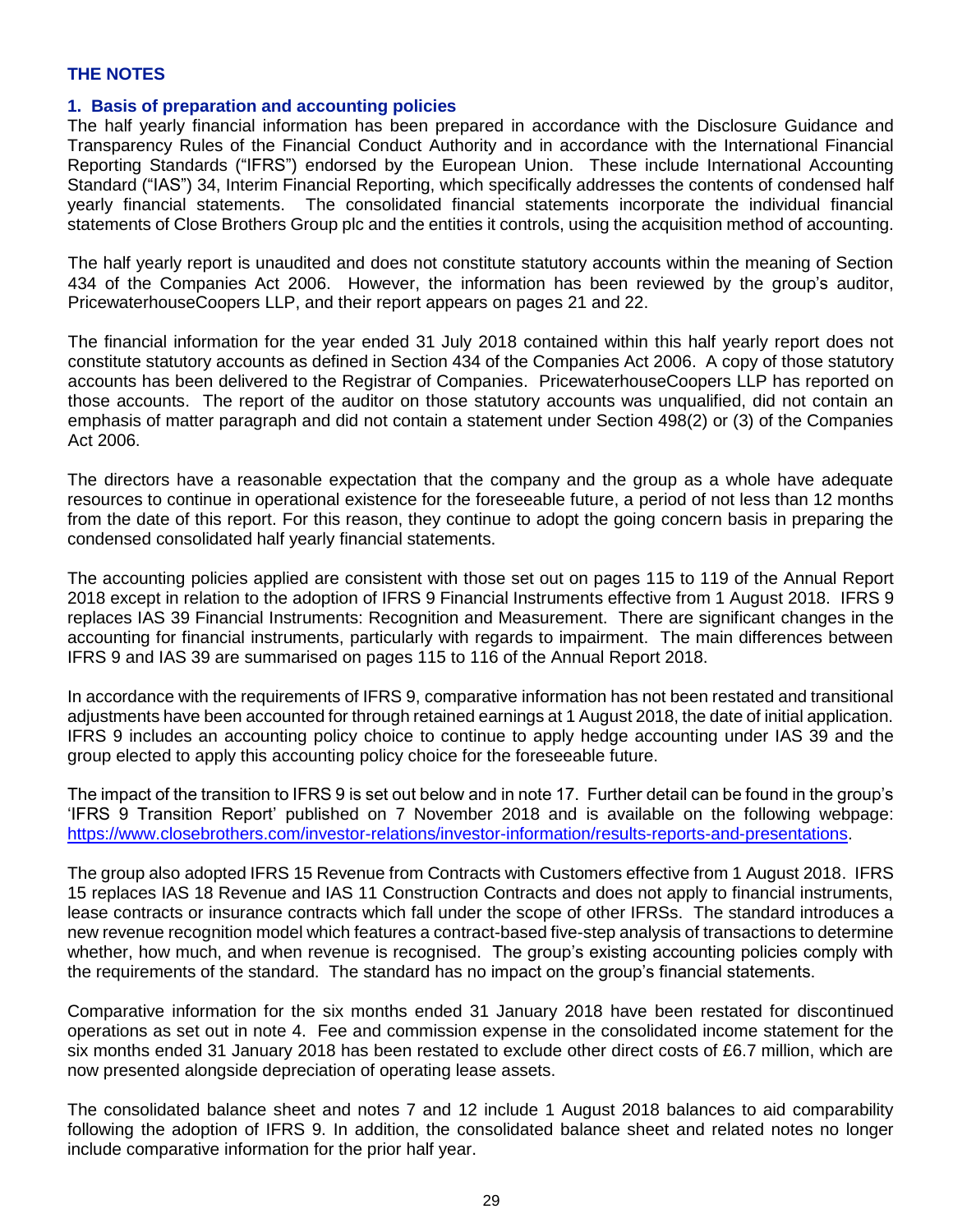## THE NOTES

### 1. Basis of preparation and accounting policies

The half yearly financial information has been prepared in accordance with the Disclosure Guidance and Transparency Rules of the Financial Conduct Authority and in accordance with the International Financial Reporting Standards ("IFRS") endorsed by the European Union. These include International Accounting Standard ("IAS") 34, Interim Financial Reporting, which specifically addresses the contents of condensed half yearly financial statements. The consolidated financial statements incorporate the individual financial statements of Close Brothers Group plc and the entities it controls, using the acquisition method of accounting.

The half yearly report is unaudited and does not constitute statutory accounts within the meaning of Section 434 of the Companies Act 2006. However, the information has been reviewed by the group's auditor, PricewaterhouseCoopers LLP, and their report appears on pages 21 and 22.

The financial information for the year ended 31 July 2018 contained within this half yearly report does not constitute statutory accounts as defined in Section 434 of the Companies Act 2006. A copy of those statutory accounts has been delivered to the Registrar of Companies. PricewaterhouseCoopers LLP has reported on those accounts. The report of the auditor on those statutory accounts was unqualified, did not contain an emphasis of matter paragraph and did not contain a statement under Section 498(2) or (3) of the Companies Act 2006.

The directors have a reasonable expectation that the company and the group as a whole have adequate resources to continue in operational existence for the foreseeable future, a period of not less than 12 months from the date of this report. For this reason, they continue to adopt the going concern basis in preparing the condensed consolidated half yearly financial statements.

The accounting policies applied are consistent with those set out on pages 115 to 119 of the Annual Report 2018 except in relation to the adoption of IFRS 9 Financial Instruments effective from 1 August 2018. IFRS 9 replaces IAS 39 Financial Instruments: Recognition and Measurement. There are significant changes in the accounting for financial instruments, particularly with regards to impairment. The main differences between IFRS 9 and IAS 39 are summarised on pages 115 to 116 of the Annual Report 2018.

In accordance with the requirements of IFRS 9, comparative information has not been restated and transitional adjustments have been accounted for through retained earnings at 1 August 2018, the date of initial application. IFRS 9 includes an accounting policy choice to continue to apply hedge accounting under IAS 39 and the group elected to apply this accounting policy choice for the foreseeable future.

The impact of the transition to IFRS 9 is set out below and in note 17. Further detail can be found in the group's 'IFRS 9 Transition Report' published on 7 November 2018 and is available on the following webpage: https://www.closebrothers.com/investor-relations/investor-information/results-reports-and-presentations.

The group also adopted IFRS 15 Revenue from Contracts with Customers effective from 1 August 2018. IFRS 15 replaces IAS 18 Revenue and IAS 11 Construction Contracts and does not apply to financial instruments, lease contracts or insurance contracts which fall under the scope of other IFRSs. The standard introduces a new revenue recognition model which features a contract-based five-step analysis of transactions to determine whether, how much, and when revenue is recognised. The group's existing accounting policies comply with the requirements of the standard. The standard has no impact on the group's financial statements.

Comparative information for the six months ended 31 January 2018 have been restated for discontinued operations as set out in note 4. Fee and commission expense in the consolidated income statement for the six months ended 31 January 2018 has been restated to exclude other direct costs of £6.7 million, which are now presented alongside depreciation of operating lease assets.

The consolidated balance sheet and notes 7 and 12 include 1 August 2018 balances to aid comparability following the adoption of IFRS 9. In addition, the consolidated balance sheet and related notes no longer include comparative information for the prior half year.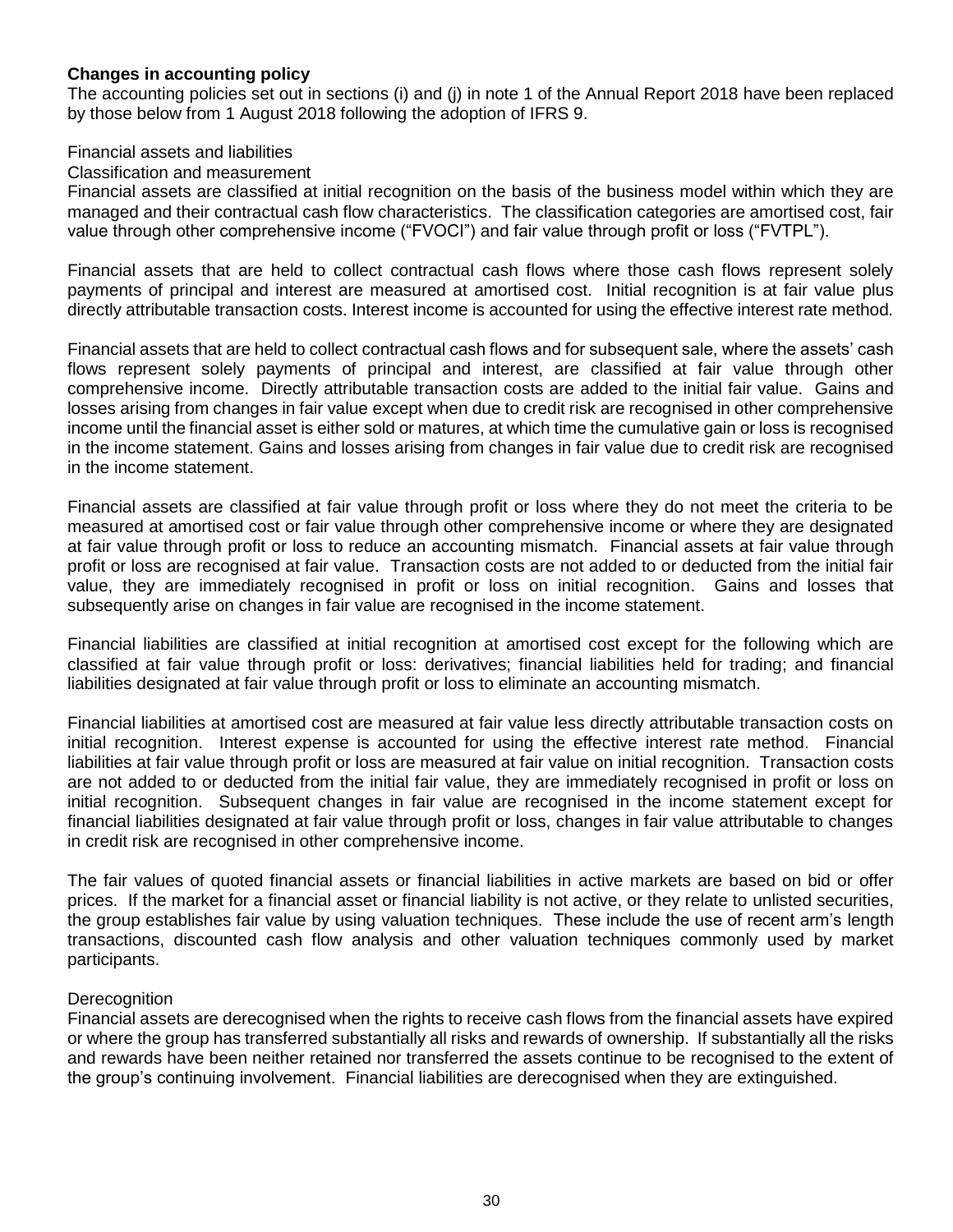**Changes in accounting policy**

The accounting policies set out in sections (i) and (j) in note 1 of the Annual Report 2018 have been replaced by those below from 1 August 2018 following the adoption of IFRS 9.

Financial assets and liabilities

Classification and measurement

Financial assets are classified at initial recognition on the basis of the business model within which they are managed and their contractual cash flow characteristics. The classification categories are amortised cost, fair value through other comprehensive income ("FVOCI") and fair value through profit or loss ("FVTPL").

Financial assets that are held to collect contractual cash flows where those cash flows represent solely payments of principal and interest are measured at amortised cost. Initial recognition is at fair value plus directly attributable transaction costs. Interest income is accounted for using the effective interest rate method.

Financial assets that are held to collect contractual cash flows and for subsequent sale, where the assets' cash flows represent solely payments of principal and interest, are classified at fair value through other comprehensive income. Directly attributable transaction costs are added to the initial fair value. Gains and losses arising from changes in fair value except when due to credit risk are recognised in other comprehensive income until the financial asset is either sold or matures, at which time the cumulative gain or loss is recognised in the income statement. Gains and losses arising from changes in fair value due to credit risk are recognised in the income statement.

Financial assets are classified at fair value through profit or loss where they do not meet the criteria to be measured at amortised cost or fair value through other comprehensive income or where they are designated at fair value through profit or loss to reduce an accounting mismatch. Financial assets at fair value through profit or loss are recognised at fair value. Transaction costs are not added to or deducted from the initial fair value, they are immediately recognised in profit or loss on initial recognition. Gains and losses that subsequently arise on changes in fair value are recognised in the income statement.

Financial liabilities are classified at initial recognition at amortised cost except for the following which are classified at fair value through profit or loss: derivatives; financial liabilities held for trading; and financial liabilities designated at fair value through profit or loss to eliminate an accounting mismatch.

Financial liabilities at amortised cost are measured at fair value less directly attributable transaction costs on initial recognition. Interest expense is accounted for using the effective interest rate method. Financial liabilities at fair value through profit or loss are measured at fair value on initial recognition. Transaction costs are not added to or deducted from the initial fair value, they are immediately recognised in profit or loss on initial recognition. Subsequent changes in fair value are recognised in the income statement except for financial liabilities designated at fair value through profit or loss, changes in fair value attributable to changes in credit risk are recognised in other comprehensive income.

The fair values of quoted financial assets or financial liabilities in active markets are based on bid or offer prices. If the market for a financial asset or financial liability is not active, or they relate to unlisted securities, the group establishes fair value by using valuation techniques. These include the use of recent arm's length transactions, discounted cash flow analysis and other valuation techniques commonly used by market participants.

Derecognition

Financial assets are derecognised when the rights to receive cash flows from the financial assets have expired or where the group has transferred substantially all risks and rewards of ownership. If substantially all the risks and rewards have been neither retained nor transferred the assets continue to be recognised to the extent of the group's continuing involvement. Financial liabilities are derecognised when they are extinguished.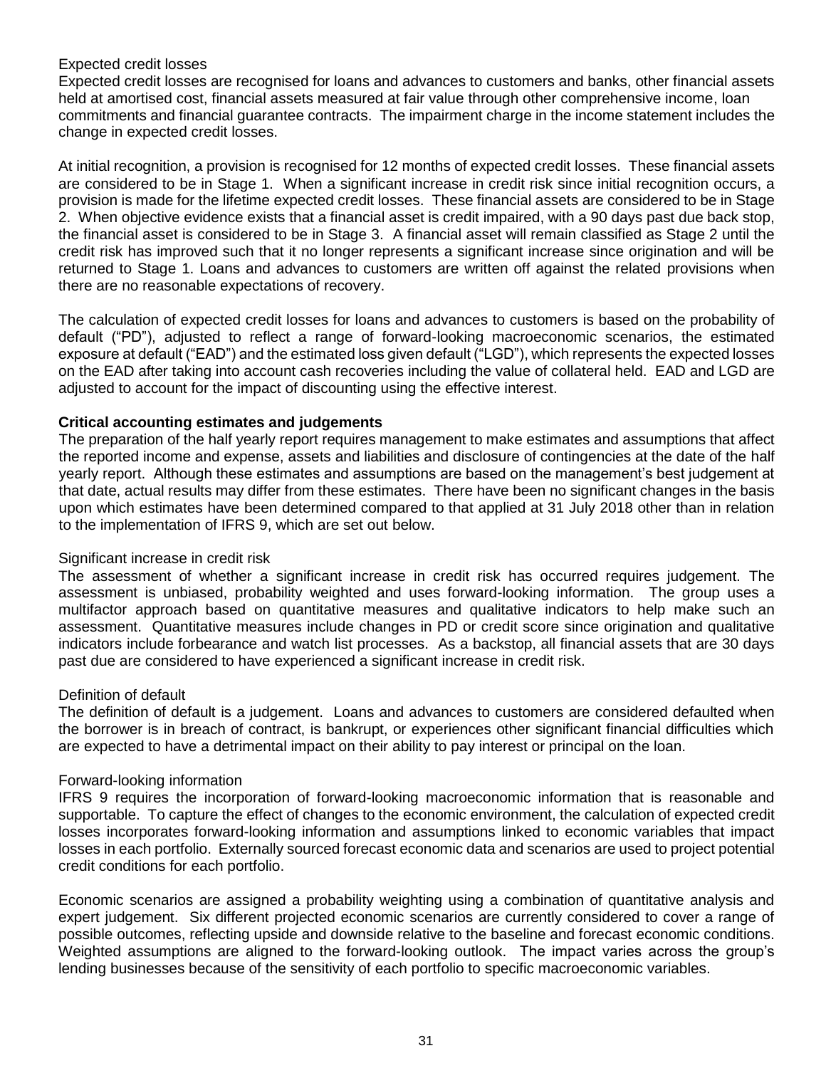Expected credit losses

Expected credit losses are recognised for loans and advances to customers and banks, other financial assets held at amortised cost, financial assets measured at fair value through other comprehensive income, loan commitments and financial guarantee contracts. The impairment charge in the income statement includes the change in expected credit losses.

At initial recognition, a provision is recognised for 12 months of expected credit losses. These financial assets are considered to be in Stage 1. When a significant increase in credit risk since initial recognition occurs, a provision is made for the lifetime expected credit losses. These financial assets are considered to be in Stage 2. When objective evidence exists that a financial asset is credit impaired, with a 90 days past due back stop, the financial asset is considered to be in Stage 3. A financial asset will remain classified as Stage 2 until the credit risk has improved such that it no longer represents a significant increase since origination and will be returned to Stage 1. Loans and advances to customers are written off against the related provisions when there are no reasonable expectations of recovery.

The calculation of expected credit losses for loans and advances to customers is based on the probability of default ("PD"), adjusted to reflect a range of forward-looking macroeconomic scenarios, the estimated exposure at default ("EAD") and the estimated loss given default ("LGD"), which represents the expected losses on the EAD after taking into account cash recoveries including the value of collateral held. EAD and LGD are adjusted to account for the impact of discounting using the effective interest.

**Critical accounting estimates and judgements**

The preparation of the half yearly report requires management to make estimates and assumptions that affect the reported income and expense, assets and liabilities and disclosure of contingencies at the date of the half yearly report. Although these estimates and assumptions are based on the management's best judgement at that date, actual results may differ from these estimates. There have been no significant changes in the basis upon which estimates have been determined compared to that applied at 31 July 2018 other than in relation to the implementation of IFRS 9, which are set out below.

Significant increase in credit risk

The assessment of whether a significant increase in credit risk has occurred requires judgement. The assessment is unbiased, probability weighted and uses forward-looking information. The group uses a multifactor approach based on quantitative measures and qualitative indicators to help make such an assessment. Quantitative measures include changes in PD or credit score since origination and qualitative indicators include forbearance and watch list processes. As a backstop, all financial assets that are 30 days past due are considered to have experienced a significant increase in credit risk.

Definition of default

The definition of default is a judgement. Loans and advances to customers are considered defaulted when the borrower is in breach of contract, is bankrupt, or experiences other significant financial difficulties which are expected to have a detrimental impact on their ability to pay interest or principal on the loan.

Forward-looking information

IFRS 9 requires the incorporation of forward-looking macroeconomic information that is reasonable and supportable. To capture the effect of changes to the economic environment, the calculation of expected credit losses incorporates forward-looking information and assumptions linked to economic variables that impact losses in each portfolio. Externally sourced forecast economic data and scenarios are used to project potential credit conditions for each portfolio.

Economic scenarios are assigned a probability weighting using a combination of quantitative analysis and expert judgement. Six different projected economic scenarios are currently considered to cover a range of possible outcomes, reflecting upside and downside relative to the baseline and forecast economic conditions. Weighted assumptions are aligned to the forward-looking outlook. The impact varies across the group's lending businesses because of the sensitivity of each portfolio to specific macroeconomic variables.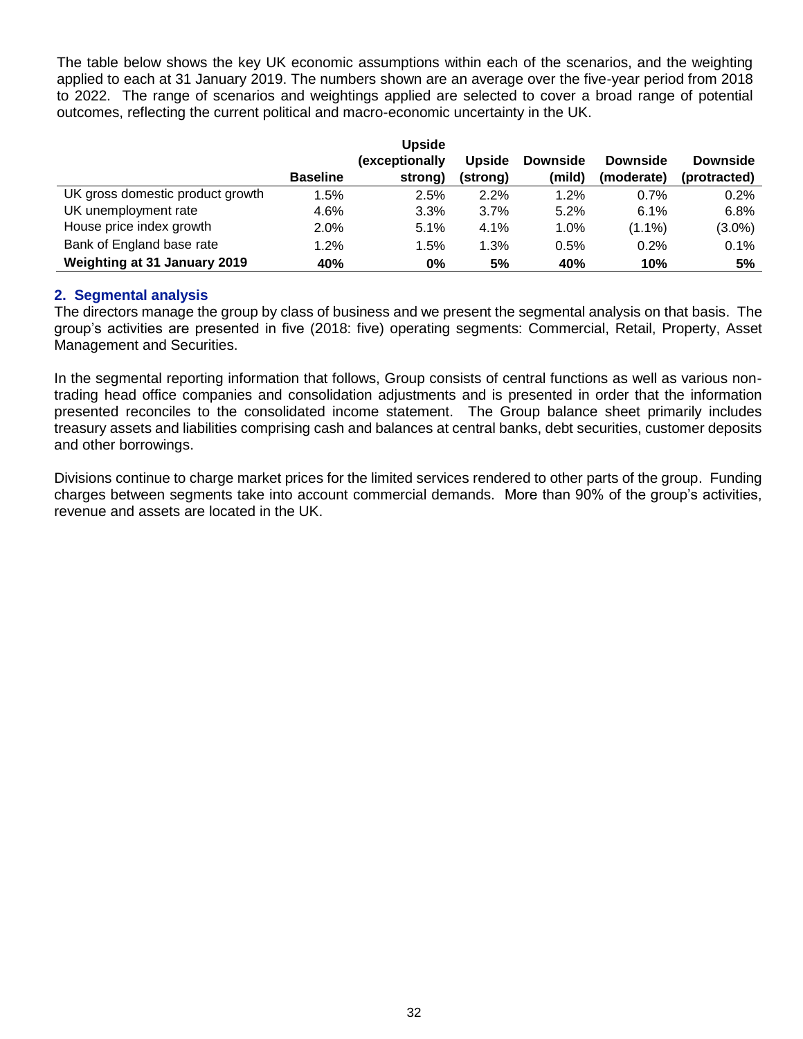The table below shows the key UK economic assumptions within each of the scenarios, and the weighting applied to each at 31 January 2019. The numbers shown are an average over the five-year period from 2018 to 2022. The range of scenarios and weightings applied are selected to cover a broad range of potential outcomes, reflecting the current political and macro-economic uncertainty in the UK.

| | **Baseline** | **Upside (exceptionally strong)** | **Upside (strong)** | **Downside (mild)** | **Downside (moderate)** | **Downside (protracted)** |
|---|---|---|---|---|---|---|
| UK gross domestic product growth | 1.5% | 2.5% | 2.2% | 1.2% | 0.7% | 0.2% |
| UK unemployment rate | 4.6% | 3.3% | 3.7% | 5.2% | 6.1% | 6.8% |
| House price index growth | 2.0% | 5.1% | 4.1% | 1.0% | (1.1%) | (3.0%) |
| Bank of England base rate | 1.2% | 1.5% | 1.3% | 0.5% | 0.2% | 0.1% |
| **Weighting at 31 January 2019** | **40%** | **0%** | **5%** | **40%** | **10%** | **5%** |

## 2. Segmental analysis

The directors manage the group by class of business and we present the segmental analysis on that basis. The group's activities are presented in five (2018: five) operating segments: Commercial, Retail, Property, Asset Management and Securities.

In the segmental reporting information that follows, Group consists of central functions as well as various non-trading head office companies and consolidation adjustments and is presented in order that the information presented reconciles to the consolidated income statement. The Group balance sheet primarily includes treasury assets and liabilities comprising cash and balances at central banks, debt securities, customer deposits and other borrowings.

Divisions continue to charge market prices for the limited services rendered to other parts of the group. Funding charges between segments take into account commercial demands. More than 90% of the group's activities, revenue and assets are located in the UK.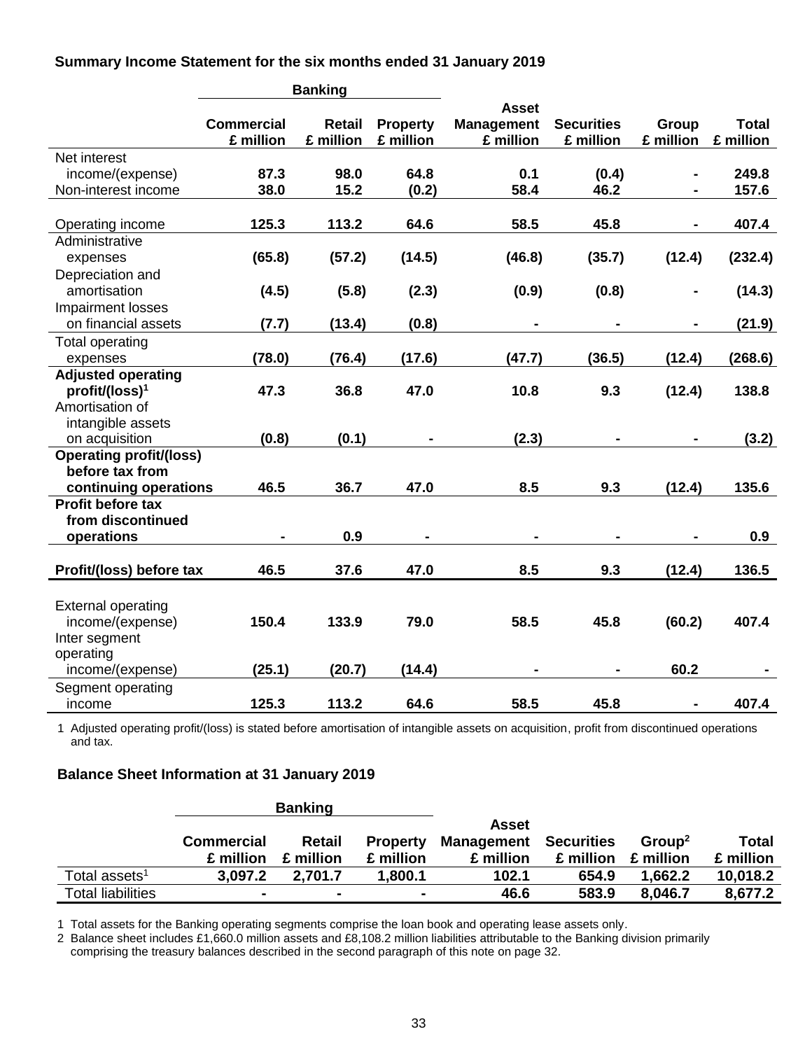**Summary Income Statement for the six months ended 31 January 2019**

| | Banking | | | | | | |
|---|---|---|---|---|---|---|---|
| | Commercial £ million | Retail £ million | Property £ million | Asset Management £ million | Securities £ million | Group £ million | Total £ million |
| Net interest income/(expense) | **87.3** | **98.0** | **64.8** | **0.1** | **(0.4)** | **-** | **249.8** |
| Non-interest income | **38.0** | **15.2** | **(0.2)** | **58.4** | **46.2** | **-** | **157.6** |
| Operating income | **125.3** | **113.2** | **64.6** | **58.5** | **45.8** | **-** | **407.4** |
| Administrative expenses | **(65.8)** | **(57.2)** | **(14.5)** | **(46.8)** | **(35.7)** | **(12.4)** | **(232.4)** |
| Depreciation and amortisation | **(4.5)** | **(5.8)** | **(2.3)** | **(0.9)** | **(0.8)** | **-** | **(14.3)** |
| Impairment losses on financial assets | **(7.7)** | **(13.4)** | **(0.8)** | **-** | **-** | **-** | **(21.9)** |
| Total operating expenses | **(78.0)** | **(76.4)** | **(17.6)** | **(47.7)** | **(36.5)** | **(12.4)** | **(268.6)** |
| **Adjusted operating profit/(loss)[1]** | **47.3** | **36.8** | **47.0** | **10.8** | **9.3** | **(12.4)** | **138.8** |
| Amortisation of intangible assets on acquisition | **(0.8)** | **(0.1)** | **-** | **(2.3)** | **-** | **-** | **(3.2)** |
| **Operating profit/(loss) before tax from continuing operations** | **46.5** | **36.7** | **47.0** | **8.5** | **9.3** | **(12.4)** | **135.6** |
| **Profit before tax from discontinued operations** | **-** | **0.9** | **-** | **-** | **-** | **-** | **0.9** |
| **Profit/(loss) before tax** | **46.5** | **37.6** | **47.0** | **8.5** | **9.3** | **(12.4)** | **136.5** |
| External operating income/(expense) | **150.4** | **133.9** | **79.0** | **58.5** | **45.8** | **(60.2)** | **407.4** |
| Inter segment operating income/(expense) | **(25.1)** | **(20.7)** | **(14.4)** | **-** | **-** | **60.2** | **-** |
| Segment operating income | **125.3** | **113.2** | **64.6** | **58.5** | **45.8** | **-** | **407.4** |

1 Adjusted operating profit/(loss) is stated before amortisation of intangible assets on acquisition, profit from discontinued operations and tax.

**Balance Sheet Information at 31 January 2019**

| | Banking | | | | | | |
|---|---|---|---|---|---|---|---|
| | Commercial £ million | Retail £ million | Property £ million | Asset Management £ million | Securities £ million | Group[2] £ million | Total £ million |
| Total assets[1] | **3,097.2** | **2,701.7** | **1,800.1** | **102.1** | **654.9** | **1,662.2** | **10,018.2** |
| Total liabilities | **-** | **-** | **-** | **46.6** | **583.9** | **8,046.7** | **8,677.2** |

1 Total assets for the Banking operating segments comprise the loan book and operating lease assets only.

2 Balance sheet includes £1,660.0 million assets and £8,108.2 million liabilities attributable to the Banking division primarily comprising the treasury balances described in the second paragraph of this note on page 32.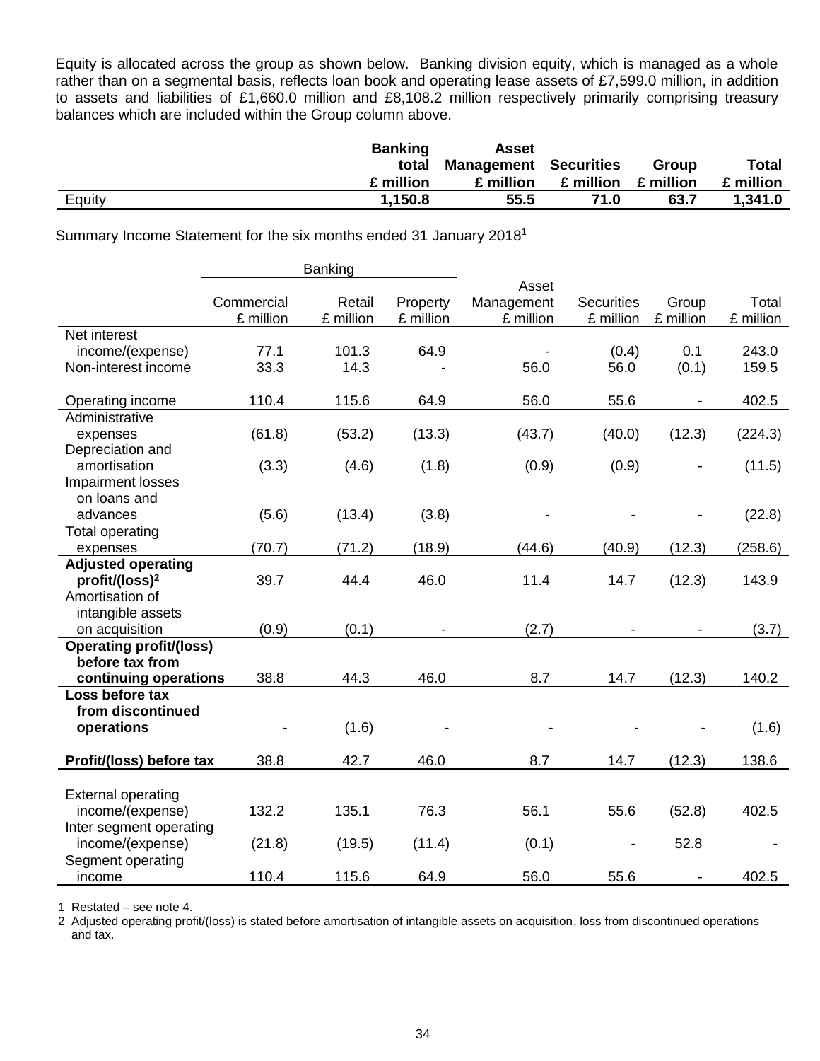Equity is allocated across the group as shown below. Banking division equity, which is managed as a whole rather than on a segmental basis, reflects loan book and operating lease assets of £7,599.0 million, in addition to assets and liabilities of £1,660.0 million and £8,108.2 million respectively primarily comprising treasury balances which are included within the Group column above.

| | Banking total £ million | Asset Management £ million | Securities £ million | Group £ million | Total £ million |
|---|---|---|---|---|---|
| Equity | **1,150.8** | **55.5** | **71.0** | **63.7** | **1,341.0** |

Summary Income Statement for the six months ended 31 January 2018[1]

| | Banking | | | | | | |
|---|---|---|---|---|---|---|---|
| | Commercial £ million | Retail £ million | Property £ million | Asset Management £ million | Securities £ million | Group £ million | Total £ million |
| Net interest income/(expense) | 77.1 | 101.3 | 64.9 | - | (0.4) | 0.1 | 243.0 |
| Non-interest income | 33.3 | 14.3 | - | 56.0 | 56.0 | (0.1) | 159.5 |
| Operating income | 110.4 | 115.6 | 64.9 | 56.0 | 55.6 | - | 402.5 |
| Administrative expenses | (61.8) | (53.2) | (13.3) | (43.7) | (40.0) | (12.3) | (224.3) |
| Depreciation and amortisation | (3.3) | (4.6) | (1.8) | (0.9) | (0.9) | - | (11.5) |
| Impairment losses on loans and advances | (5.6) | (13.4) | (3.8) | - | - | - | (22.8) |
| Total operating expenses | (70.7) | (71.2) | (18.9) | (44.6) | (40.9) | (12.3) | (258.6) |
| **Adjusted operating profit/(loss)[2]** | 39.7 | 44.4 | 46.0 | 11.4 | 14.7 | (12.3) | 143.9 |
| Amortisation of intangible assets on acquisition | (0.9) | (0.1) | - | (2.7) | - | - | (3.7) |
| **Operating profit/(loss) before tax from continuing operations** | 38.8 | 44.3 | 46.0 | 8.7 | 14.7 | (12.3) | 140.2 |
| **Loss before tax from discontinued operations** | - | (1.6) | - | - | - | - | (1.6) |
| **Profit/(loss) before tax** | 38.8 | 42.7 | 46.0 | 8.7 | 14.7 | (12.3) | 138.6 |
| External operating income/(expense) | 132.2 | 135.1 | 76.3 | 56.1 | 55.6 | (52.8) | 402.5 |
| Inter segment operating income/(expense) | (21.8) | (19.5) | (11.4) | (0.1) | - | 52.8 | - |
| Segment operating income | 110.4 | 115.6 | 64.9 | 56.0 | 55.6 | - | 402.5 |

1 Restated – see note 4.

2 Adjusted operating profit/(loss) is stated before amortisation of intangible assets on acquisition, loss from discontinued operations and tax.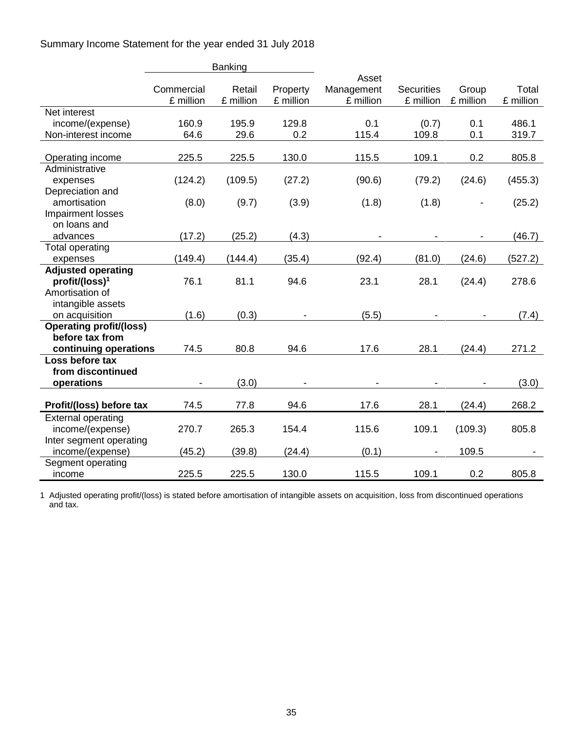Summary Income Statement for the year ended 31 July 2018

| | Banking | | | | | | |
|---|---|---|---|---|---|---|---|
| | Commercial £ million | Retail £ million | Property £ million | Asset Management £ million | Securities £ million | Group £ million | Total £ million |
| Net interest income/(expense) | 160.9 | 195.9 | 129.8 | 0.1 | (0.7) | 0.1 | 486.1 |
| Non-interest income | 64.6 | 29.6 | 0.2 | 115.4 | 109.8 | 0.1 | 319.7 |
| Operating income | 225.5 | 225.5 | 130.0 | 115.5 | 109.1 | 0.2 | 805.8 |
| Administrative expenses | (124.2) | (109.5) | (27.2) | (90.6) | (79.2) | (24.6) | (455.3) |
| Depreciation and amortisation | (8.0) | (9.7) | (3.9) | (1.8) | (1.8) | - | (25.2) |
| Impairment losses on loans and advances | (17.2) | (25.2) | (4.3) | - | - | - | (46.7) |
| Total operating expenses | (149.4) | (144.4) | (35.4) | (92.4) | (81.0) | (24.6) | (527.2) |
| **Adjusted operating profit/(loss)[1]** | 76.1 | 81.1 | 94.6 | 23.1 | 28.1 | (24.4) | 278.6 |
| Amortisation of intangible assets on acquisition | (1.6) | (0.3) | - | (5.5) | - | - | (7.4) |
| **Operating profit/(loss) before tax from continuing operations** | 74.5 | 80.8 | 94.6 | 17.6 | 28.1 | (24.4) | 271.2 |
| **Loss before tax from discontinued operations** | - | (3.0) | - | - | - | - | (3.0) |
| **Profit/(loss) before tax** | 74.5 | 77.8 | 94.6 | 17.6 | 28.1 | (24.4) | 268.2 |
| External operating income/(expense) | 270.7 | 265.3 | 154.4 | 115.6 | 109.1 | (109.3) | 805.8 |
| Inter segment operating income/(expense) | (45.2) | (39.8) | (24.4) | (0.1) | - | 109.5 | - |
| Segment operating income | 225.5 | 225.5 | 130.0 | 115.5 | 109.1 | 0.2 | 805.8 |

1 Adjusted operating profit/(loss) is stated before amortisation of intangible assets on acquisition, loss from discontinued operations and tax.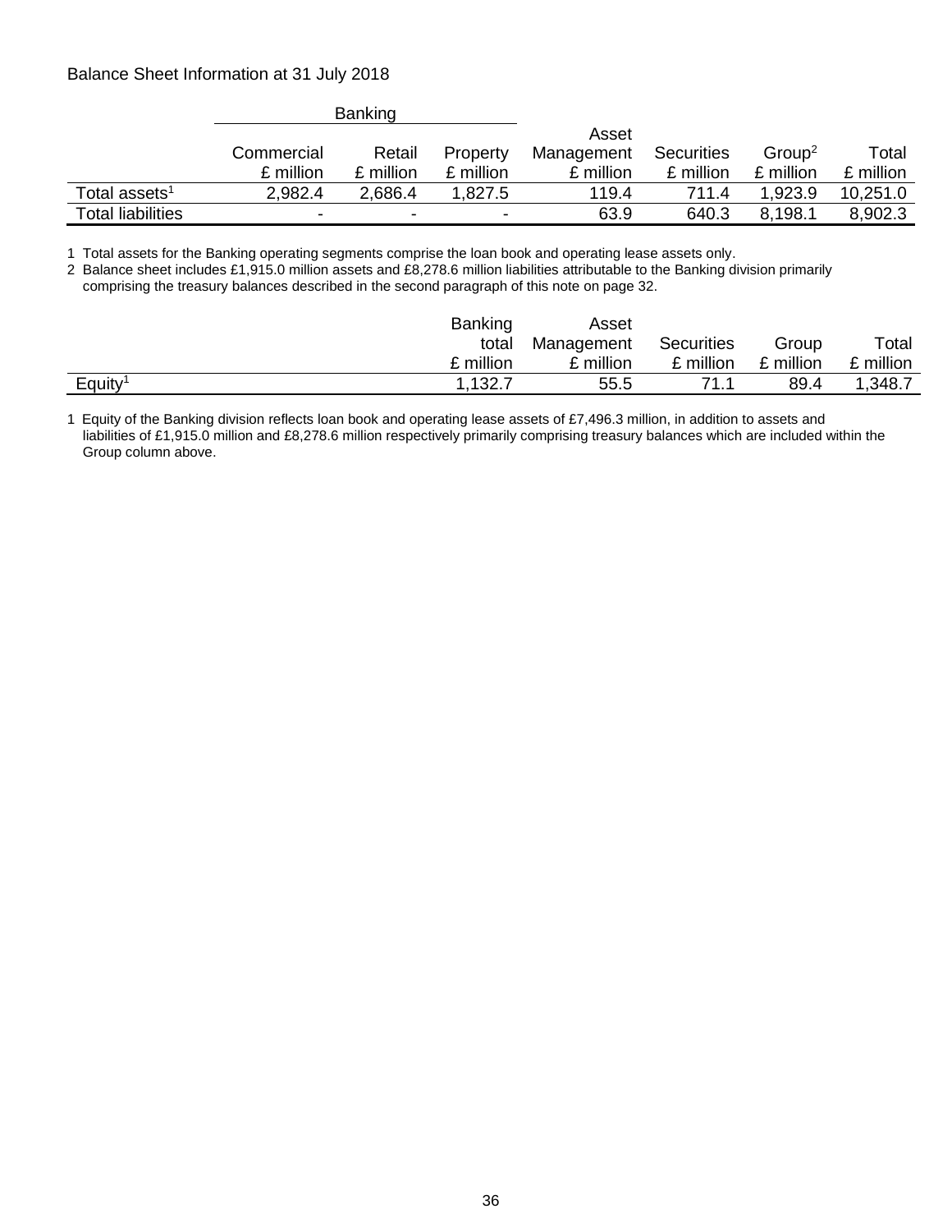Balance Sheet Information at 31 July 2018

| | Banking | | | | | | |
|---|---|---|---|---|---|---|---|
| | Commercial £ million | Retail £ million | Property £ million | Asset Management £ million | Securities £ million | Group[2] £ million | Total £ million |
| Total assets[1] | 2,982.4 | 2,686.4 | 1,827.5 | 119.4 | 711.4 | 1,923.9 | 10,251.0 |
| Total liabilities | - | - | - | 63.9 | 640.3 | 8,198.1 | 8,902.3 |

1 Total assets for the Banking operating segments comprise the loan book and operating lease assets only.

2 Balance sheet includes £1,915.0 million assets and £8,278.6 million liabilities attributable to the Banking division primarily comprising the treasury balances described in the second paragraph of this note on page 32.

| | Banking total £ million | Asset Management £ million | Securities £ million | Group £ million | Total £ million |
|---|---|---|---|---|---|
| Equity[1] | 1,132.7 | 55.5 | 71.1 | 89.4 | 1,348.7 |

1 Equity of the Banking division reflects loan book and operating lease assets of £7,496.3 million, in addition to assets and liabilities of £1,915.0 million and £8,278.6 million respectively primarily comprising treasury balances which are included within the Group column above.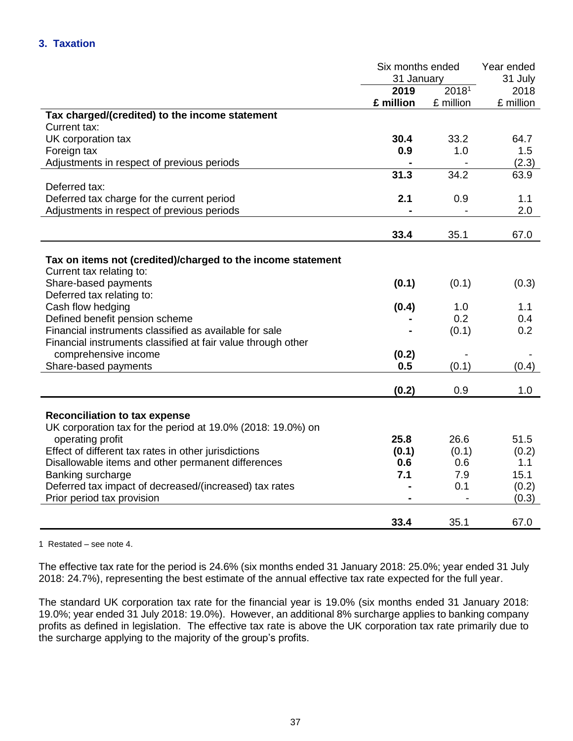### 3. Taxation

| | Six months ended 31 January | | Year ended 31 July |
|---|---|---|---|
| | **2019** | 2018[1] | 2018 |
| | **£ million** | £ million | £ million |
| **Tax charged/(credited) to the income statement** | | | |
| Current tax: | | | |
| UK corporation tax | **30.4** | 33.2 | 64.7 |
| Foreign tax | **0.9** | 1.0 | 1.5 |
| Adjustments in respect of previous periods | **-** | - | (2.3) |
| | **31.3** | 34.2 | 63.9 |
| Deferred tax: | | | |
| Deferred tax charge for the current period | **2.1** | 0.9 | 1.1 |
| Adjustments in respect of previous periods | **-** | - | 2.0 |
| | **33.4** | 35.1 | 67.0 |
| **Tax on items not (credited)/charged to the income statement** | | | |
| Current tax relating to: | | | |
| Share-based payments | **(0.1)** | (0.1) | (0.3) |
| Deferred tax relating to: | | | |
| Cash flow hedging | **(0.4)** | 1.0 | 1.1 |
| Defined benefit pension scheme | **-** | 0.2 | 0.4 |
| Financial instruments classified as available for sale | **-** | (0.1) | 0.2 |
| Financial instruments classified at fair value through other comprehensive income | **(0.2)** | - | - |
| Share-based payments | **0.5** | (0.1) | (0.4) |
| | **(0.2)** | 0.9 | 1.0 |
| **Reconciliation to tax expense** | | | |
| UK corporation tax for the period at 19.0% (2018: 19.0%) on operating profit | **25.8** | 26.6 | 51.5 |
| Effect of different tax rates in other jurisdictions | **(0.1)** | (0.1) | (0.2) |
| Disallowable items and other permanent differences | **0.6** | 0.6 | 1.1 |
| Banking surcharge | **7.1** | 7.9 | 15.1 |
| Deferred tax impact of decreased/(increased) tax rates | **-** | 0.1 | (0.2) |
| Prior period tax provision | **-** | - | (0.3) |
| | **33.4** | 35.1 | 67.0 |

1 Restated – see note 4.

The effective tax rate for the period is 24.6% (six months ended 31 January 2018: 25.0%; year ended 31 July 2018: 24.7%), representing the best estimate of the annual effective tax rate expected for the full year.

The standard UK corporation tax rate for the financial year is 19.0% (six months ended 31 January 2018: 19.0%; year ended 31 July 2018: 19.0%). However, an additional 8% surcharge applies to banking company profits as defined in legislation. The effective tax rate is above the UK corporation tax rate primarily due to the surcharge applying to the majority of the group's profits.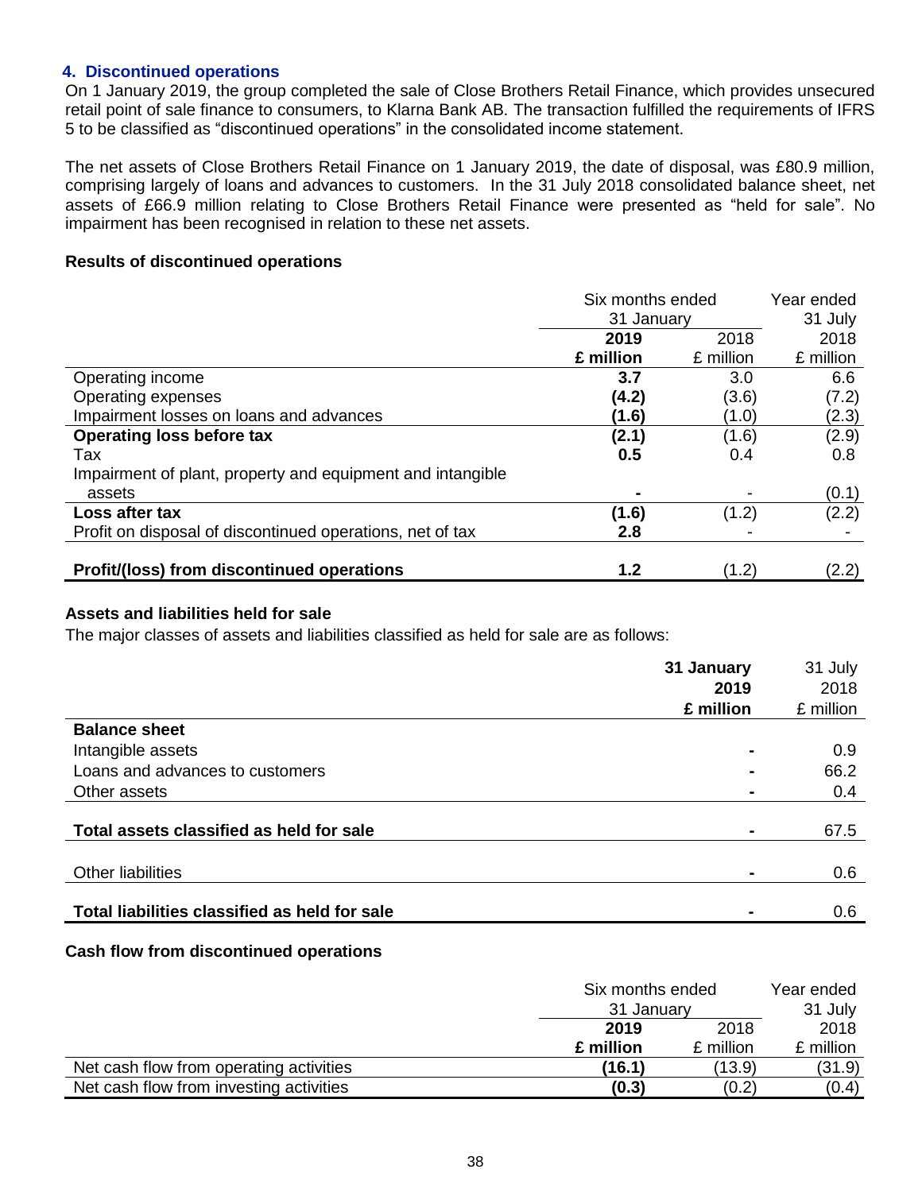### 4. Discontinued operations

On 1 January 2019, the group completed the sale of Close Brothers Retail Finance, which provides unsecured retail point of sale finance to consumers, to Klarna Bank AB. The transaction fulfilled the requirements of IFRS 5 to be classified as "discontinued operations" in the consolidated income statement.

The net assets of Close Brothers Retail Finance on 1 January 2019, the date of disposal, was £80.9 million, comprising largely of loans and advances to customers. In the 31 July 2018 consolidated balance sheet, net assets of £66.9 million relating to Close Brothers Retail Finance were presented as "held for sale". No impairment has been recognised in relation to these net assets.

**Results of discontinued operations**

| | Six months ended 31 January | | Year ended 31 July |
|---|---|---|---|
| | **2019** | 2018 | 2018 |
| | **£ million** | £ million | £ million |
| Operating income | **3.7** | 3.0 | 6.6 |
| Operating expenses | **(4.2)** | (3.6) | (7.2) |
| Impairment losses on loans and advances | **(1.6)** | (1.0) | (2.3) |
| **Operating loss before tax** | **(2.1)** | (1.6) | (2.9) |
| Tax | **0.5** | 0.4 | 0.8 |
| Impairment of plant, property and equipment and intangible assets | **-** | - | (0.1) |
| **Loss after tax** | **(1.6)** | (1.2) | (2.2) |
| Profit on disposal of discontinued operations, net of tax | **2.8** | - | - |
| **Profit/(loss) from discontinued operations** | **1.2** | (1.2) | (2.2) |

**Assets and liabilities held for sale**

The major classes of assets and liabilities classified as held for sale are as follows:

| | **31 January 2019** | 31 July 2018 |
|---|---|---|
| | **£ million** | £ million |
| **Balance sheet** | | |
| Intangible assets | **-** | 0.9 |
| Loans and advances to customers | **-** | 66.2 |
| Other assets | **-** | 0.4 |
| **Total assets classified as held for sale** | **-** | 67.5 |
| Other liabilities | **-** | 0.6 |
| **Total liabilities classified as held for sale** | **-** | 0.6 |

**Cash flow from discontinued operations**

| | Six months ended 31 January | | Year ended 31 July |
|---|---|---|---|
| | **2019** | 2018 | 2018 |
| | **£ million** | £ million | £ million |
| Net cash flow from operating activities | **(16.1)** | (13.9) | (31.9) |
| Net cash flow from investing activities | **(0.3)** | (0.2) | (0.4) |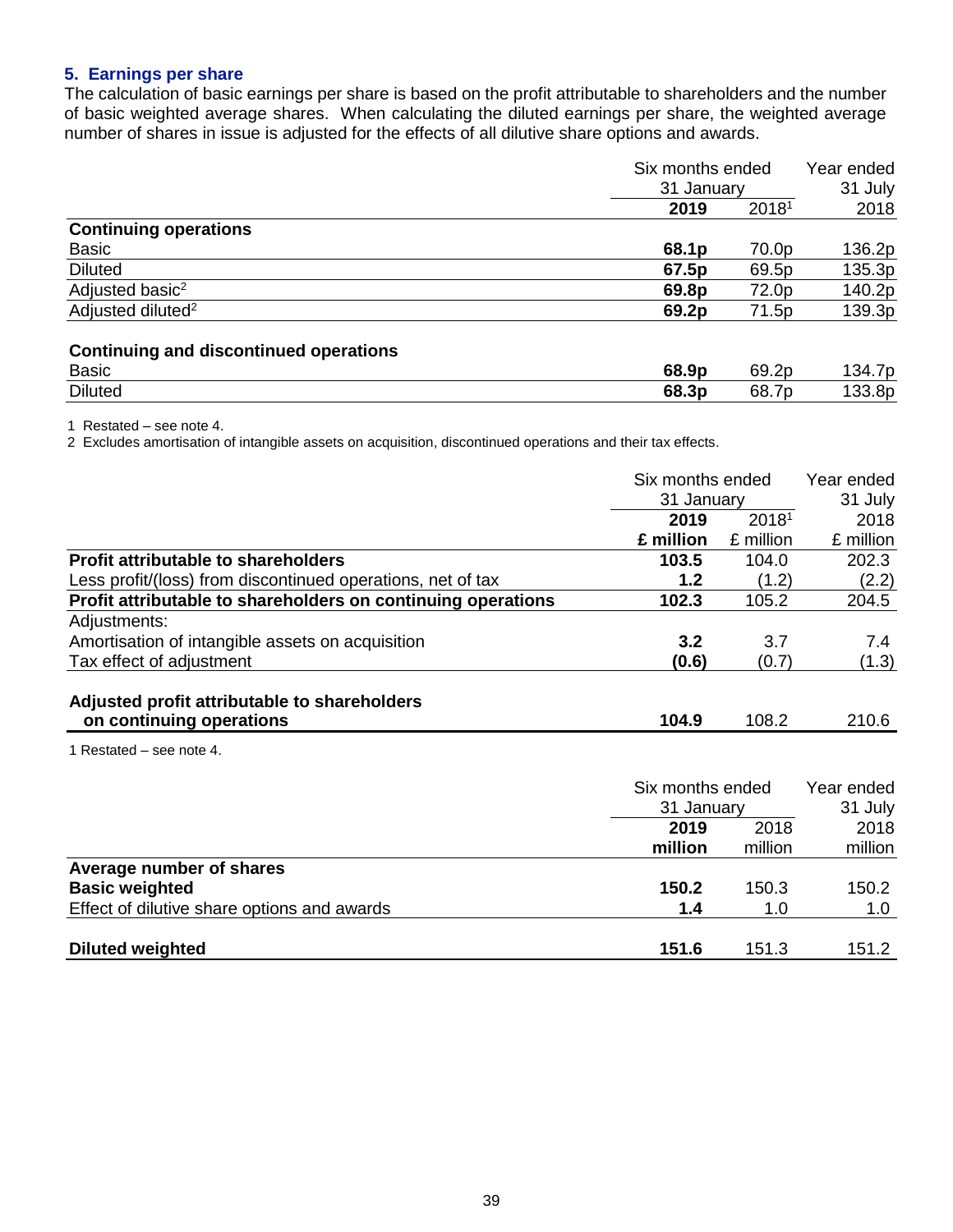## 5. Earnings per share

The calculation of basic earnings per share is based on the profit attributable to shareholders and the number of basic weighted average shares. When calculating the diluted earnings per share, the weighted average number of shares in issue is adjusted for the effects of all dilutive share options and awards.

| | Six months ended 31 January | | Year ended 31 July |
|---|---|---|---|
| | **2019** | 2018[1] | 2018 |
| **Continuing operations** | | | |
| Basic | **68.1p** | 70.0p | 136.2p |
| Diluted | **67.5p** | 69.5p | 135.3p |
| Adjusted basic[2] | **69.8p** | 72.0p | 140.2p |
| Adjusted diluted[2] | **69.2p** | 71.5p | 139.3p |
| | | | |
| **Continuing and discontinued operations** | | | |
| Basic | **68.9p** | 69.2p | 134.7p |
| Diluted | **68.3p** | 68.7p | 133.8p |

1 Restated – see note 4.
2 Excludes amortisation of intangible assets on acquisition, discontinued operations and their tax effects.

| | Six months ended 31 January | | Year ended 31 July |
|---|---|---|---|
| | **2019** | 2018[1] | 2018 |
| | **£ million** | £ million | £ million |
| **Profit attributable to shareholders** | **103.5** | 104.0 | 202.3 |
| Less profit/(loss) from discontinued operations, net of tax | **1.2** | (1.2) | (2.2) |
| **Profit attributable to shareholders on continuing operations** | **102.3** | 105.2 | 204.5 |
| Adjustments: | | | |
| Amortisation of intangible assets on acquisition | **3.2** | 3.7 | 7.4 |
| Tax effect of adjustment | **(0.6)** | (0.7) | (1.3) |
| **Adjusted profit attributable to shareholders on continuing operations** | **104.9** | 108.2 | 210.6 |

1 Restated – see note 4.

| | Six months ended 31 January | | Year ended 31 July |
|---|---|---|---|
| | **2019** | 2018 | 2018 |
| | **million** | million | million |
| **Average number of shares** | | | |
| **Basic weighted** | **150.2** | 150.3 | 150.2 |
| Effect of dilutive share options and awards | **1.4** | 1.0 | 1.0 |
| **Diluted weighted** | **151.6** | 151.3 | 151.2 |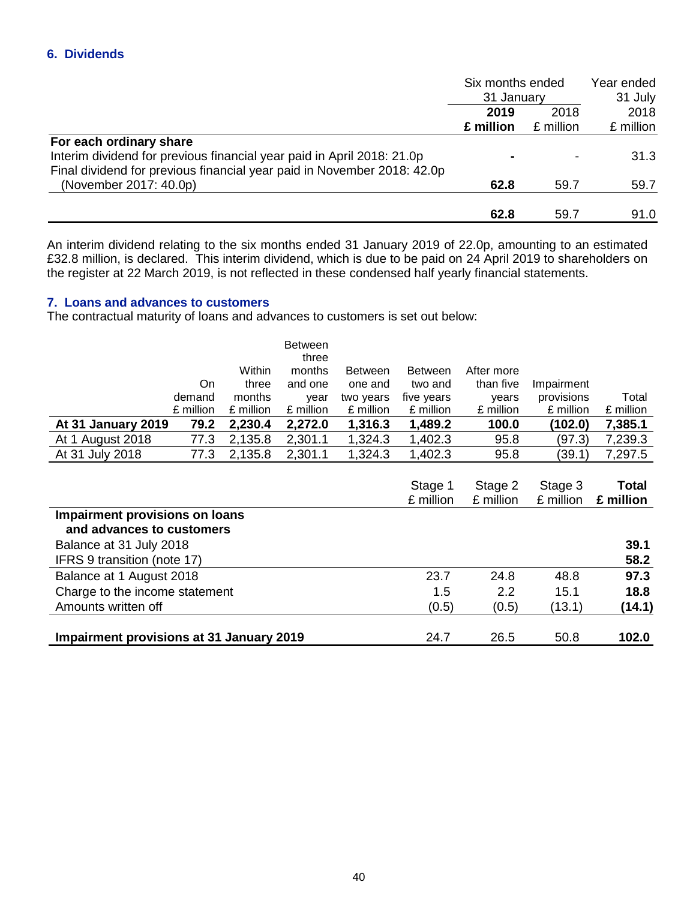## 6. Dividends

| | Six months ended 31 January | | Year ended 31 July |
|---|---|---|---|
| | **2019** | 2018 | 2018 |
| | **£ million** | £ million | £ million |
| **For each ordinary share** | | | |
| Interim dividend for previous financial year paid in April 2018: 21.0p | **-** | - | 31.3 |
| Final dividend for previous financial year paid in November 2018: 42.0p (November 2017: 40.0p) | **62.8** | 59.7 | 59.7 |
| | **62.8** | 59.7 | 91.0 |

An interim dividend relating to the six months ended 31 January 2019 of 22.0p, amounting to an estimated £32.8 million, is declared. This interim dividend, which is due to be paid on 24 April 2019 to shareholders on the register at 22 March 2019, is not reflected in these condensed half yearly financial statements.

## 7. Loans and advances to customers

The contractual maturity of loans and advances to customers is set out below:

| | On demand £ million | Within three months £ million | Between three months and one year £ million | Between one and two years £ million | Between two and five years £ million | After more than five years £ million | Impairment provisions £ million | Total £ million |
|---|---|---|---|---|---|---|---|---|
| **At 31 January 2019** | **79.2** | **2,230.4** | **2,272.0** | **1,316.3** | **1,489.2** | **100.0** | **(102.0)** | **7,385.1** |
| At 1 August 2018 | 77.3 | 2,135.8 | 2,301.1 | 1,324.3 | 1,402.3 | 95.8 | (97.3) | 7,239.3 |
| At 31 July 2018 | 77.3 | 2,135.8 | 2,301.1 | 1,324.3 | 1,402.3 | 95.8 | (39.1) | 7,297.5 |

| | Stage 1 £ million | Stage 2 £ million | Stage 3 £ million | **Total £ million** |
|---|---|---|---|---|
| **Impairment provisions on loans and advances to customers** | | | | |
| Balance at 31 July 2018 | | | | **39.1** |
| IFRS 9 transition (note 17) | | | | **58.2** |
| Balance at 1 August 2018 | 23.7 | 24.8 | 48.8 | **97.3** |
| Charge to the income statement | 1.5 | 2.2 | 15.1 | **18.8** |
| Amounts written off | (0.5) | (0.5) | (13.1) | **(14.1)** |
| **Impairment provisions at 31 January 2019** | 24.7 | 26.5 | 50.8 | **102.0** |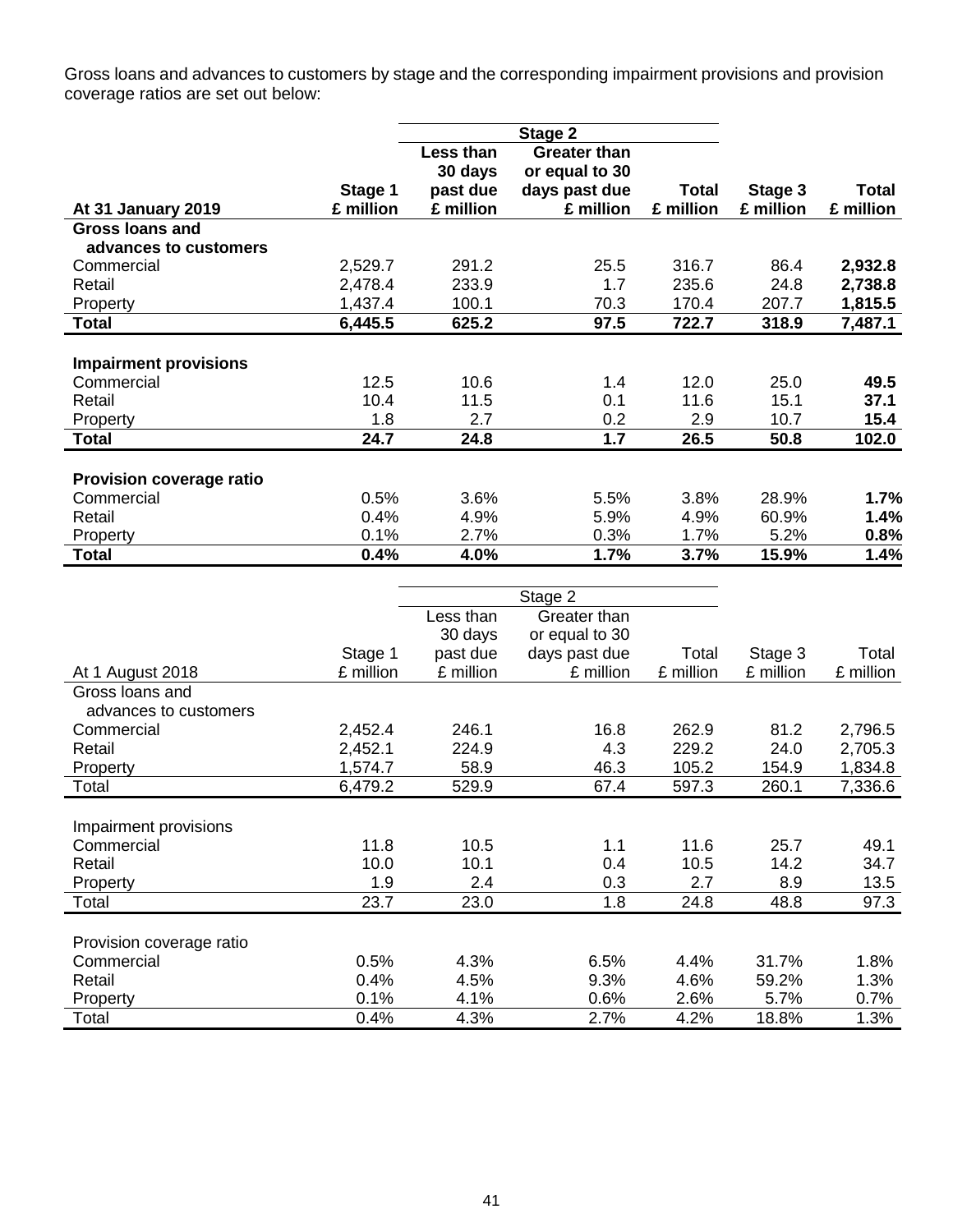Gross loans and advances to customers by stage and the corresponding impairment provisions and provision coverage ratios are set out below:

| | | Stage 2 | | | | |
|---|---|---|---|---|---|---|
| **At 31 January 2019** | **Stage 1 £ million** | **Less than 30 days past due £ million** | **Greater than or equal to 30 days past due £ million** | **Total £ million** | **Stage 3 £ million** | **Total £ million** |
| **Gross loans and advances to customers** | | | | | | |
| Commercial | 2,529.7 | 291.2 | 25.5 | 316.7 | 86.4 | **2,932.8** |
| Retail | 2,478.4 | 233.9 | 1.7 | 235.6 | 24.8 | **2,738.8** |
| Property | 1,437.4 | 100.1 | 70.3 | 170.4 | 207.7 | **1,815.5** |
| **Total** | **6,445.5** | **625.2** | **97.5** | **722.7** | **318.9** | **7,487.1** |
| | | | | | | |
| **Impairment provisions** | | | | | | |
| Commercial | 12.5 | 10.6 | 1.4 | 12.0 | 25.0 | **49.5** |
| Retail | 10.4 | 11.5 | 0.1 | 11.6 | 15.1 | **37.1** |
| Property | 1.8 | 2.7 | 0.2 | 2.9 | 10.7 | **15.4** |
| **Total** | **24.7** | **24.8** | **1.7** | **26.5** | **50.8** | **102.0** |
| | | | | | | |
| **Provision coverage ratio** | | | | | | |
| Commercial | 0.5% | 3.6% | 5.5% | 3.8% | 28.9% | **1.7%** |
| Retail | 0.4% | 4.9% | 5.9% | 4.9% | 60.9% | **1.4%** |
| Property | 0.1% | 2.7% | 0.3% | 1.7% | 5.2% | **0.8%** |
| **Total** | **0.4%** | **4.0%** | **1.7%** | **3.7%** | **15.9%** | **1.4%** |

| | | Stage 2 | | | | |
|---|---|---|---|---|---|---|
| At 1 August 2018 | Stage 1 £ million | Less than 30 days past due £ million | Greater than or equal to 30 days past due £ million | Total £ million | Stage 3 £ million | Total £ million |
| Gross loans and advances to customers | | | | | | |
| Commercial | 2,452.4 | 246.1 | 16.8 | 262.9 | 81.2 | 2,796.5 |
| Retail | 2,452.1 | 224.9 | 4.3 | 229.2 | 24.0 | 2,705.3 |
| Property | 1,574.7 | 58.9 | 46.3 | 105.2 | 154.9 | 1,834.8 |
| Total | 6,479.2 | 529.9 | 67.4 | 597.3 | 260.1 | 7,336.6 |
| | | | | | | |
| Impairment provisions | | | | | | |
| Commercial | 11.8 | 10.5 | 1.1 | 11.6 | 25.7 | 49.1 |
| Retail | 10.0 | 10.1 | 0.4 | 10.5 | 14.2 | 34.7 |
| Property | 1.9 | 2.4 | 0.3 | 2.7 | 8.9 | 13.5 |
| Total | 23.7 | 23.0 | 1.8 | 24.8 | 48.8 | 97.3 |
| | | | | | | |
| Provision coverage ratio | | | | | | |
| Commercial | 0.5% | 4.3% | 6.5% | 4.4% | 31.7% | 1.8% |
| Retail | 0.4% | 4.5% | 9.3% | 4.6% | 59.2% | 1.3% |
| Property | 0.1% | 4.1% | 0.6% | 2.6% | 5.7% | 0.7% |
| Total | 0.4% | 4.3% | 2.7% | 4.2% | 18.8% | 1.3% |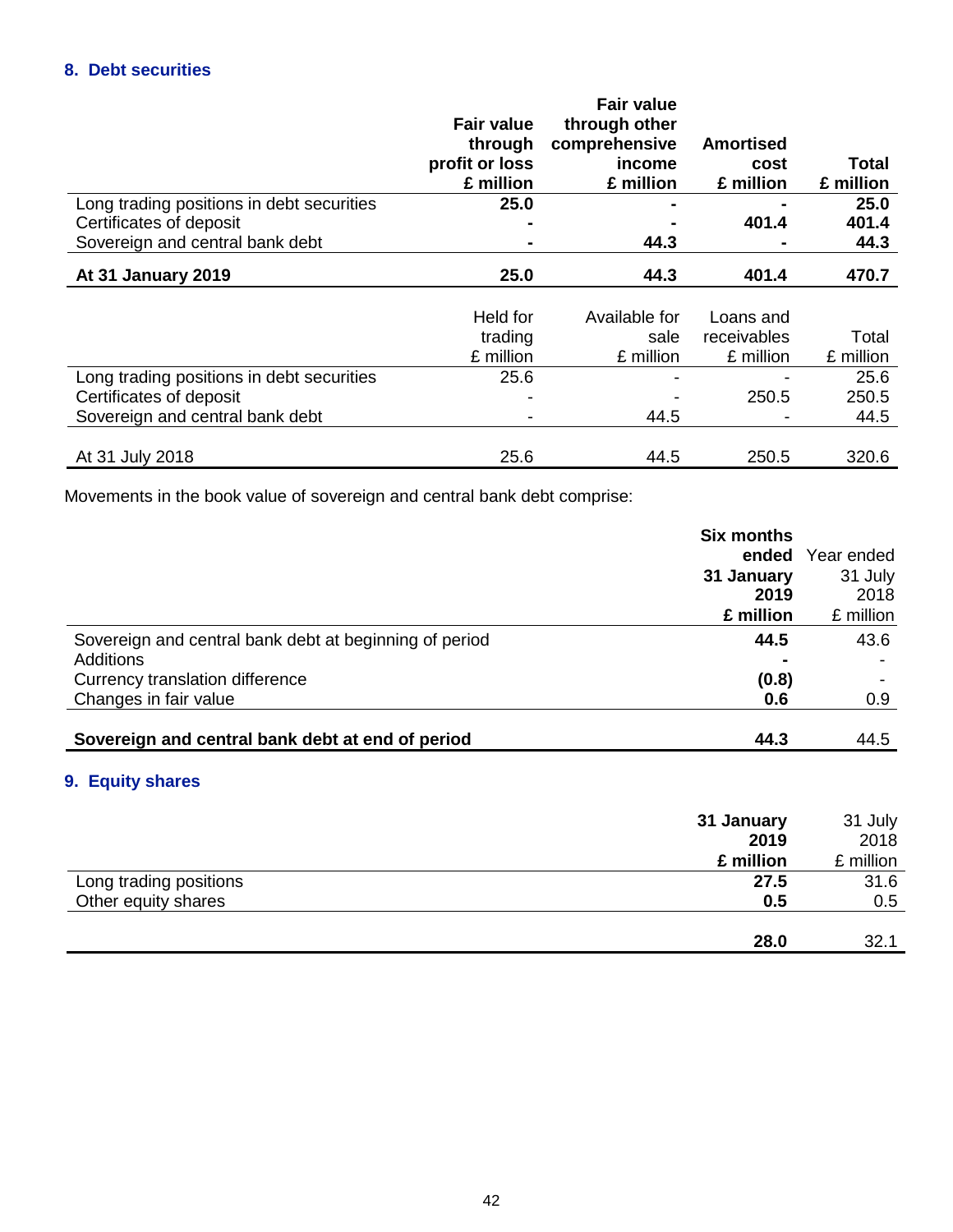## 8. Debt securities

| | Fair value through profit or loss £ million | Fair value through other comprehensive income £ million | Amortised cost £ million | Total £ million |
|---|---|---|---|---|
| Long trading positions in debt securities | **25.0** | **-** | **-** | **25.0** |
| Certificates of deposit | **-** | **-** | **401.4** | **401.4** |
| Sovereign and central bank debt | **-** | **44.3** | **-** | **44.3** |
| **At 31 January 2019** | **25.0** | **44.3** | **401.4** | **470.7** |

| | Held for trading £ million | Available for sale £ million | Loans and receivables £ million | Total £ million |
|---|---|---|---|---|
| Long trading positions in debt securities | 25.6 | - | - | 25.6 |
| Certificates of deposit | - | - | 250.5 | 250.5 |
| Sovereign and central bank debt | - | 44.5 | - | 44.5 |
| At 31 July 2018 | 25.6 | 44.5 | 250.5 | 320.6 |

Movements in the book value of sovereign and central bank debt comprise:

| | Six months ended 31 January 2019 £ million | Year ended 31 July 2018 £ million |
|---|---|---|
| Sovereign and central bank debt at beginning of period | **44.5** | 43.6 |
| Additions | **-** | - |
| Currency translation difference | **(0.8)** | - |
| Changes in fair value | **0.6** | 0.9 |
| **Sovereign and central bank debt at end of period** | **44.3** | 44.5 |

## 9. Equity shares

| | 31 January 2019 £ million | 31 July 2018 £ million |
|---|---|---|
| Long trading positions | **27.5** | 31.6 |
| Other equity shares | **0.5** | 0.5 |
| | **28.0** | 32.1 |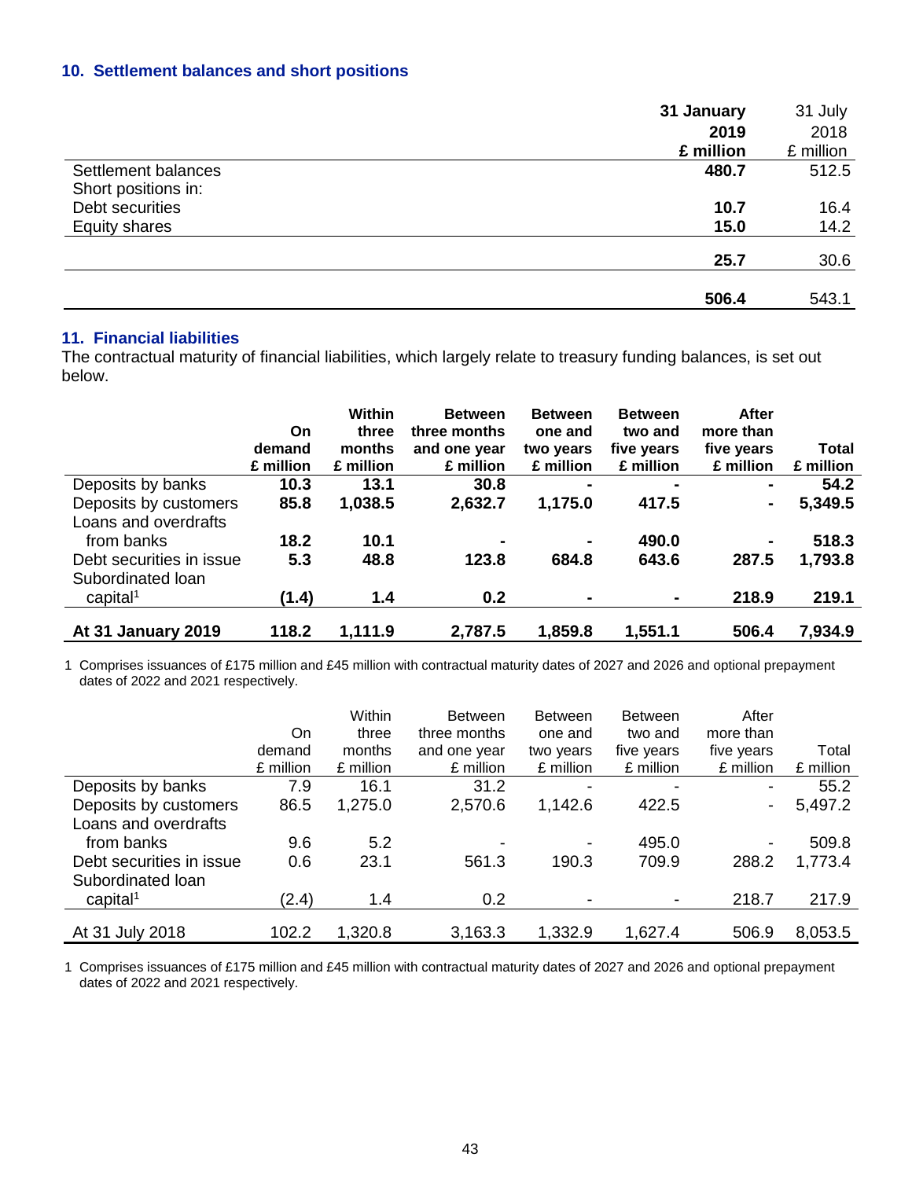## 10. Settlement balances and short positions

| | 31 January 2019 £ million | 31 July 2018 £ million |
|---|---|---|
| Settlement balances | **480.7** | 512.5 |
| Short positions in: | | |
| Debt securities | **10.7** | 16.4 |
| Equity shares | **15.0** | 14.2 |
| | **25.7** | 30.6 |
| | **506.4** | 543.1 |

## 11. Financial liabilities

The contractual maturity of financial liabilities, which largely relate to treasury funding balances, is set out below.

| | On demand £ million | Within three months £ million | Between three months and one year £ million | Between one and two years £ million | Between two and five years £ million | After more than five years £ million | Total £ million |
|---|---|---|---|---|---|---|---|
| Deposits by banks | **10.3** | **13.1** | **30.8** | **-** | **-** | **-** | **54.2** |
| Deposits by customers | **85.8** | **1,038.5** | **2,632.7** | **1,175.0** | **417.5** | **-** | **5,349.5** |
| Loans and overdrafts from banks | **18.2** | **10.1** | **-** | **-** | **490.0** | **-** | **518.3** |
| Debt securities in issue | **5.3** | **48.8** | **123.8** | **684.8** | **643.6** | **287.5** | **1,793.8** |
| Subordinated loan capital[1] | **(1.4)** | **1.4** | **0.2** | **-** | **-** | **218.9** | **219.1** |
| **At 31 January 2019** | **118.2** | **1,111.9** | **2,787.5** | **1,859.8** | **1,551.1** | **506.4** | **7,934.9** |

1 Comprises issuances of £175 million and £45 million with contractual maturity dates of 2027 and 2026 and optional prepayment dates of 2022 and 2021 respectively.

| | On demand £ million | Within three months £ million | Between three months and one year £ million | Between one and two years £ million | Between two and five years £ million | After more than five years £ million | Total £ million |
|---|---|---|---|---|---|---|---|
| Deposits by banks | 7.9 | 16.1 | 31.2 | - | - | - | 55.2 |
| Deposits by customers | 86.5 | 1,275.0 | 2,570.6 | 1,142.6 | 422.5 | - | 5,497.2 |
| Loans and overdrafts from banks | 9.6 | 5.2 | - | - | 495.0 | - | 509.8 |
| Debt securities in issue | 0.6 | 23.1 | 561.3 | 190.3 | 709.9 | 288.2 | 1,773.4 |
| Subordinated loan capital[1] | (2.4) | 1.4 | 0.2 | - | - | 218.7 | 217.9 |
| At 31 July 2018 | 102.2 | 1,320.8 | 3,163.3 | 1,332.9 | 1,627.4 | 506.9 | 8,053.5 |

1 Comprises issuances of £175 million and £45 million with contractual maturity dates of 2027 and 2026 and optional prepayment dates of 2022 and 2021 respectively.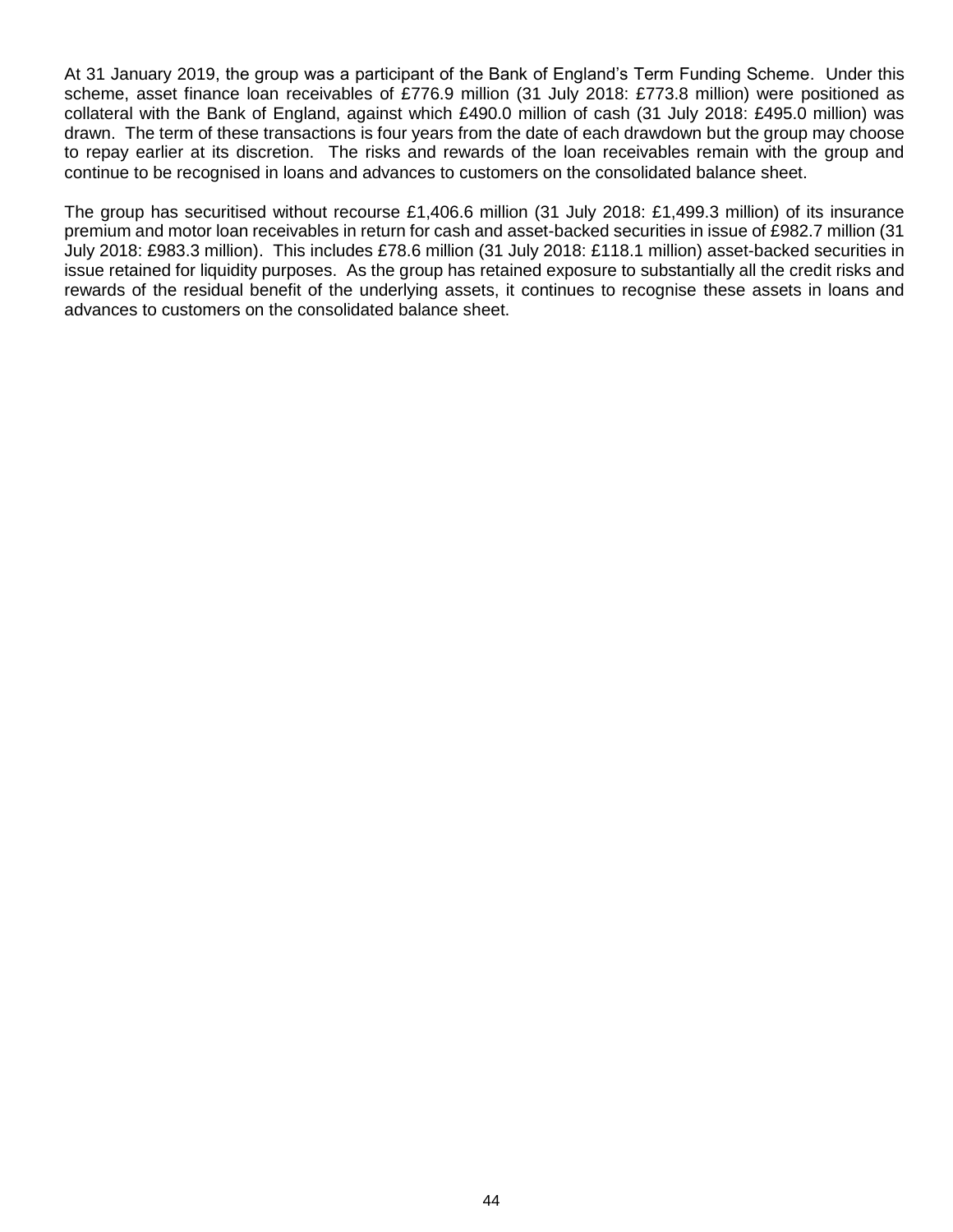At 31 January 2019, the group was a participant of the Bank of England's Term Funding Scheme. Under this scheme, asset finance loan receivables of £776.9 million (31 July 2018: £773.8 million) were positioned as collateral with the Bank of England, against which £490.0 million of cash (31 July 2018: £495.0 million) was drawn. The term of these transactions is four years from the date of each drawdown but the group may choose to repay earlier at its discretion. The risks and rewards of the loan receivables remain with the group and continue to be recognised in loans and advances to customers on the consolidated balance sheet.

The group has securitised without recourse £1,406.6 million (31 July 2018: £1,499.3 million) of its insurance premium and motor loan receivables in return for cash and asset-backed securities in issue of £982.7 million (31 July 2018: £983.3 million). This includes £78.6 million (31 July 2018: £118.1 million) asset-backed securities in issue retained for liquidity purposes. As the group has retained exposure to substantially all the credit risks and rewards of the residual benefit of the underlying assets, it continues to recognise these assets in loans and advances to customers on the consolidated balance sheet.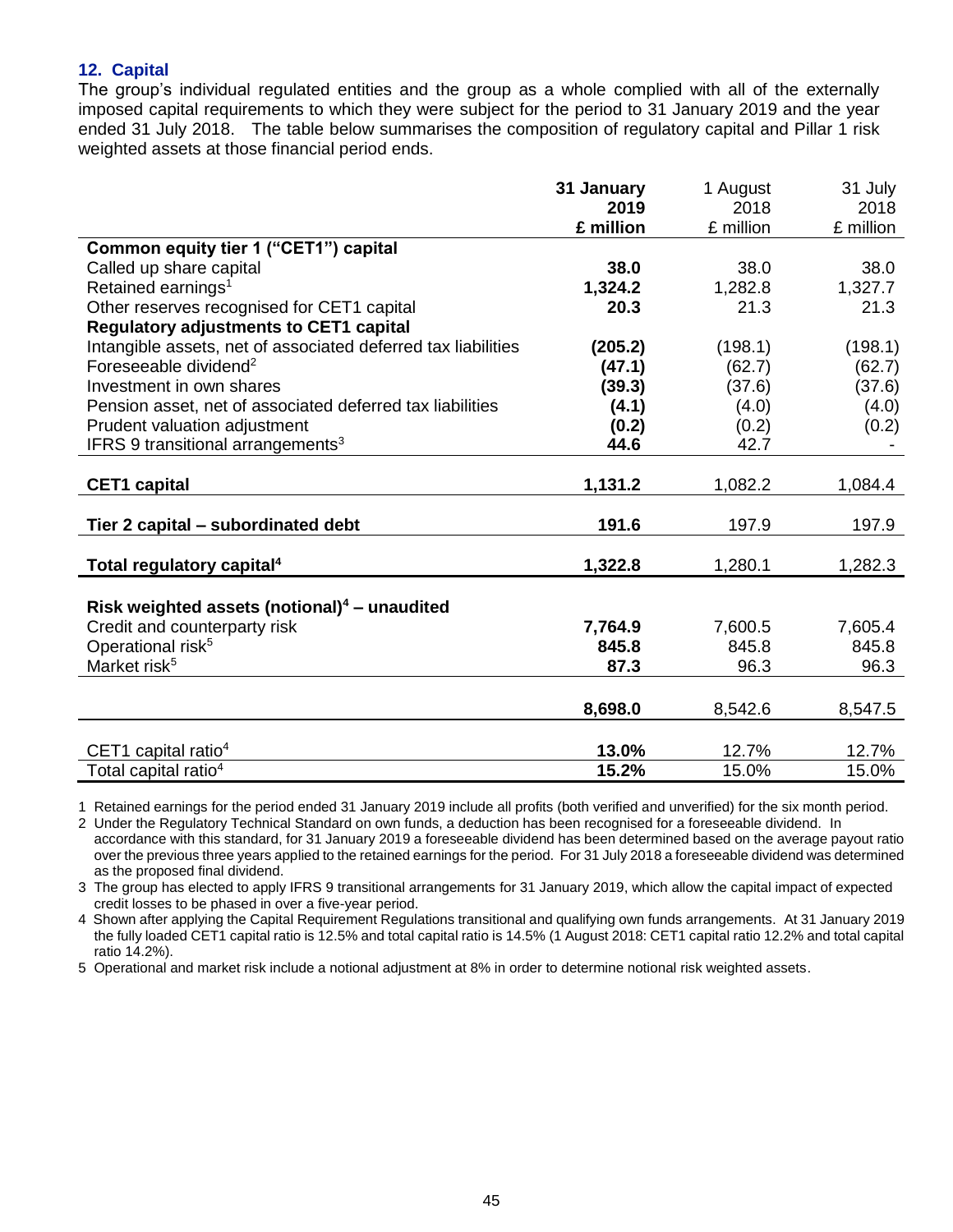## 12. Capital

The group's individual regulated entities and the group as a whole complied with all of the externally imposed capital requirements to which they were subject for the period to 31 January 2019 and the year ended 31 July 2018. The table below summarises the composition of regulatory capital and Pillar 1 risk weighted assets at those financial period ends.

| | **31 January 2019 £ million** | 1 August 2018 £ million | 31 July 2018 £ million |
|---|---|---|---|
| **Common equity tier 1 ("CET1") capital** | | | |
| Called up share capital | **38.0** | 38.0 | 38.0 |
| Retained earnings[1] | **1,324.2** | 1,282.8 | 1,327.7 |
| Other reserves recognised for CET1 capital | **20.3** | 21.3 | 21.3 |
| **Regulatory adjustments to CET1 capital** | | | |
| Intangible assets, net of associated deferred tax liabilities | **(205.2)** | (198.1) | (198.1) |
| Foreseeable dividend[2] | **(47.1)** | (62.7) | (62.7) |
| Investment in own shares | **(39.3)** | (37.6) | (37.6) |
| Pension asset, net of associated deferred tax liabilities | **(4.1)** | (4.0) | (4.0) |
| Prudent valuation adjustment | **(0.2)** | (0.2) | (0.2) |
| IFRS 9 transitional arrangements[3] | **44.6** | 42.7 | - |
| **CET1 capital** | **1,131.2** | 1,082.2 | 1,084.4 |
| **Tier 2 capital – subordinated debt** | **191.6** | 197.9 | 197.9 |
| **Total regulatory capital[4]** | **1,322.8** | 1,280.1 | 1,282.3 |
| **Risk weighted assets (notional)[4] – unaudited** | | | |
| Credit and counterparty risk | **7,764.9** | 7,600.5 | 7,605.4 |
| Operational risk[5] | **845.8** | 845.8 | 845.8 |
| Market risk[5] | **87.3** | 96.3 | 96.3 |
| | **8,698.0** | 8,542.6 | 8,547.5 |
| CET1 capital ratio[4] | **13.0%** | 12.7% | 12.7% |
| Total capital ratio[4] | **15.2%** | 15.0% | 15.0% |

1 Retained earnings for the period ended 31 January 2019 include all profits (both verified and unverified) for the six month period.

2 Under the Regulatory Technical Standard on own funds, a deduction has been recognised for a foreseeable dividend. In accordance with this standard, for 31 January 2019 a foreseeable dividend has been determined based on the average payout ratio over the previous three years applied to the retained earnings for the period. For 31 July 2018 a foreseeable dividend was determined as the proposed final dividend.

3 The group has elected to apply IFRS 9 transitional arrangements for 31 January 2019, which allow the capital impact of expected credit losses to be phased in over a five-year period.

4 Shown after applying the Capital Requirement Regulations transitional and qualifying own funds arrangements. At 31 January 2019 the fully loaded CET1 capital ratio is 12.5% and total capital ratio is 14.5% (1 August 2018: CET1 capital ratio 12.2% and total capital ratio 14.2%).

5 Operational and market risk include a notional adjustment at 8% in order to determine notional risk weighted assets.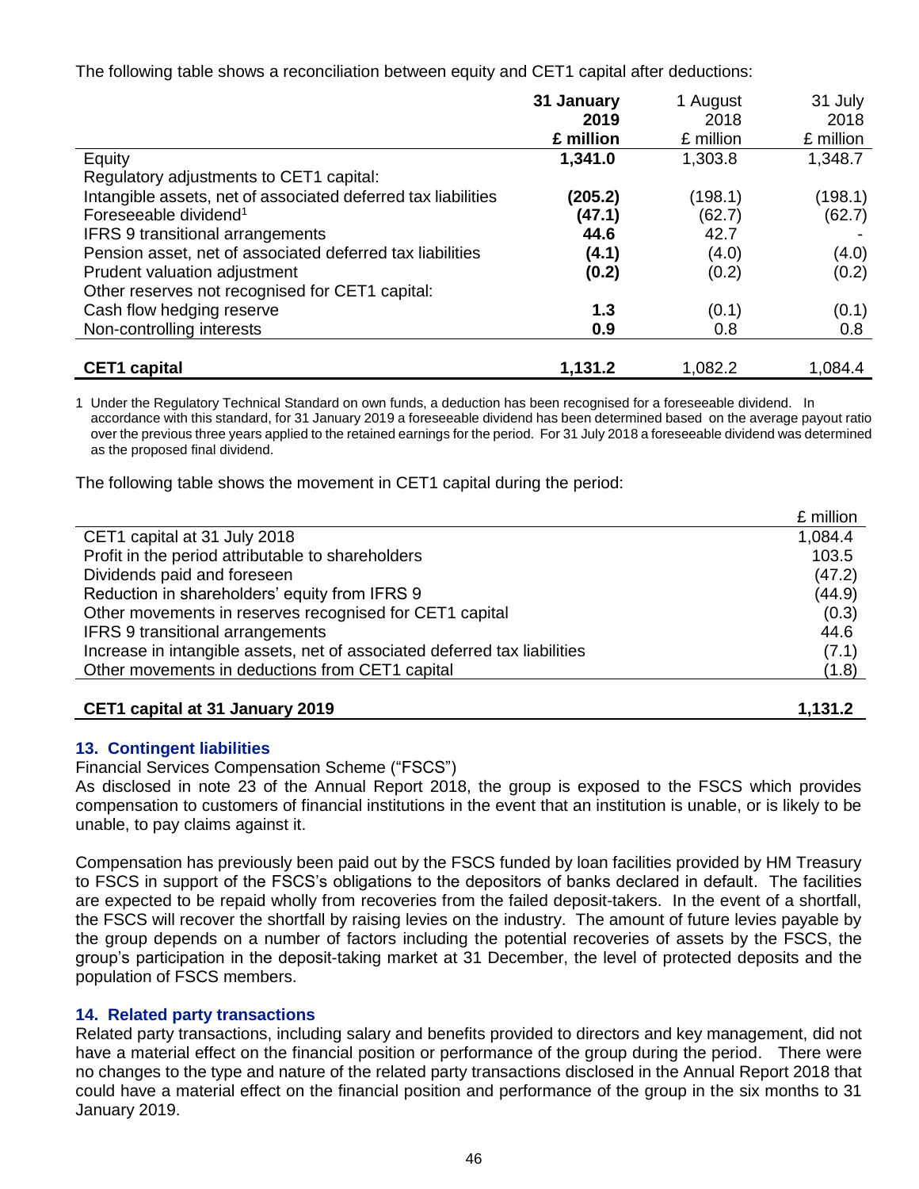The following table shows a reconciliation between equity and CET1 capital after deductions:

| | **31 January 2019 £ million** | 1 August 2018 £ million | 31 July 2018 £ million |
|---|---|---|---|
| Equity | **1,341.0** | 1,303.8 | 1,348.7 |
| Regulatory adjustments to CET1 capital: | | | |
| Intangible assets, net of associated deferred tax liabilities | **(205.2)** | (198.1) | (198.1) |
| Foreseeable dividend[1] | **(47.1)** | (62.7) | (62.7) |
| IFRS 9 transitional arrangements | **44.6** | 42.7 | - |
| Pension asset, net of associated deferred tax liabilities | **(4.1)** | (4.0) | (4.0) |
| Prudent valuation adjustment | **(0.2)** | (0.2) | (0.2) |
| Other reserves not recognised for CET1 capital: | | | |
| Cash flow hedging reserve | **1.3** | (0.1) | (0.1) |
| Non-controlling interests | **0.9** | 0.8 | 0.8 |
| **CET1 capital** | **1,131.2** | 1,082.2 | 1,084.4 |

1 Under the Regulatory Technical Standard on own funds, a deduction has been recognised for a foreseeable dividend. In accordance with this standard, for 31 January 2019 a foreseeable dividend has been determined based on the average payout ratio over the previous three years applied to the retained earnings for the period. For 31 July 2018 a foreseeable dividend was determined as the proposed final dividend.

The following table shows the movement in CET1 capital during the period:

| | £ million |
|---|---|
| CET1 capital at 31 July 2018 | 1,084.4 |
| Profit in the period attributable to shareholders | 103.5 |
| Dividends paid and foreseen | (47.2) |
| Reduction in shareholders' equity from IFRS 9 | (44.9) |
| Other movements in reserves recognised for CET1 capital | (0.3) |
| IFRS 9 transitional arrangements | 44.6 |
| Increase in intangible assets, net of associated deferred tax liabilities | (7.1) |
| Other movements in deductions from CET1 capital | (1.8) |
| **CET1 capital at 31 January 2019** | **1,131.2** |

## 13. Contingent liabilities

Financial Services Compensation Scheme ("FSCS")

As disclosed in note 23 of the Annual Report 2018, the group is exposed to the FSCS which provides compensation to customers of financial institutions in the event that an institution is unable, or is likely to be unable, to pay claims against it.

Compensation has previously been paid out by the FSCS funded by loan facilities provided by HM Treasury to FSCS in support of the FSCS's obligations to the depositors of banks declared in default. The facilities are expected to be repaid wholly from recoveries from the failed deposit-takers. In the event of a shortfall, the FSCS will recover the shortfall by raising levies on the industry. The amount of future levies payable by the group depends on a number of factors including the potential recoveries of assets by the FSCS, the group's participation in the deposit-taking market at 31 December, the level of protected deposits and the population of FSCS members.

## 14. Related party transactions

Related party transactions, including salary and benefits provided to directors and key management, did not have a material effect on the financial position or performance of the group during the period. There were no changes to the type and nature of the related party transactions disclosed in the Annual Report 2018 that could have a material effect on the financial position and performance of the group in the six months to 31 January 2019.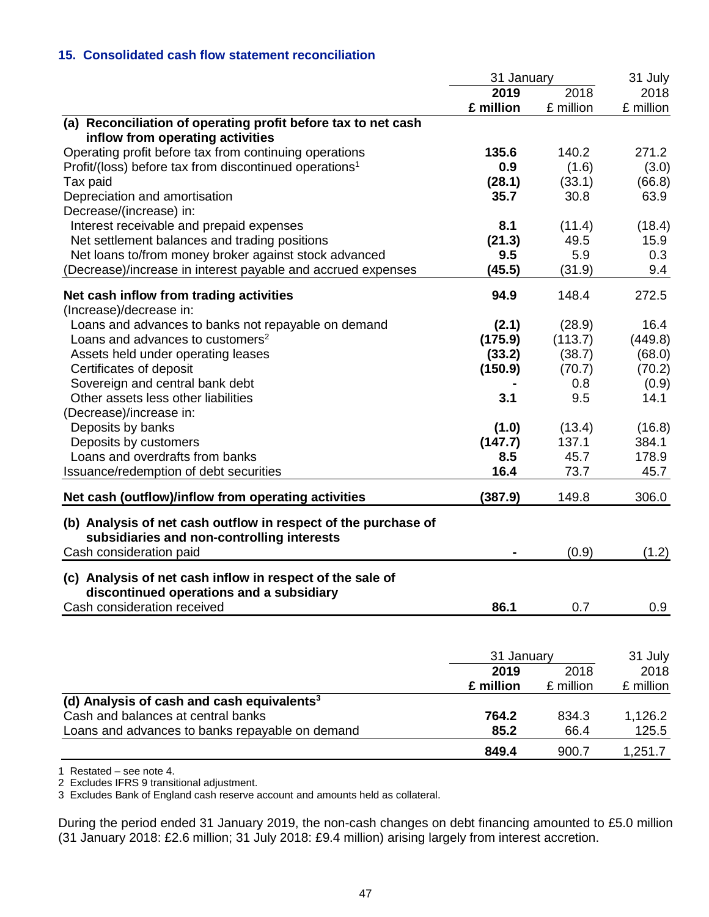### 15. Consolidated cash flow statement reconciliation

| | 31 January 2019 £ million | 31 January 2018 £ million | 31 July 2018 £ million |
|---|---|---|---|
| **(a) Reconciliation of operating profit before tax to net cash inflow from operating activities** | | | |
| Operating profit before tax from continuing operations | **135.6** | 140.2 | 271.2 |
| Profit/(loss) before tax from discontinued operations[1] | **0.9** | (1.6) | (3.0) |
| Tax paid | **(28.1)** | (33.1) | (66.8) |
| Depreciation and amortisation | **35.7** | 30.8 | 63.9 |
| Decrease/(increase) in: | | | |
| Interest receivable and prepaid expenses | **8.1** | (11.4) | (18.4) |
| Net settlement balances and trading positions | **(21.3)** | 49.5 | 15.9 |
| Net loans to/from money broker against stock advanced | **9.5** | 5.9 | 0.3 |
| (Decrease)/increase in interest payable and accrued expenses | **(45.5)** | (31.9) | 9.4 |
| **Net cash inflow from trading activities** | **94.9** | 148.4 | 272.5 |
| (Increase)/decrease in: | | | |
| Loans and advances to banks not repayable on demand | **(2.1)** | (28.9) | 16.4 |
| Loans and advances to customers[2] | **(175.9)** | (113.7) | (449.8) |
| Assets held under operating leases | **(33.2)** | (38.7) | (68.0) |
| Certificates of deposit | **(150.9)** | (70.7) | (70.2) |
| Sovereign and central bank debt | **-** | 0.8 | (0.9) |
| Other assets less other liabilities | **3.1** | 9.5 | 14.1 |
| (Decrease)/increase in: | | | |
| Deposits by banks | **(1.0)** | (13.4) | (16.8) |
| Deposits by customers | **(147.7)** | 137.1 | 384.1 |
| Loans and overdrafts from banks | **8.5** | 45.7 | 178.9 |
| Issuance/redemption of debt securities | **16.4** | 73.7 | 45.7 |
| **Net cash (outflow)/inflow from operating activities** | **(387.9)** | 149.8 | 306.0 |
| **(b) Analysis of net cash outflow in respect of the purchase of subsidiaries and non-controlling interests** | | | |
| Cash consideration paid | **-** | (0.9) | (1.2) |
| **(c) Analysis of net cash inflow in respect of the sale of discontinued operations and a subsidiary** | | | |
| Cash consideration received | **86.1** | 0.7 | 0.9 |

| | 31 January 2019 £ million | 31 January 2018 £ million | 31 July 2018 £ million |
|---|---|---|---|
| **(d) Analysis of cash and cash equivalents[3]** | | | |
| Cash and balances at central banks | **764.2** | 834.3 | 1,126.2 |
| Loans and advances to banks repayable on demand | **85.2** | 66.4 | 125.5 |
| | **849.4** | 900.7 | 1,251.7 |

1 Restated – see note 4.
2 Excludes IFRS 9 transitional adjustment.
3 Excludes Bank of England cash reserve account and amounts held as collateral.

During the period ended 31 January 2019, the non-cash changes on debt financing amounted to £5.0 million (31 January 2018: £2.6 million; 31 July 2018: £9.4 million) arising largely from interest accretion.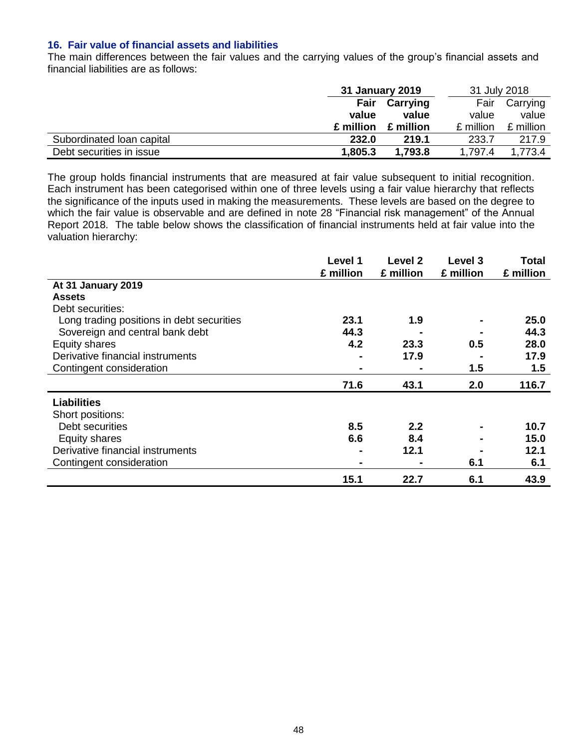## 16. Fair value of financial assets and liabilities

The main differences between the fair values and the carrying values of the group's financial assets and financial liabilities are as follows:

| | **31 January 2019** | | 31 July 2018 | |
|---|---|---|---|---|
| | **Fair value £ million** | **Carrying value £ million** | Fair value £ million | Carrying value £ million |
| Subordinated loan capital | **232.0** | **219.1** | 233.7 | 217.9 |
| Debt securities in issue | **1,805.3** | **1,793.8** | 1,797.4 | 1,773.4 |

The group holds financial instruments that are measured at fair value subsequent to initial recognition. Each instrument has been categorised within one of three levels using a fair value hierarchy that reflects the significance of the inputs used in making the measurements. These levels are based on the degree to which the fair value is observable and are defined in note 28 "Financial risk management" of the Annual Report 2018. The table below shows the classification of financial instruments held at fair value into the valuation hierarchy:

| | **Level 1 £ million** | **Level 2 £ million** | **Level 3 £ million** | **Total £ million** |
|---|---|---|---|---|
| **At 31 January 2019** | | | | |
| **Assets** | | | | |
| Debt securities: | | | | |
| Long trading positions in debt securities | **23.1** | **1.9** | **-** | **25.0** |
| Sovereign and central bank debt | **44.3** | **-** | **-** | **44.3** |
| Equity shares | **4.2** | **23.3** | **0.5** | **28.0** |
| Derivative financial instruments | **-** | **17.9** | **-** | **17.9** |
| Contingent consideration | **-** | **-** | **1.5** | **1.5** |
| | **71.6** | **43.1** | **2.0** | **116.7** |
| **Liabilities** | | | | |
| Short positions: | | | | |
| Debt securities | **8.5** | **2.2** | **-** | **10.7** |
| Equity shares | **6.6** | **8.4** | **-** | **15.0** |
| Derivative financial instruments | **-** | **12.1** | **-** | **12.1** |
| Contingent consideration | **-** | **-** | **6.1** | **6.1** |
| | **15.1** | **22.7** | **6.1** | **43.9** |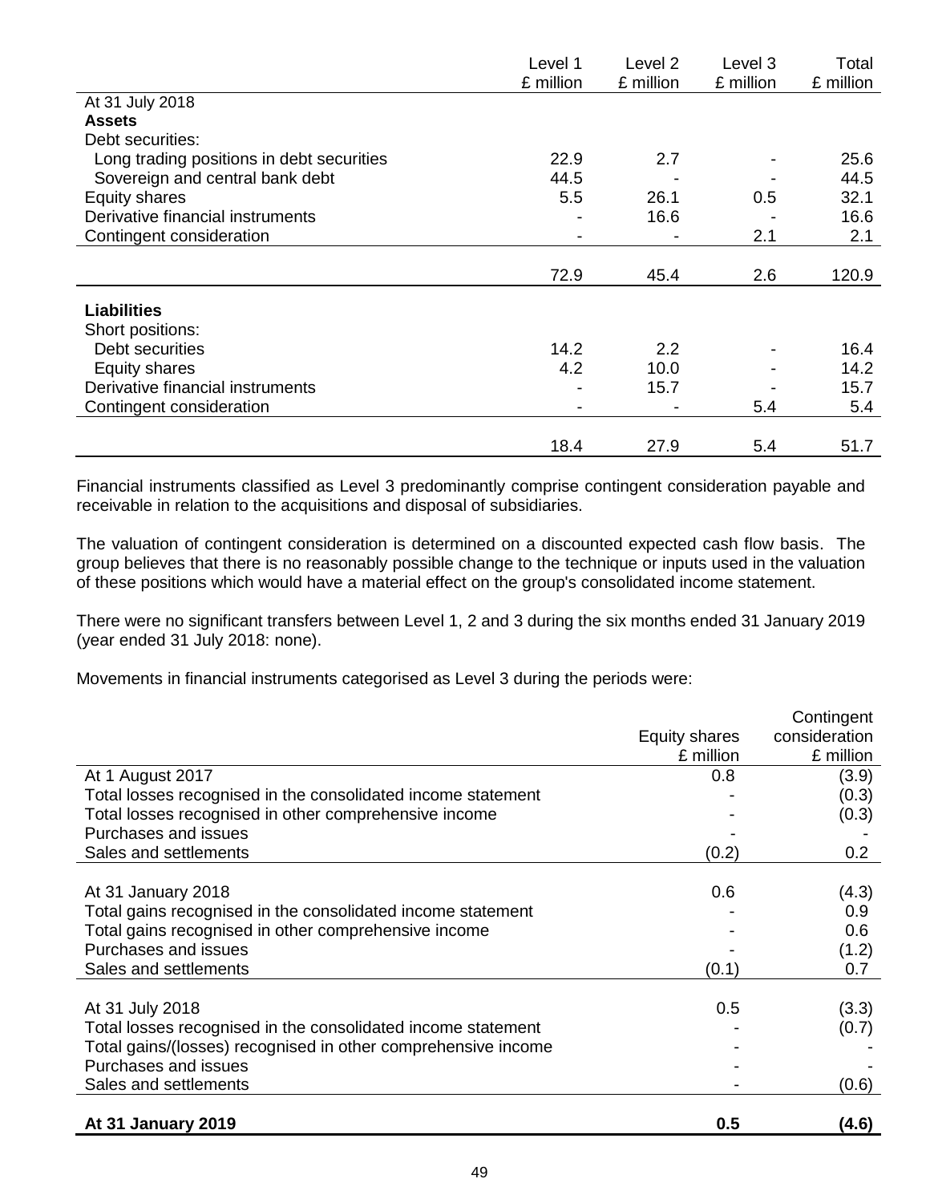| | Level 1<br>£ million | Level 2<br>£ million | Level 3<br>£ million | Total<br>£ million |
|---|---|---|---|---|
| At 31 July 2018 | | | | |
| **Assets** | | | | |
| Debt securities: | | | | |
| Long trading positions in debt securities | 22.9 | 2.7 | - | 25.6 |
| Sovereign and central bank debt | 44.5 | - | - | 44.5 |
| Equity shares | 5.5 | 26.1 | 0.5 | 32.1 |
| Derivative financial instruments | - | 16.6 | - | 16.6 |
| Contingent consideration | - | - | 2.1 | 2.1 |
| | 72.9 | 45.4 | 2.6 | 120.9 |
| **Liabilities** | | | | |
| Short positions: | | | | |
| Debt securities | 14.2 | 2.2 | - | 16.4 |
| Equity shares | 4.2 | 10.0 | - | 14.2 |
| Derivative financial instruments | - | 15.7 | - | 15.7 |
| Contingent consideration | - | - | 5.4 | 5.4 |
| | 18.4 | 27.9 | 5.4 | 51.7 |

Financial instruments classified as Level 3 predominantly comprise contingent consideration payable and receivable in relation to the acquisitions and disposal of subsidiaries.

The valuation of contingent consideration is determined on a discounted expected cash flow basis. The group believes that there is no reasonably possible change to the technique or inputs used in the valuation of these positions which would have a material effect on the group's consolidated income statement.

There were no significant transfers between Level 1, 2 and 3 during the six months ended 31 January 2019 (year ended 31 July 2018: none).

Movements in financial instruments categorised as Level 3 during the periods were:

| | Equity shares<br>£ million | Contingent consideration<br>£ million |
|---|---|---|
| At 1 August 2017 | 0.8 | (3.9) |
| Total losses recognised in the consolidated income statement | - | (0.3) |
| Total losses recognised in other comprehensive income | - | (0.3) |
| Purchases and issues | - | - |
| Sales and settlements | (0.2) | 0.2 |
| At 31 January 2018 | 0.6 | (4.3) |
| Total gains recognised in the consolidated income statement | - | 0.9 |
| Total gains recognised in other comprehensive income | - | 0.6 |
| Purchases and issues | - | (1.2) |
| Sales and settlements | (0.1) | 0.7 |
| At 31 July 2018 | 0.5 | (3.3) |
| Total losses recognised in the consolidated income statement | - | (0.7) |
| Total gains/(losses) recognised in other comprehensive income | - | - |
| Purchases and issues | - | - |
| Sales and settlements | - | (0.6) |
| **At 31 January 2019** | **0.5** | **(4.6)** |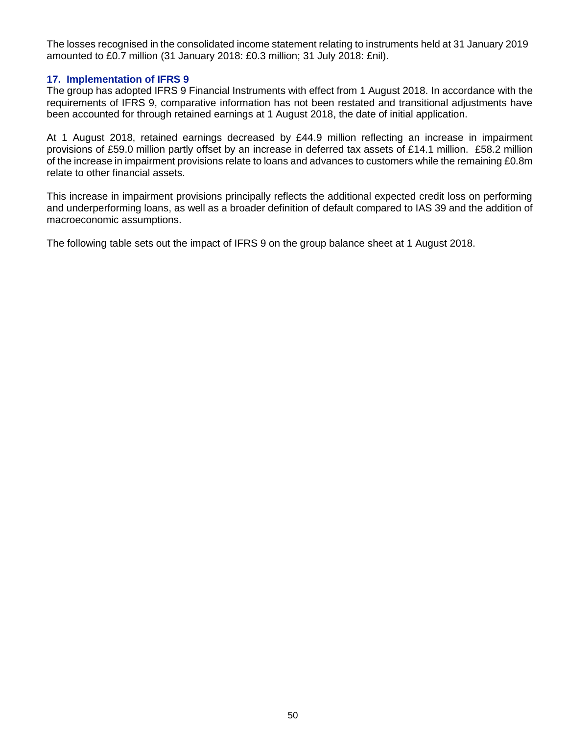The losses recognised in the consolidated income statement relating to instruments held at 31 January 2019 amounted to £0.7 million (31 January 2018: £0.3 million; 31 July 2018: £nil).

## 17. Implementation of IFRS 9

The group has adopted IFRS 9 Financial Instruments with effect from 1 August 2018. In accordance with the requirements of IFRS 9, comparative information has not been restated and transitional adjustments have been accounted for through retained earnings at 1 August 2018, the date of initial application.

At 1 August 2018, retained earnings decreased by £44.9 million reflecting an increase in impairment provisions of £59.0 million partly offset by an increase in deferred tax assets of £14.1 million. £58.2 million of the increase in impairment provisions relate to loans and advances to customers while the remaining £0.8m relate to other financial assets.

This increase in impairment provisions principally reflects the additional expected credit loss on performing and underperforming loans, as well as a broader definition of default compared to IAS 39 and the addition of macroeconomic assumptions.

The following table sets out the impact of IFRS 9 on the group balance sheet at 1 August 2018.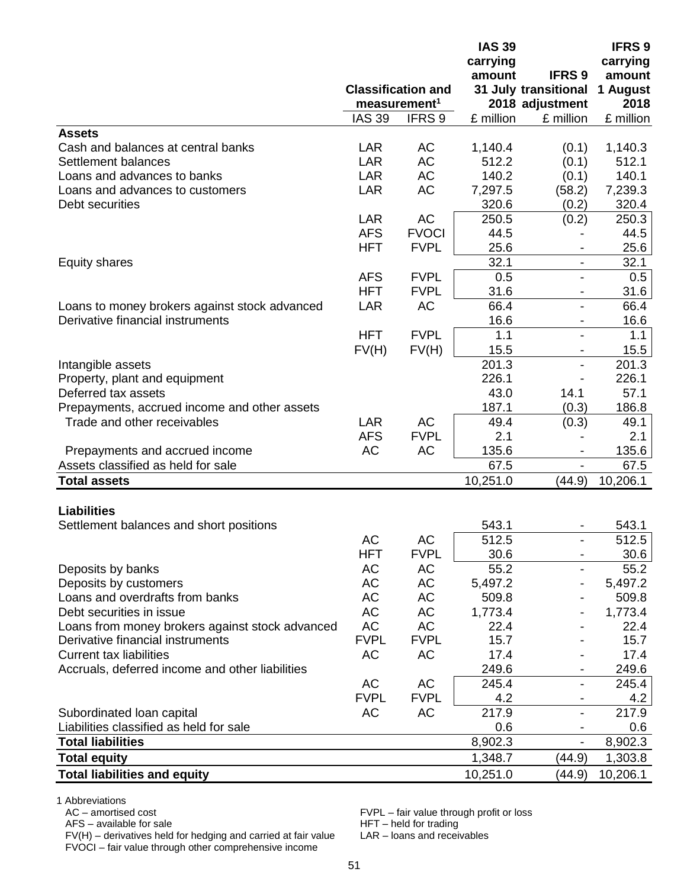| | Classification and measurement[1] | | IAS 39 carrying amount 31 July 2018 | IFRS 9 transitional adjustment | IFRS 9 carrying amount 1 August 2018 |
|---|---|---|---|---|---|
| | IAS 39 | IFRS 9 | £ million | £ million | £ million |
| **Assets** | | | | | |
| Cash and balances at central banks | LAR | AC | 1,140.4 | (0.1) | 1,140.3 |
| Settlement balances | LAR | AC | 512.2 | (0.1) | 512.1 |
| Loans and advances to banks | LAR | AC | 140.2 | (0.1) | 140.1 |
| Loans and advances to customers | LAR | AC | 7,297.5 | (58.2) | 7,239.3 |
| Debt securities | | | 320.6 | (0.2) | 320.4 |
| | LAR | AC | 250.5 | (0.2) | 250.3 |
| | AFS | FVOCI | 44.5 | - | 44.5 |
| | HFT | FVPL | 25.6 | - | 25.6 |
| Equity shares | | | 32.1 | - | 32.1 |
| | AFS | FVPL | 0.5 | - | 0.5 |
| | HFT | FVPL | 31.6 | - | 31.6 |
| Loans to money brokers against stock advanced | LAR | AC | 66.4 | - | 66.4 |
| Derivative financial instruments | | | 16.6 | - | 16.6 |
| | HFT | FVPL | 1.1 | - | 1.1 |
| | FV(H) | FV(H) | 15.5 | - | 15.5 |
| Intangible assets | | | 201.3 | - | 201.3 |
| Property, plant and equipment | | | 226.1 | - | 226.1 |
| Deferred tax assets | | | 43.0 | 14.1 | 57.1 |
| Prepayments, accrued income and other assets | | | 187.1 | (0.3) | 186.8 |
| Trade and other receivables | LAR | AC | 49.4 | (0.3) | 49.1 |
| | AFS | FVPL | 2.1 | - | 2.1 |
| Prepayments and accrued income | AC | AC | 135.6 | - | 135.6 |
| Assets classified as held for sale | | | 67.5 | - | 67.5 |
| **Total assets** | | | 10,251.0 | (44.9) | 10,206.1 |
| | | | | | |
| **Liabilities** | | | | | |
| Settlement balances and short positions | | | 543.1 | - | 543.1 |
| | AC | AC | 512.5 | - | 512.5 |
| | HFT | FVPL | 30.6 | - | 30.6 |
| Deposits by banks | AC | AC | 55.2 | - | 55.2 |
| Deposits by customers | AC | AC | 5,497.2 | - | 5,497.2 |
| Loans and overdrafts from banks | AC | AC | 509.8 | - | 509.8 |
| Debt securities in issue | AC | AC | 1,773.4 | - | 1,773.4 |
| Loans from money brokers against stock advanced | AC | AC | 22.4 | - | 22.4 |
| Derivative financial instruments | FVPL | FVPL | 15.7 | - | 15.7 |
| Current tax liabilities | AC | AC | 17.4 | - | 17.4 |
| Accruals, deferred income and other liabilities | | | 249.6 | - | 249.6 |
| | AC | AC | 245.4 | - | 245.4 |
| | FVPL | FVPL | 4.2 | - | 4.2 |
| Subordinated loan capital | AC | AC | 217.9 | - | 217.9 |
| Liabilities classified as held for sale | | | 0.6 | - | 0.6 |
| **Total liabilities** | | | 8,902.3 | - | 8,902.3 |
| **Total equity** | | | 1,348.7 | (44.9) | 1,303.8 |
| **Total liabilities and equity** | | | 10,251.0 | (44.9) | 10,206.1 |

1 Abbreviations
AC – amortised cost
AFS – available for sale
FV(H) – derivatives held for hedging and carried at fair value
FVOCI – fair value through other comprehensive income
FVPL – fair value through profit or loss
HFT – held for trading
LAR – loans and receivables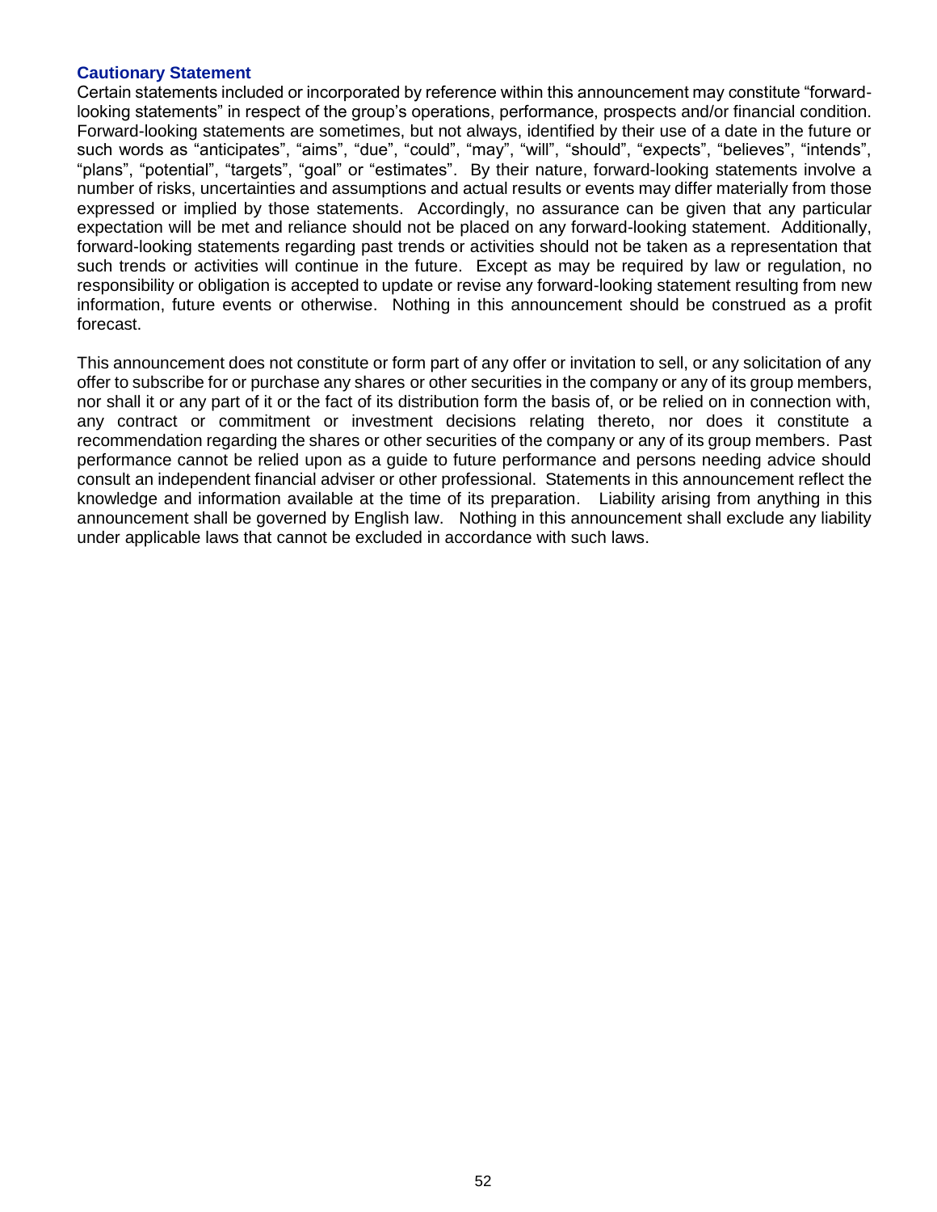## Cautionary Statement

Certain statements included or incorporated by reference within this announcement may constitute "forward-looking statements" in respect of the group's operations, performance, prospects and/or financial condition. Forward-looking statements are sometimes, but not always, identified by their use of a date in the future or such words as "anticipates", "aims", "due", "could", "may", "will", "should", "expects", "believes", "intends", "plans", "potential", "targets", "goal" or "estimates". By their nature, forward-looking statements involve a number of risks, uncertainties and assumptions and actual results or events may differ materially from those expressed or implied by those statements. Accordingly, no assurance can be given that any particular expectation will be met and reliance should not be placed on any forward-looking statement. Additionally, forward-looking statements regarding past trends or activities should not be taken as a representation that such trends or activities will continue in the future. Except as may be required by law or regulation, no responsibility or obligation is accepted to update or revise any forward-looking statement resulting from new information, future events or otherwise. Nothing in this announcement should be construed as a profit forecast.

This announcement does not constitute or form part of any offer or invitation to sell, or any solicitation of any offer to subscribe for or purchase any shares or other securities in the company or any of its group members, nor shall it or any part of it or the fact of its distribution form the basis of, or be relied on in connection with, any contract or commitment or investment decisions relating thereto, nor does it constitute a recommendation regarding the shares or other securities of the company or any of its group members. Past performance cannot be relied upon as a guide to future performance and persons needing advice should consult an independent financial adviser or other professional. Statements in this announcement reflect the knowledge and information available at the time of its preparation. Liability arising from anything in this announcement shall be governed by English law. Nothing in this announcement shall exclude any liability under applicable laws that cannot be excluded in accordance with such laws.